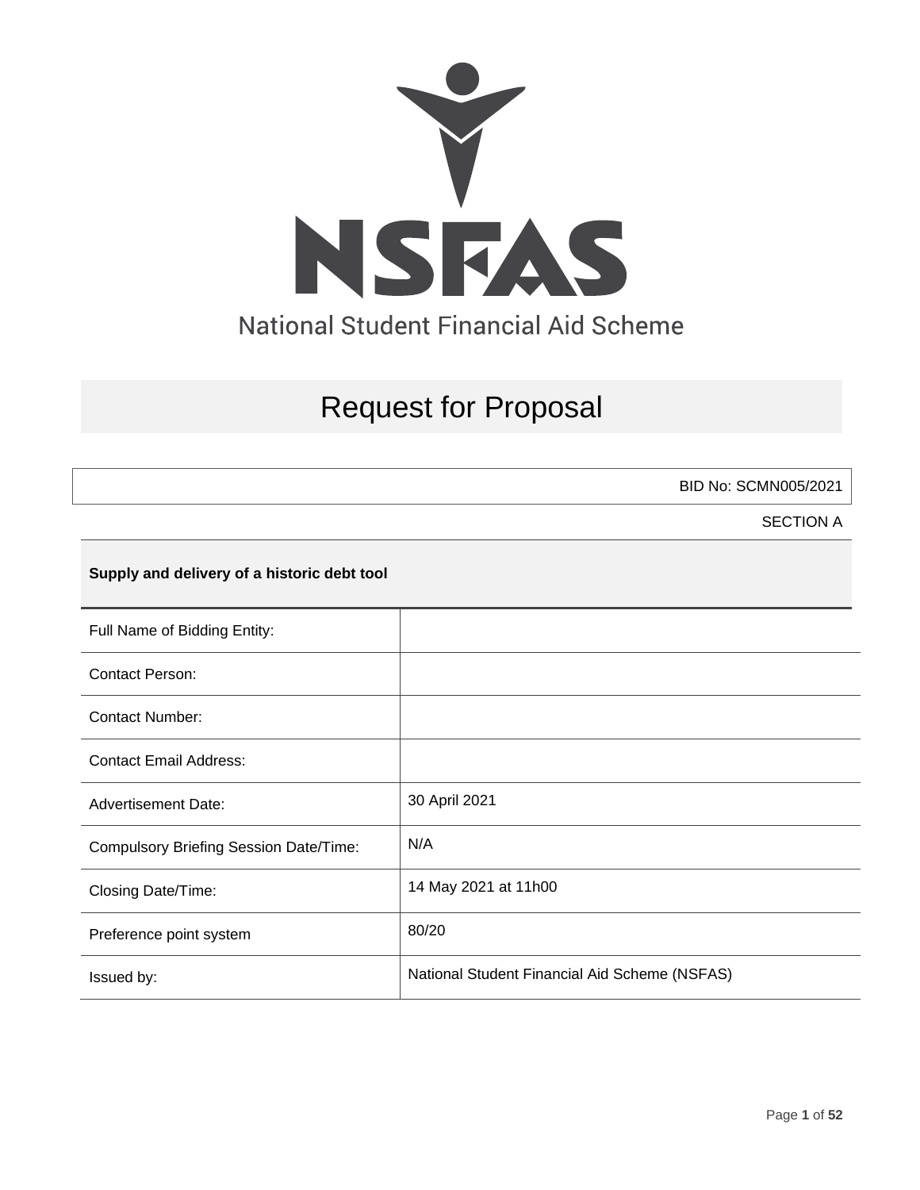NSFAS

National Student Financial Aid Scheme

# Request for Proposal

BID No: SCMN005/2021

SECTION A

**Supply and delivery of a historic debt tool**

| | |
|---|---|
| Full Name of Bidding Entity: | |
| Contact Person: | |
| Contact Number: | |
| Contact Email Address: | |
| Advertisement Date: | 30 April 2021 |
| Compulsory Briefing Session Date/Time: | N/A |
| Closing Date/Time: | 14 May 2021 at 11h00 |
| Preference point system | 80/20 |
| Issued by: | National Student Financial Aid Scheme (NSFAS) |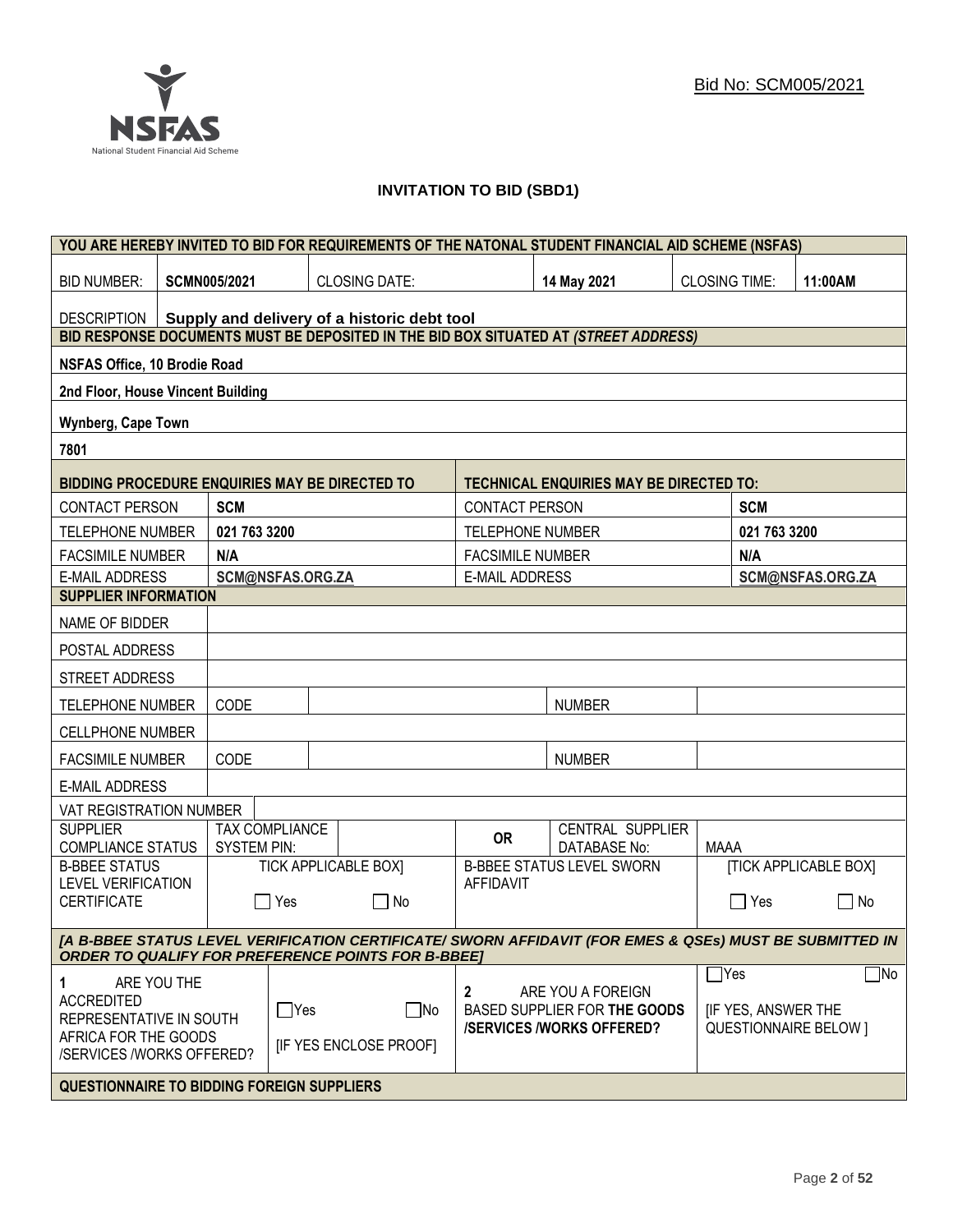Bid No: SCM005/2021

# INVITATION TO BID (SBD1)

| YOU ARE HEREBY INVITED TO BID FOR REQUIREMENTS OF THE NATONAL STUDENT FINANCIAL AID SCHEME (NSFAS) | | | | | |
|---|---|---|---|---|---|
| BID NUMBER: | **SCMN005/2021** | CLOSING DATE: | **14 May 2021** | CLOSING TIME: | **11:00AM** |
| DESCRIPTION | **Supply and delivery of a historic debt tool** | | | | |

| BID RESPONSE DOCUMENTS MUST BE DEPOSITED IN THE BID BOX SITUATED AT *(STREET ADDRESS)* |
|---|
| **NSFAS Office, 10 Brodie Road** |
| **2nd Floor, House Vincent Building** |
| **Wynberg, Cape Town** |
| **7801** |

| BIDDING PROCEDURE ENQUIRIES MAY BE DIRECTED TO | | TECHNICAL ENQUIRIES MAY BE DIRECTED TO: | |
|---|---|---|---|
| CONTACT PERSON | **SCM** | CONTACT PERSON | **SCM** |
| TELEPHONE NUMBER | **021 763 3200** | TELEPHONE NUMBER | **021 763 3200** |
| FACSIMILE NUMBER | **N/A** | FACSIMILE NUMBER | **N/A** |
| E-MAIL ADDRESS | **SCM@NSFAS.ORG.ZA** | E-MAIL ADDRESS | **SCM@NSFAS.ORG.ZA** |

| SUPPLIER INFORMATION | | | | | |
|---|---|---|---|---|---|
| NAME OF BIDDER | | | | | |
| POSTAL ADDRESS | | | | | |
| STREET ADDRESS | | | | | |
| TELEPHONE NUMBER | CODE | | | NUMBER | |
| CELLPHONE NUMBER | | | | | |
| FACSIMILE NUMBER | CODE | | | NUMBER | |
| E-MAIL ADDRESS | | | | | |
| VAT REGISTRATION NUMBER | | | | | |
| SUPPLIER COMPLIANCE STATUS | TAX COMPLIANCE SYSTEM PIN: | | OR | CENTRAL SUPPLIER DATABASE No: | MAAA |
| B-BBEE STATUS LEVEL VERIFICATION CERTIFICATE | TICK APPLICABLE BOX] ☐ Yes ☐ No | | B-BBEE STATUS LEVEL SWORN AFFIDAVIT | | [TICK APPLICABLE BOX] ☐ Yes ☐ No |

***[A B-BBEE STATUS LEVEL VERIFICATION CERTIFICATE/ SWORN AFFIDAVIT (FOR EMES & QSEs) MUST BE SUBMITTED IN ORDER TO QUALIFY FOR PREFERENCE POINTS FOR B-BBEE]***

| 1 ARE YOU THE ACCREDITED REPRESENTATIVE IN SOUTH AFRICA FOR THE GOODS /SERVICES /WORKS OFFERED? | ☐Yes ☐No [IF YES ENCLOSE PROOF] | 2 ARE YOU A FOREIGN BASED SUPPLIER FOR **THE GOODS /SERVICES /WORKS OFFERED?** | ☐Yes ☐No [IF YES, ANSWER THE QUESTIONNAIRE BELOW ] |
|---|---|---|---|

**QUESTIONNAIRE TO BIDDING FOREIGN SUPPLIERS**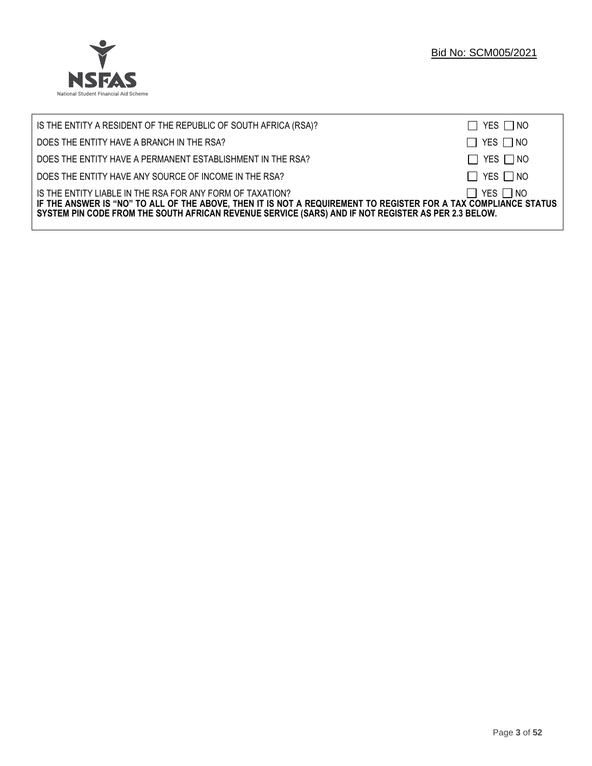| | |
|---|---|
| IS THE ENTITY A RESIDENT OF THE REPUBLIC OF SOUTH AFRICA (RSA)? | ☐ YES ☐ NO |
| DOES THE ENTITY HAVE A BRANCH IN THE RSA? | ☐ YES ☐ NO |
| DOES THE ENTITY HAVE A PERMANENT ESTABLISHMENT IN THE RSA? | ☐ YES ☐ NO |
| DOES THE ENTITY HAVE ANY SOURCE OF INCOME IN THE RSA? | ☐ YES ☐ NO |
| IS THE ENTITY LIABLE IN THE RSA FOR ANY FORM OF TAXATION? | ☐ YES ☐ NO |

**IF THE ANSWER IS "NO" TO ALL OF THE ABOVE, THEN IT IS NOT A REQUIREMENT TO REGISTER FOR A TAX COMPLIANCE STATUS SYSTEM PIN CODE FROM THE SOUTH AFRICAN REVENUE SERVICE (SARS) AND IF NOT REGISTER AS PER 2.3 BELOW.**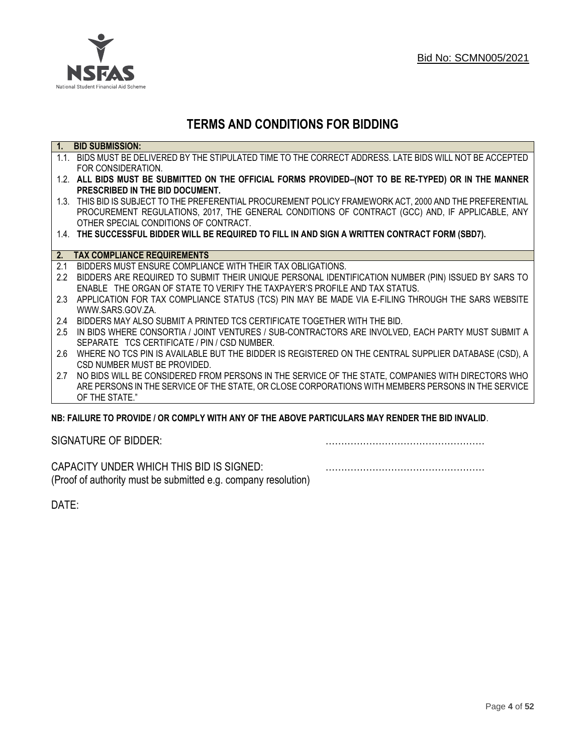Bid No: SCMN005/2021

# TERMS AND CONDITIONS FOR BIDDING

**1. BID SUBMISSION:**

1.1. BIDS MUST BE DELIVERED BY THE STIPULATED TIME TO THE CORRECT ADDRESS. LATE BIDS WILL NOT BE ACCEPTED FOR CONSIDERATION.

1.2. **ALL BIDS MUST BE SUBMITTED ON THE OFFICIAL FORMS PROVIDED–(NOT TO BE RE-TYPED) OR IN THE MANNER PRESCRIBED IN THE BID DOCUMENT.**

1.3. THIS BID IS SUBJECT TO THE PREFERENTIAL PROCUREMENT POLICY FRAMEWORK ACT, 2000 AND THE PREFERENTIAL PROCUREMENT REGULATIONS, 2017, THE GENERAL CONDITIONS OF CONTRACT (GCC) AND, IF APPLICABLE, ANY OTHER SPECIAL CONDITIONS OF CONTRACT.

1.4. **THE SUCCESSFUL BIDDER WILL BE REQUIRED TO FILL IN AND SIGN A WRITTEN CONTRACT FORM (SBD7).**

**2. TAX COMPLIANCE REQUIREMENTS**

2.1 BIDDERS MUST ENSURE COMPLIANCE WITH THEIR TAX OBLIGATIONS.

2.2 BIDDERS ARE REQUIRED TO SUBMIT THEIR UNIQUE PERSONAL IDENTIFICATION NUMBER (PIN) ISSUED BY SARS TO ENABLE THE ORGAN OF STATE TO VERIFY THE TAXPAYER'S PROFILE AND TAX STATUS.

2.3 APPLICATION FOR TAX COMPLIANCE STATUS (TCS) PIN MAY BE MADE VIA E-FILING THROUGH THE SARS WEBSITE WWW.SARS.GOV.ZA.

2.4 BIDDERS MAY ALSO SUBMIT A PRINTED TCS CERTIFICATE TOGETHER WITH THE BID.

2.5 IN BIDS WHERE CONSORTIA / JOINT VENTURES / SUB-CONTRACTORS ARE INVOLVED, EACH PARTY MUST SUBMIT A SEPARATE TCS CERTIFICATE / PIN / CSD NUMBER.

2.6 WHERE NO TCS PIN IS AVAILABLE BUT THE BIDDER IS REGISTERED ON THE CENTRAL SUPPLIER DATABASE (CSD), A CSD NUMBER MUST BE PROVIDED.

2.7 NO BIDS WILL BE CONSIDERED FROM PERSONS IN THE SERVICE OF THE STATE, COMPANIES WITH DIRECTORS WHO ARE PERSONS IN THE SERVICE OF THE STATE, OR CLOSE CORPORATIONS WITH MEMBERS PERSONS IN THE SERVICE OF THE STATE."

**NB: FAILURE TO PROVIDE / OR COMPLY WITH ANY OF THE ABOVE PARTICULARS MAY RENDER THE BID INVALID**.

SIGNATURE OF BIDDER: ……………………………………………

CAPACITY UNDER WHICH THIS BID IS SIGNED: ……………………………………………
(Proof of authority must be submitted e.g. company resolution)

DATE: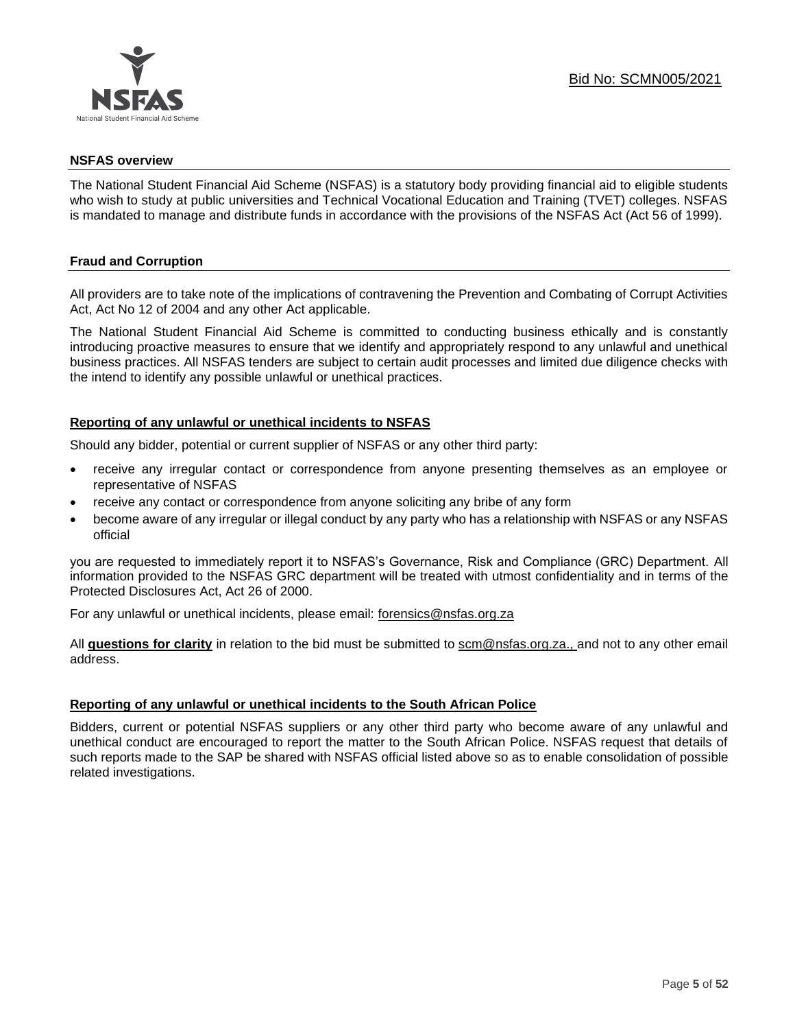## NSFAS overview

The National Student Financial Aid Scheme (NSFAS) is a statutory body providing financial aid to eligible students who wish to study at public universities and Technical Vocational Education and Training (TVET) colleges. NSFAS is mandated to manage and distribute funds in accordance with the provisions of the NSFAS Act (Act 56 of 1999).

## Fraud and Corruption

All providers are to take note of the implications of contravening the Prevention and Combating of Corrupt Activities Act, Act No 12 of 2004 and any other Act applicable.

The National Student Financial Aid Scheme is committed to conducting business ethically and is constantly introducing proactive measures to ensure that we identify and appropriately respond to any unlawful and unethical business practices. All NSFAS tenders are subject to certain audit processes and limited due diligence checks with the intend to identify any possible unlawful or unethical practices.

### Reporting of any unlawful or unethical incidents to NSFAS

Should any bidder, potential or current supplier of NSFAS or any other third party:

- receive any irregular contact or correspondence from anyone presenting themselves as an employee or representative of NSFAS
- receive any contact or correspondence from anyone soliciting any bribe of any form
- become aware of any irregular or illegal conduct by any party who has a relationship with NSFAS or any NSFAS official

you are requested to immediately report it to NSFAS's Governance, Risk and Compliance (GRC) Department. All information provided to the NSFAS GRC department will be treated with utmost confidentiality and in terms of the Protected Disclosures Act, Act 26 of 2000.

For any unlawful or unethical incidents, please email: forensics@nsfas.org.za

All **questions for clarity** in relation to the bid must be submitted to scm@nsfas.org.za., and not to any other email address.

### Reporting of any unlawful or unethical incidents to the South African Police

Bidders, current or potential NSFAS suppliers or any other third party who become aware of any unlawful and unethical conduct are encouraged to report the matter to the South African Police. NSFAS request that details of such reports made to the SAP be shared with NSFAS official listed above so as to enable consolidation of possible related investigations.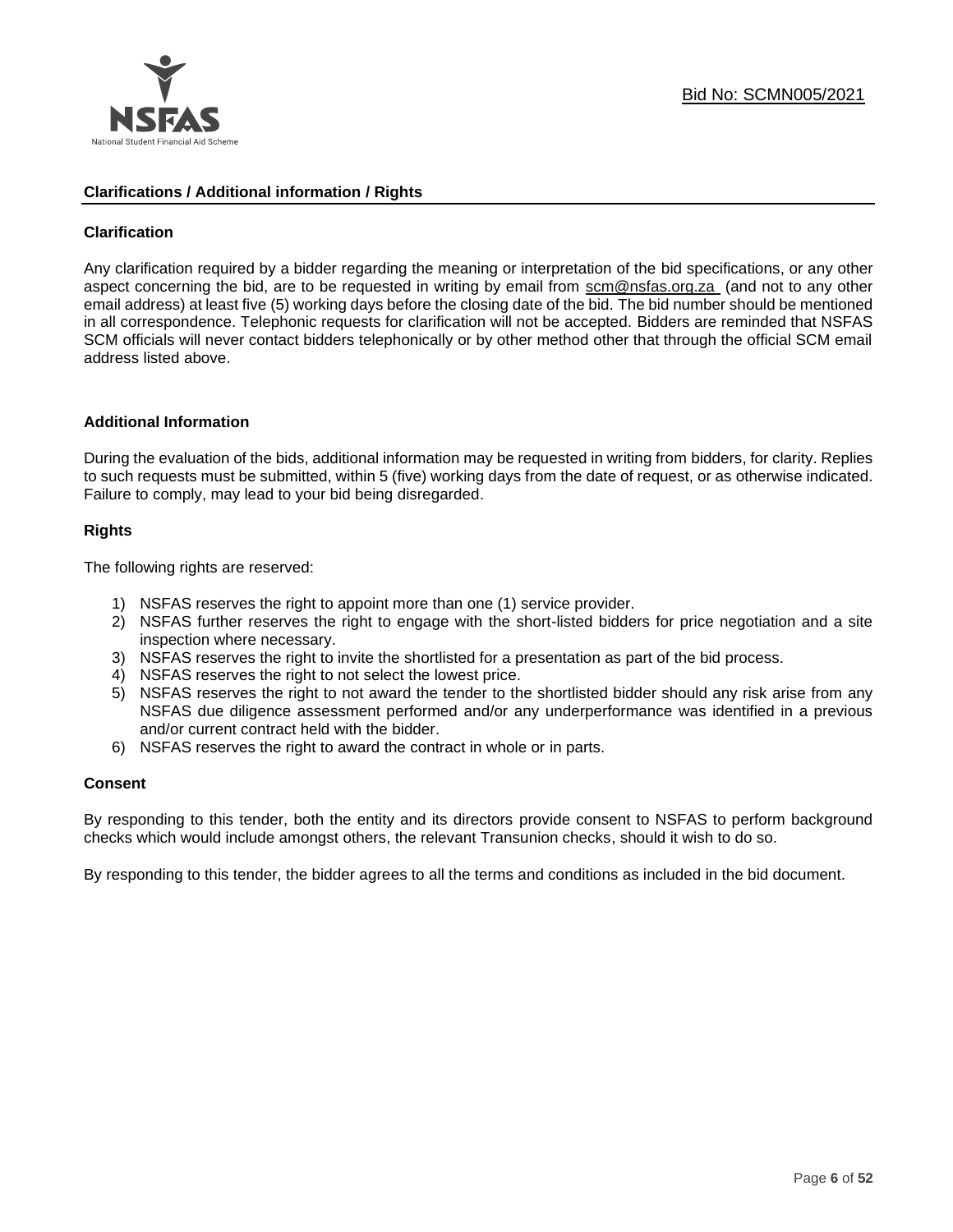## Clarifications / Additional information / Rights

### Clarification

Any clarification required by a bidder regarding the meaning or interpretation of the bid specifications, or any other aspect concerning the bid, are to be requested in writing by email from scm@nsfas.org.za (and not to any other email address) at least five (5) working days before the closing date of the bid. The bid number should be mentioned in all correspondence. Telephonic requests for clarification will not be accepted. Bidders are reminded that NSFAS SCM officials will never contact bidders telephonically or by other method other that through the official SCM email address listed above.

### Additional Information

During the evaluation of the bids, additional information may be requested in writing from bidders, for clarity. Replies to such requests must be submitted, within 5 (five) working days from the date of request, or as otherwise indicated. Failure to comply, may lead to your bid being disregarded.

### Rights

The following rights are reserved:

1) NSFAS reserves the right to appoint more than one (1) service provider.
2) NSFAS further reserves the right to engage with the short-listed bidders for price negotiation and a site inspection where necessary.
3) NSFAS reserves the right to invite the shortlisted for a presentation as part of the bid process.
4) NSFAS reserves the right to not select the lowest price.
5) NSFAS reserves the right to not award the tender to the shortlisted bidder should any risk arise from any NSFAS due diligence assessment performed and/or any underperformance was identified in a previous and/or current contract held with the bidder.
6) NSFAS reserves the right to award the contract in whole or in parts.

### Consent

By responding to this tender, both the entity and its directors provide consent to NSFAS to perform background checks which would include amongst others, the relevant Transunion checks, should it wish to do so.

By responding to this tender, the bidder agrees to all the terms and conditions as included in the bid document.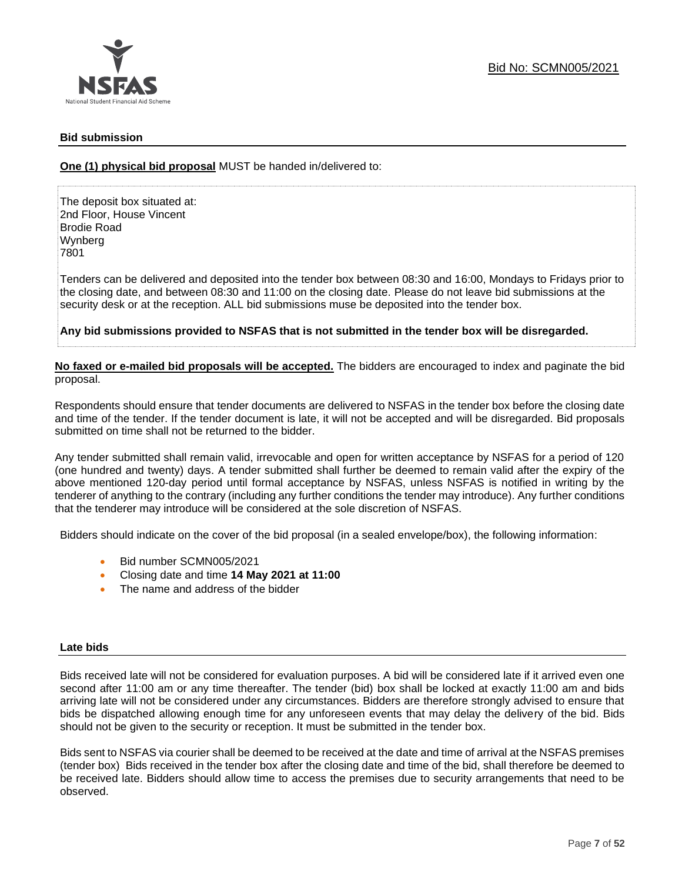## Bid submission

**One (1) physical bid proposal** MUST be handed in/delivered to:

The deposit box situated at:
2nd Floor, House Vincent
Brodie Road
Wynberg
7801

Tenders can be delivered and deposited into the tender box between 08:30 and 16:00, Mondays to Fridays prior to the closing date, and between 08:30 and 11:00 on the closing date. Please do not leave bid submissions at the security desk or at the reception. ALL bid submissions muse be deposited into the tender box.

**Any bid submissions provided to NSFAS that is not submitted in the tender box will be disregarded.**

**No faxed or e-mailed bid proposals will be accepted.** The bidders are encouraged to index and paginate the bid proposal.

Respondents should ensure that tender documents are delivered to NSFAS in the tender box before the closing date and time of the tender. If the tender document is late, it will not be accepted and will be disregarded. Bid proposals submitted on time shall not be returned to the bidder.

Any tender submitted shall remain valid, irrevocable and open for written acceptance by NSFAS for a period of 120 (one hundred and twenty) days. A tender submitted shall further be deemed to remain valid after the expiry of the above mentioned 120-day period until formal acceptance by NSFAS, unless NSFAS is notified in writing by the tenderer of anything to the contrary (including any further conditions the tender may introduce). Any further conditions that the tenderer may introduce will be considered at the sole discretion of NSFAS.

Bidders should indicate on the cover of the bid proposal (in a sealed envelope/box), the following information:

- Bid number SCMN005/2021
- Closing date and time **14 May 2021 at 11:00**
- The name and address of the bidder

## Late bids

Bids received late will not be considered for evaluation purposes. A bid will be considered late if it arrived even one second after 11:00 am or any time thereafter. The tender (bid) box shall be locked at exactly 11:00 am and bids arriving late will not be considered under any circumstances. Bidders are therefore strongly advised to ensure that bids be dispatched allowing enough time for any unforeseen events that may delay the delivery of the bid. Bids should not be given to the security or reception. It must be submitted in the tender box.

Bids sent to NSFAS via courier shall be deemed to be received at the date and time of arrival at the NSFAS premises (tender box) Bids received in the tender box after the closing date and time of the bid, shall therefore be deemed to be received late. Bidders should allow time to access the premises due to security arrangements that need to be observed.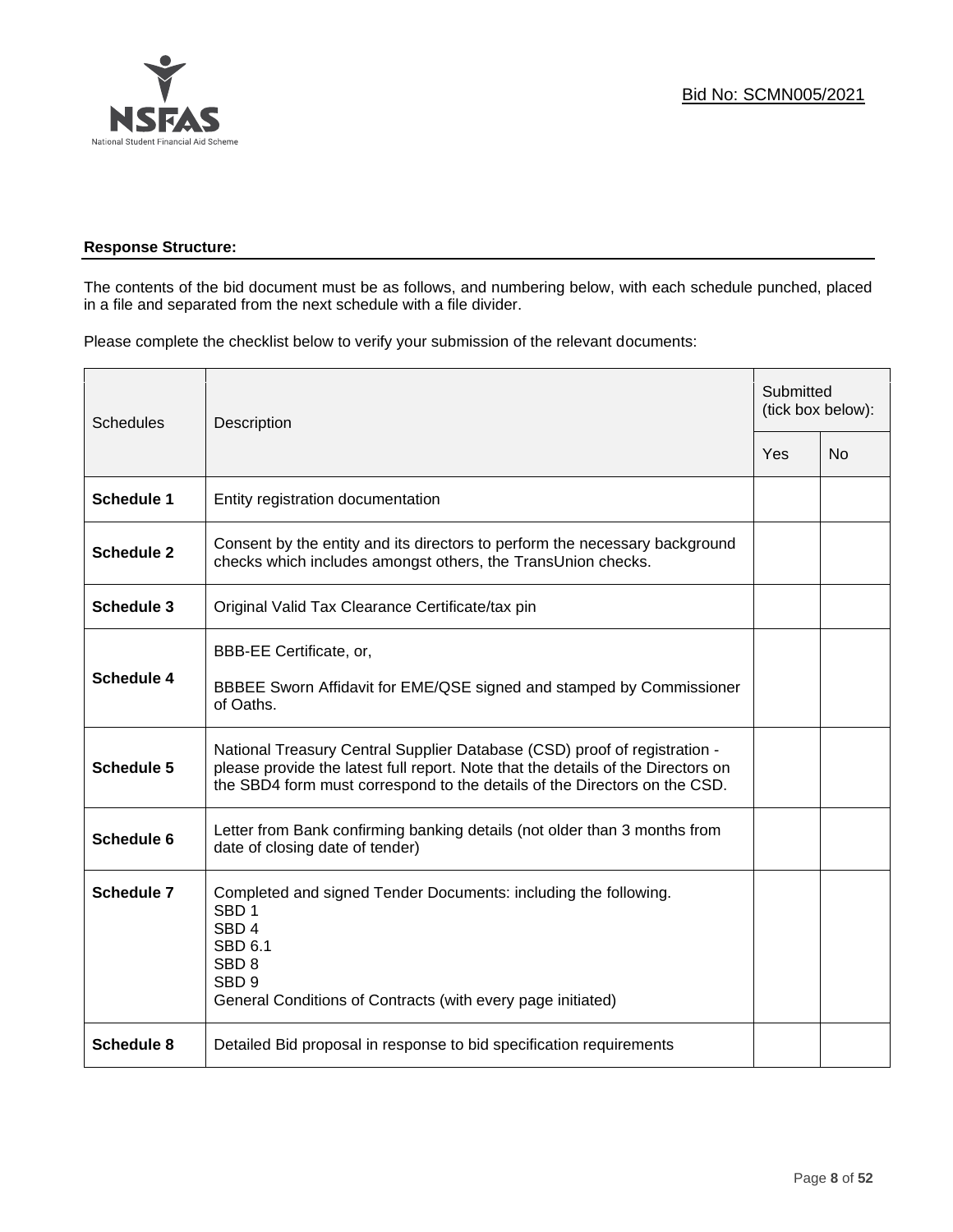Bid No: SCMN005/2021

**Response Structure:**

The contents of the bid document must be as follows, and numbering below, with each schedule punched, placed in a file and separated from the next schedule with a file divider.

Please complete the checklist below to verify your submission of the relevant documents:

| Schedules | Description | Submitted (tick box below): | |
|---|---|---|---|
| | | Yes | No |
| **Schedule 1** | Entity registration documentation | | |
| **Schedule 2** | Consent by the entity and its directors to perform the necessary background checks which includes amongst others, the TransUnion checks. | | |
| **Schedule 3** | Original Valid Tax Clearance Certificate/tax pin | | |
| **Schedule 4** | BBB-EE Certificate, or,<br><br>BBBEE Sworn Affidavit for EME/QSE signed and stamped by Commissioner of Oaths. | | |
| **Schedule 5** | National Treasury Central Supplier Database (CSD) proof of registration - please provide the latest full report. Note that the details of the Directors on the SBD4 form must correspond to the details of the Directors on the CSD. | | |
| **Schedule 6** | Letter from Bank confirming banking details (not older than 3 months from date of closing date of tender) | | |
| **Schedule 7** | Completed and signed Tender Documents: including the following.<br>SBD 1<br>SBD 4<br>SBD 6.1<br>SBD 8<br>SBD 9<br>General Conditions of Contracts (with every page initiated) | | |
| **Schedule 8** | Detailed Bid proposal in response to bid specification requirements | | |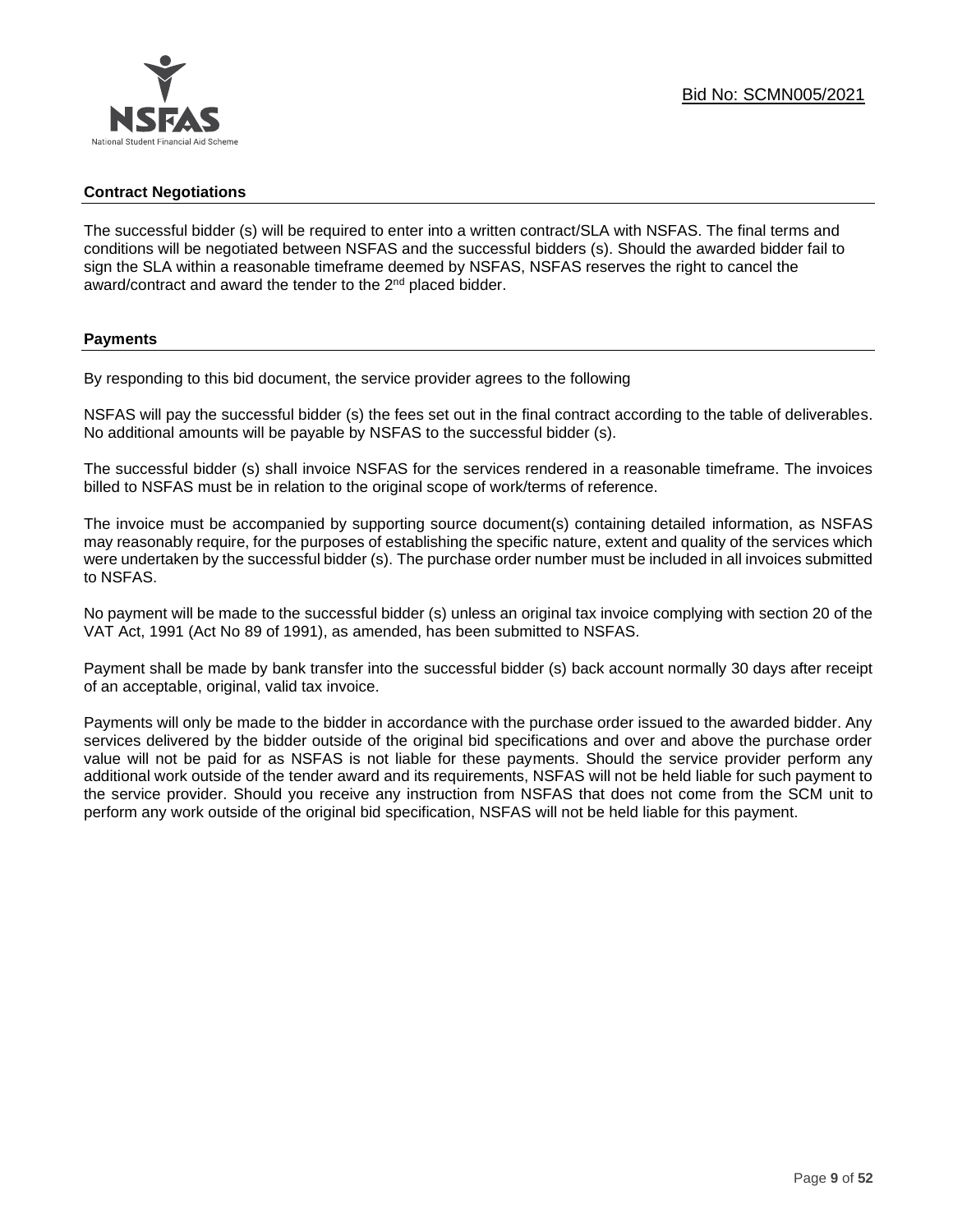## Contract Negotiations

The successful bidder (s) will be required to enter into a written contract/SLA with NSFAS. The final terms and conditions will be negotiated between NSFAS and the successful bidders (s). Should the awarded bidder fail to sign the SLA within a reasonable timeframe deemed by NSFAS, NSFAS reserves the right to cancel the award/contract and award the tender to the 2nd placed bidder.

## Payments

By responding to this bid document, the service provider agrees to the following

NSFAS will pay the successful bidder (s) the fees set out in the final contract according to the table of deliverables. No additional amounts will be payable by NSFAS to the successful bidder (s).

The successful bidder (s) shall invoice NSFAS for the services rendered in a reasonable timeframe. The invoices billed to NSFAS must be in relation to the original scope of work/terms of reference.

The invoice must be accompanied by supporting source document(s) containing detailed information, as NSFAS may reasonably require, for the purposes of establishing the specific nature, extent and quality of the services which were undertaken by the successful bidder (s). The purchase order number must be included in all invoices submitted to NSFAS.

No payment will be made to the successful bidder (s) unless an original tax invoice complying with section 20 of the VAT Act, 1991 (Act No 89 of 1991), as amended, has been submitted to NSFAS.

Payment shall be made by bank transfer into the successful bidder (s) back account normally 30 days after receipt of an acceptable, original, valid tax invoice.

Payments will only be made to the bidder in accordance with the purchase order issued to the awarded bidder. Any services delivered by the bidder outside of the original bid specifications and over and above the purchase order value will not be paid for as NSFAS is not liable for these payments. Should the service provider perform any additional work outside of the tender award and its requirements, NSFAS will not be held liable for such payment to the service provider. Should you receive any instruction from NSFAS that does not come from the SCM unit to perform any work outside of the original bid specification, NSFAS will not be held liable for this payment.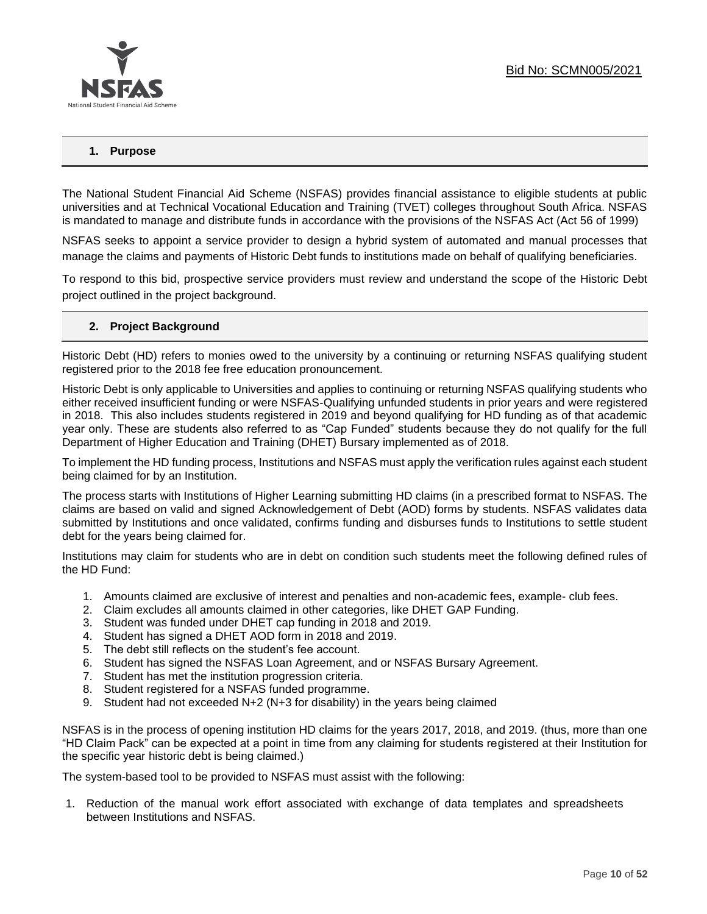## 1. Purpose

The National Student Financial Aid Scheme (NSFAS) provides financial assistance to eligible students at public universities and at Technical Vocational Education and Training (TVET) colleges throughout South Africa. NSFAS is mandated to manage and distribute funds in accordance with the provisions of the NSFAS Act (Act 56 of 1999)

NSFAS seeks to appoint a service provider to design a hybrid system of automated and manual processes that manage the claims and payments of Historic Debt funds to institutions made on behalf of qualifying beneficiaries.

To respond to this bid, prospective service providers must review and understand the scope of the Historic Debt project outlined in the project background.

## 2. Project Background

Historic Debt (HD) refers to monies owed to the university by a continuing or returning NSFAS qualifying student registered prior to the 2018 fee free education pronouncement.

Historic Debt is only applicable to Universities and applies to continuing or returning NSFAS qualifying students who either received insufficient funding or were NSFAS-Qualifying unfunded students in prior years and were registered in 2018. This also includes students registered in 2019 and beyond qualifying for HD funding as of that academic year only. These are students also referred to as "Cap Funded" students because they do not qualify for the full Department of Higher Education and Training (DHET) Bursary implemented as of 2018.

To implement the HD funding process, Institutions and NSFAS must apply the verification rules against each student being claimed for by an Institution.

The process starts with Institutions of Higher Learning submitting HD claims (in a prescribed format to NSFAS. The claims are based on valid and signed Acknowledgement of Debt (AOD) forms by students. NSFAS validates data submitted by Institutions and once validated, confirms funding and disburses funds to Institutions to settle student debt for the years being claimed for.

Institutions may claim for students who are in debt on condition such students meet the following defined rules of the HD Fund:

1. Amounts claimed are exclusive of interest and penalties and non-academic fees, example- club fees.
2. Claim excludes all amounts claimed in other categories, like DHET GAP Funding.
3. Student was funded under DHET cap funding in 2018 and 2019.
4. Student has signed a DHET AOD form in 2018 and 2019.
5. The debt still reflects on the student's fee account.
6. Student has signed the NSFAS Loan Agreement, and or NSFAS Bursary Agreement.
7. Student has met the institution progression criteria.
8. Student registered for a NSFAS funded programme.
9. Student had not exceeded N+2 (N+3 for disability) in the years being claimed

NSFAS is in the process of opening institution HD claims for the years 2017, 2018, and 2019. (thus, more than one "HD Claim Pack" can be expected at a point in time from any claiming for students registered at their Institution for the specific year historic debt is being claimed.)

The system-based tool to be provided to NSFAS must assist with the following:

1. Reduction of the manual work effort associated with exchange of data templates and spreadsheets between Institutions and NSFAS.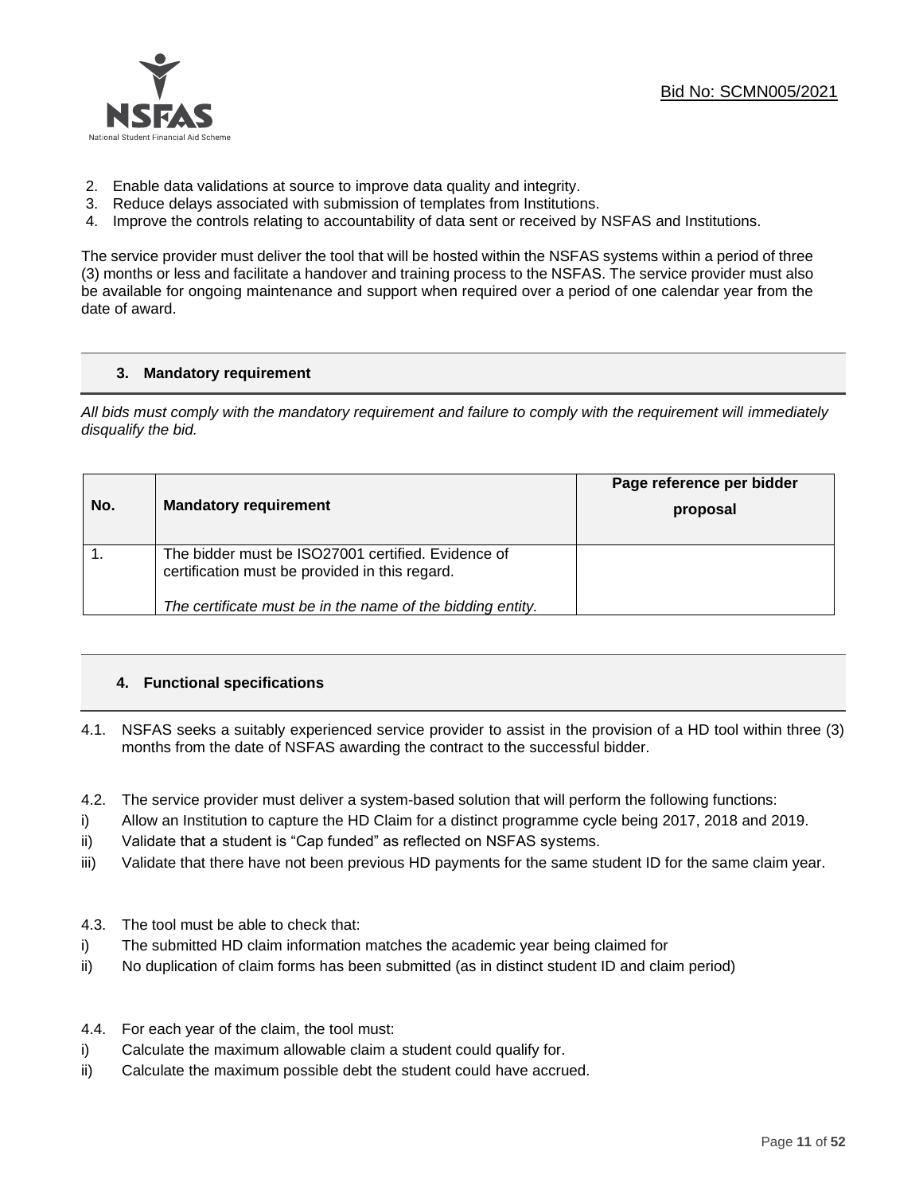2. Enable data validations at source to improve data quality and integrity.
3. Reduce delays associated with submission of templates from Institutions.
4. Improve the controls relating to accountability of data sent or received by NSFAS and Institutions.

The service provider must deliver the tool that will be hosted within the NSFAS systems within a period of three (3) months or less and facilitate a handover and training process to the NSFAS. The service provider must also be available for ongoing maintenance and support when required over a period of one calendar year from the date of award.

## 3. Mandatory requirement

*All bids must comply with the mandatory requirement and failure to comply with the requirement will immediately disqualify the bid.*

| No. | Mandatory requirement | Page reference per bidder proposal |
|---|---|---|
| 1. | The bidder must be ISO27001 certified. Evidence of certification must be provided in this regard.<br><br>*The certificate must be in the name of the bidding entity.* | |

## 4. Functional specifications

4.1. NSFAS seeks a suitably experienced service provider to assist in the provision of a HD tool within three (3) months from the date of NSFAS awarding the contract to the successful bidder.

4.2. The service provider must deliver a system-based solution that will perform the following functions:

i) Allow an Institution to capture the HD Claim for a distinct programme cycle being 2017, 2018 and 2019.

ii) Validate that a student is "Cap funded" as reflected on NSFAS systems.

iii) Validate that there have not been previous HD payments for the same student ID for the same claim year.

4.3. The tool must be able to check that:

i) The submitted HD claim information matches the academic year being claimed for

ii) No duplication of claim forms has been submitted (as in distinct student ID and claim period)

4.4. For each year of the claim, the tool must:

i) Calculate the maximum allowable claim a student could qualify for.

ii) Calculate the maximum possible debt the student could have accrued.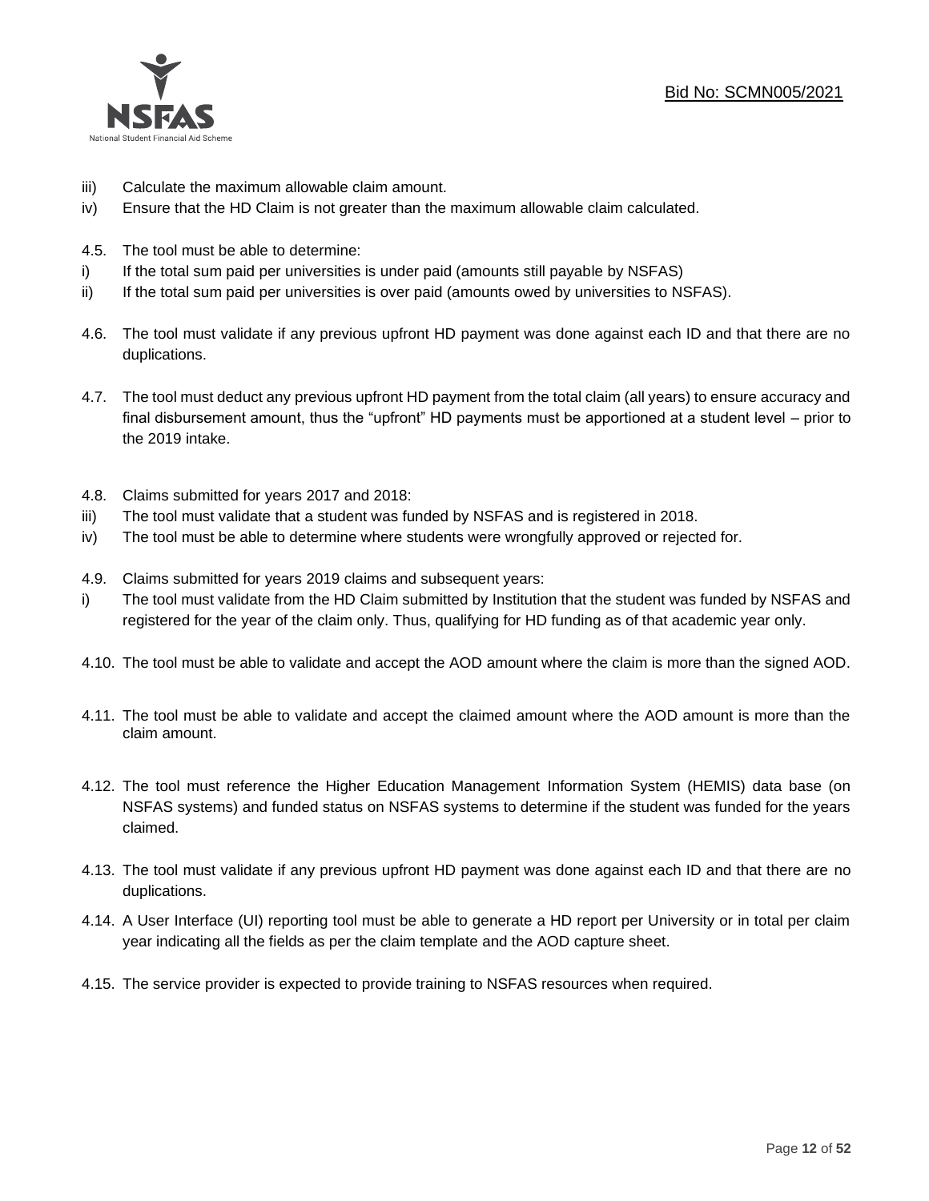iii) Calculate the maximum allowable claim amount.

iv) Ensure that the HD Claim is not greater than the maximum allowable claim calculated.

4.5. The tool must be able to determine:

i) If the total sum paid per universities is under paid (amounts still payable by NSFAS)

ii) If the total sum paid per universities is over paid (amounts owed by universities to NSFAS).

4.6. The tool must validate if any previous upfront HD payment was done against each ID and that there are no duplications.

4.7. The tool must deduct any previous upfront HD payment from the total claim (all years) to ensure accuracy and final disbursement amount, thus the "upfront" HD payments must be apportioned at a student level – prior to the 2019 intake.

4.8. Claims submitted for years 2017 and 2018:

iii) The tool must validate that a student was funded by NSFAS and is registered in 2018.

iv) The tool must be able to determine where students were wrongfully approved or rejected for.

4.9. Claims submitted for years 2019 claims and subsequent years:

i) The tool must validate from the HD Claim submitted by Institution that the student was funded by NSFAS and registered for the year of the claim only. Thus, qualifying for HD funding as of that academic year only.

4.10. The tool must be able to validate and accept the AOD amount where the claim is more than the signed AOD.

4.11. The tool must be able to validate and accept the claimed amount where the AOD amount is more than the claim amount.

4.12. The tool must reference the Higher Education Management Information System (HEMIS) data base (on NSFAS systems) and funded status on NSFAS systems to determine if the student was funded for the years claimed.

4.13. The tool must validate if any previous upfront HD payment was done against each ID and that there are no duplications.

4.14. A User Interface (UI) reporting tool must be able to generate a HD report per University or in total per claim year indicating all the fields as per the claim template and the AOD capture sheet.

4.15. The service provider is expected to provide training to NSFAS resources when required.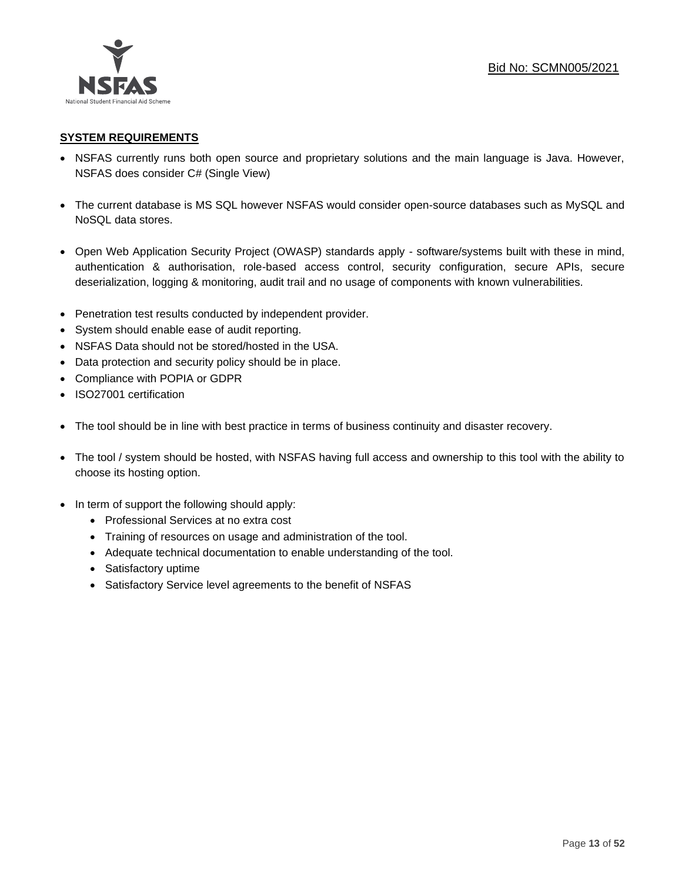**SYSTEM REQUIREMENTS**

- NSFAS currently runs both open source and proprietary solutions and the main language is Java. However, NSFAS does consider C# (Single View)

- The current database is MS SQL however NSFAS would consider open-source databases such as MySQL and NoSQL data stores.

- Open Web Application Security Project (OWASP) standards apply - software/systems built with these in mind, authentication & authorisation, role-based access control, security configuration, secure APIs, secure deserialization, logging & monitoring, audit trail and no usage of components with known vulnerabilities.

- Penetration test results conducted by independent provider.
- System should enable ease of audit reporting.
- NSFAS Data should not be stored/hosted in the USA.
- Data protection and security policy should be in place.
- Compliance with POPIA or GDPR
- ISO27001 certification

- The tool should be in line with best practice in terms of business continuity and disaster recovery.

- The tool / system should be hosted, with NSFAS having full access and ownership to this tool with the ability to choose its hosting option.

- In term of support the following should apply:
  - Professional Services at no extra cost
  - Training of resources on usage and administration of the tool.
  - Adequate technical documentation to enable understanding of the tool.
  - Satisfactory uptime
  - Satisfactory Service level agreements to the benefit of NSFAS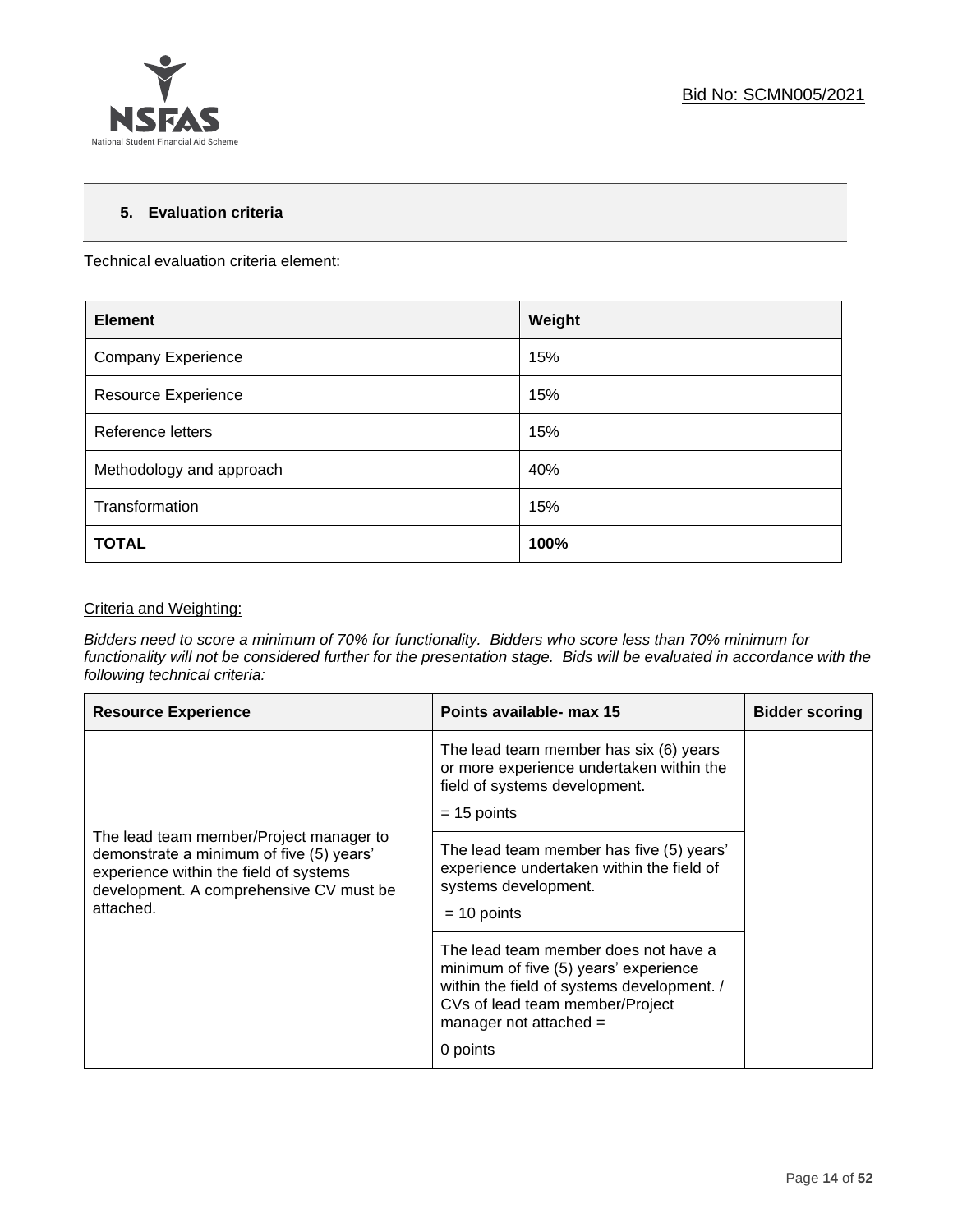## 5. Evaluation criteria

Technical evaluation criteria element:

| Element | Weight |
|---|---|
| Company Experience | 15% |
| Resource Experience | 15% |
| Reference letters | 15% |
| Methodology and approach | 40% |
| Transformation | 15% |
| **TOTAL** | **100%** |

Criteria and Weighting:

*Bidders need to score a minimum of 70% for functionality. Bidders who score less than 70% minimum for functionality will not be considered further for the presentation stage. Bids will be evaluated in accordance with the following technical criteria:*

| Resource Experience | Points available- max 15 | Bidder scoring |
|---|---|---|
| The lead team member/Project manager to demonstrate a minimum of five (5) years' experience within the field of systems development. A comprehensive CV must be attached. | The lead team member has six (6) years or more experience undertaken within the field of systems development.<br>= 15 points | |
| | The lead team member has five (5) years' experience undertaken within the field of systems development.<br>= 10 points | |
| | The lead team member does not have a minimum of five (5) years' experience within the field of systems development. / CVs of lead team member/Project manager not attached =<br>0 points | |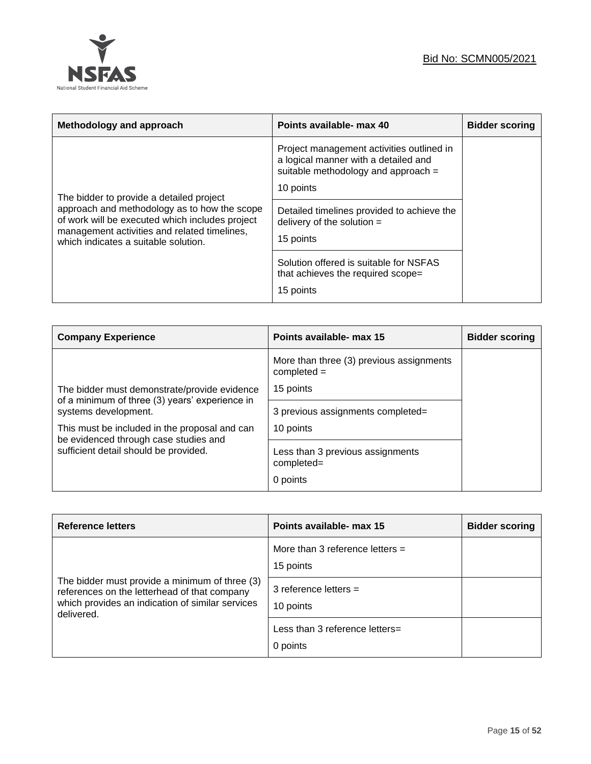| Methodology and approach | Points available- max 40 | Bidder scoring |
|---|---|---|
| The bidder to provide a detailed project approach and methodology as to how the scope of work will be executed which includes project management activities and related timelines, which indicates a suitable solution. | Project management activities outlined in a logical manner with a detailed and suitable methodology and approach = 10 points | |
| | Detailed timelines provided to achieve the delivery of the solution = 15 points | |
| | Solution offered is suitable for NSFAS that achieves the required scope= 15 points | |

| Company Experience | Points available- max 15 | Bidder scoring |
|---|---|---|
| The bidder must demonstrate/provide evidence of a minimum of three (3) years' experience in systems development. This must be included in the proposal and can be evidenced through case studies and sufficient detail should be provided. | More than three (3) previous assignments completed = 15 points | |
| | 3 previous assignments completed= 10 points | |
| | Less than 3 previous assignments completed= 0 points | |

| Reference letters | Points available- max 15 | Bidder scoring |
|---|---|---|
| The bidder must provide a minimum of three (3) references on the letterhead of that company which provides an indication of similar services delivered. | More than 3 reference letters = 15 points | |
| | 3 reference letters = 10 points | |
| | Less than 3 reference letters= 0 points | |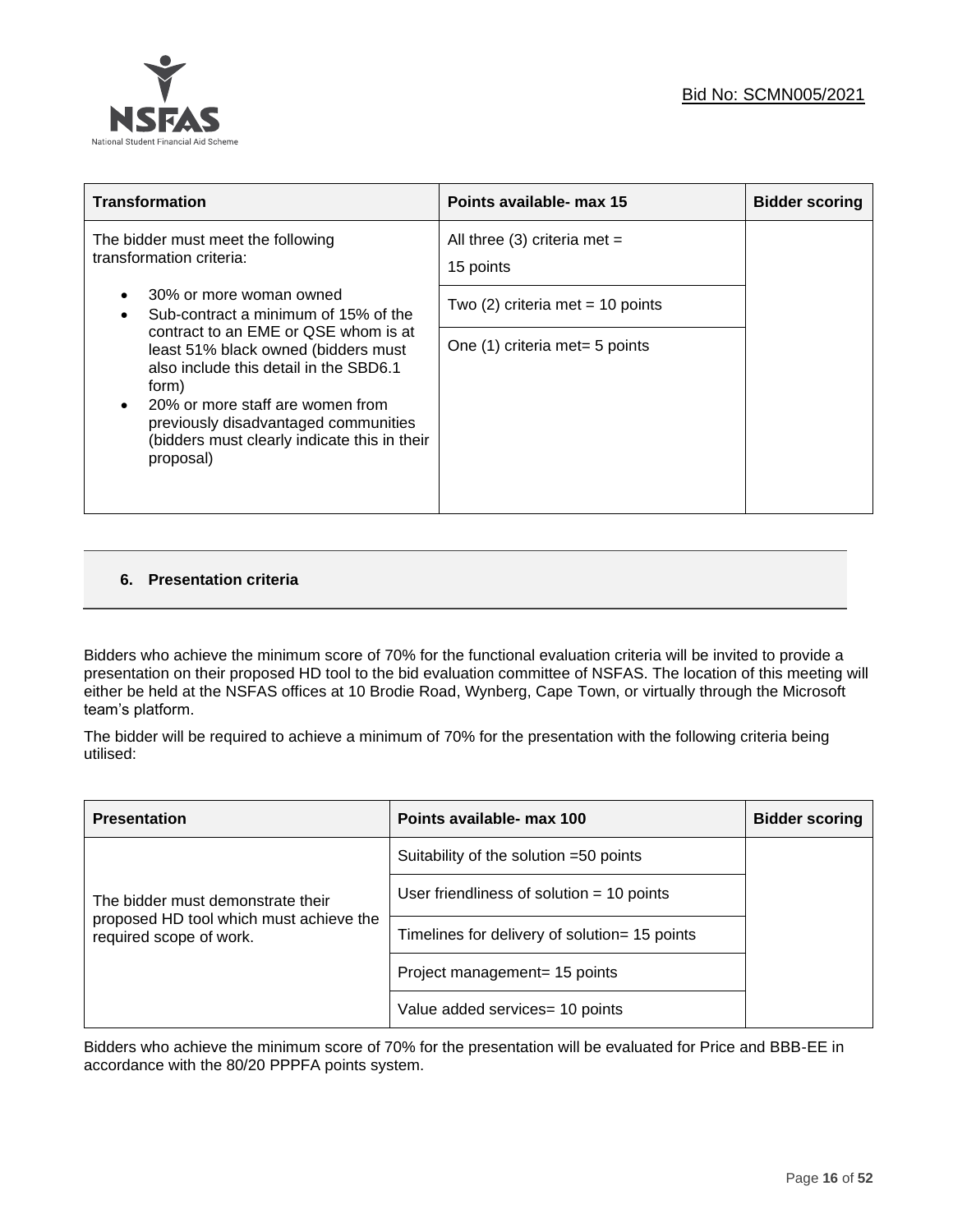| Transformation | Points available- max 15 | Bidder scoring |
|---|---|---|
| The bidder must meet the following transformation criteria:<br><br>• 30% or more woman owned<br>• Sub-contract a minimum of 15% of the contract to an EME or QSE whom is at least 51% black owned (bidders must also include this detail in the SBD6.1 form)<br>• 20% or more staff are women from previously disadvantaged communities (bidders must clearly indicate this in their proposal) | All three (3) criteria met = 15 points<br><br>Two (2) criteria met = 10 points<br><br>One (1) criteria met= 5 points | |

## 6. Presentation criteria

Bidders who achieve the minimum score of 70% for the functional evaluation criteria will be invited to provide a presentation on their proposed HD tool to the bid evaluation committee of NSFAS. The location of this meeting will either be held at the NSFAS offices at 10 Brodie Road, Wynberg, Cape Town, or virtually through the Microsoft team's platform.

The bidder will be required to achieve a minimum of 70% for the presentation with the following criteria being utilised:

| Presentation | Points available- max 100 | Bidder scoring |
|---|---|---|
| The bidder must demonstrate their proposed HD tool which must achieve the required scope of work. | Suitability of the solution =50 points | |
| | User friendliness of solution = 10 points | |
| | Timelines for delivery of solution= 15 points | |
| | Project management= 15 points | |
| | Value added services= 10 points | |

Bidders who achieve the minimum score of 70% for the presentation will be evaluated for Price and BBB-EE in accordance with the 80/20 PPPFA points system.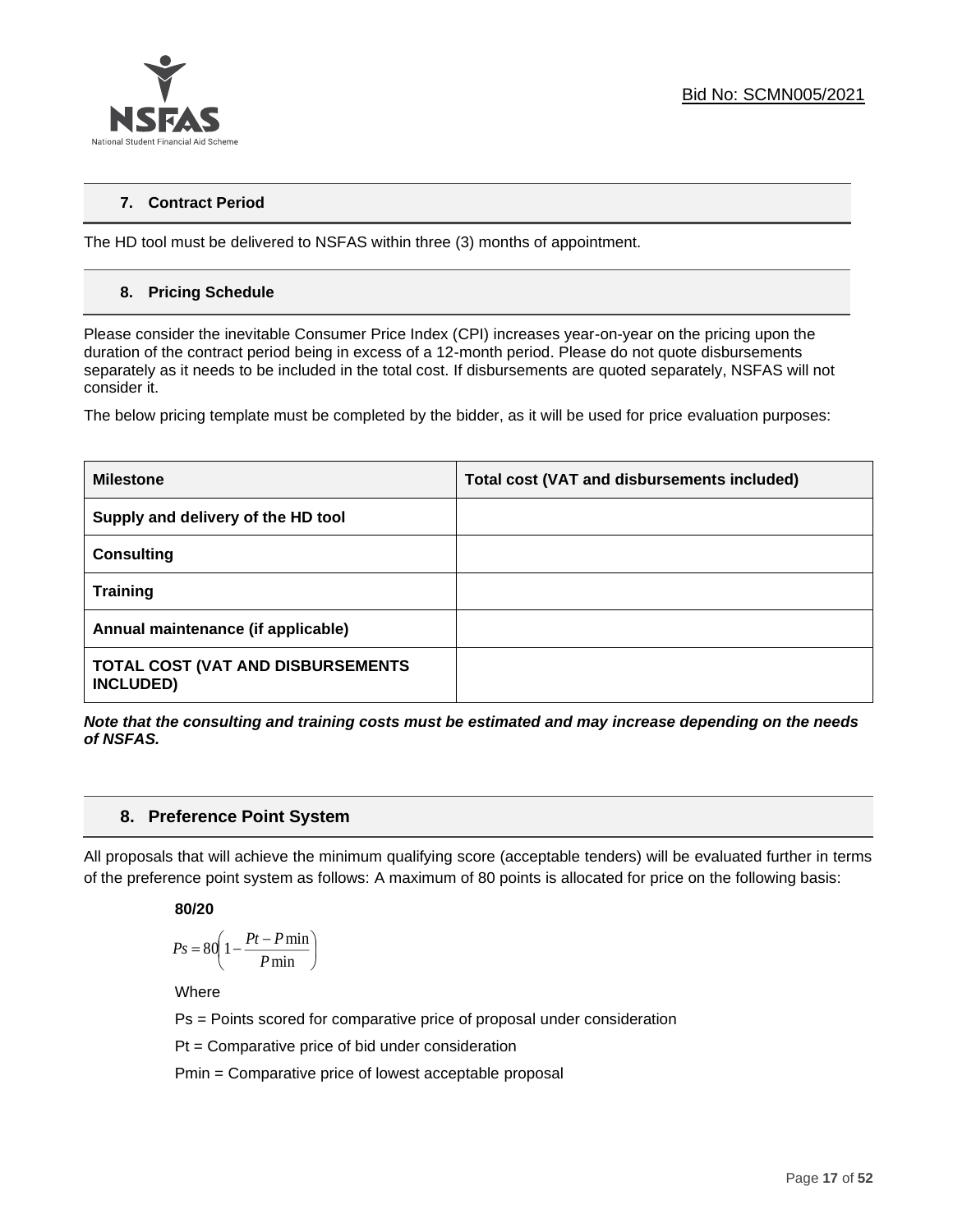## 7. Contract Period

The HD tool must be delivered to NSFAS within three (3) months of appointment.

## 8. Pricing Schedule

Please consider the inevitable Consumer Price Index (CPI) increases year-on-year on the pricing upon the duration of the contract period being in excess of a 12-month period. Please do not quote disbursements separately as it needs to be included in the total cost. If disbursements are quoted separately, NSFAS will not consider it.

The below pricing template must be completed by the bidder, as it will be used for price evaluation purposes:

| **Milestone** | **Total cost (VAT and disbursements included)** |
|---|---|
| **Supply and delivery of the HD tool** | |
| **Consulting** | |
| **Training** | |
| **Annual maintenance (if applicable)** | |
| **TOTAL COST (VAT AND DISBURSEMENTS INCLUDED)** | |

***Note that the consulting and training costs must be estimated and may increase depending on the needs of NSFAS.***

## 8. Preference Point System

All proposals that will achieve the minimum qualifying score (acceptable tenders) will be evaluated further in terms of the preference point system as follows: A maximum of 80 points is allocated for price on the following basis:

**80/20**

$$Ps = 80\left(1 - \frac{Pt - P\min}{P\min}\right)$$

Where

Ps = Points scored for comparative price of proposal under consideration

Pt = Comparative price of bid under consideration

Pmin = Comparative price of lowest acceptable proposal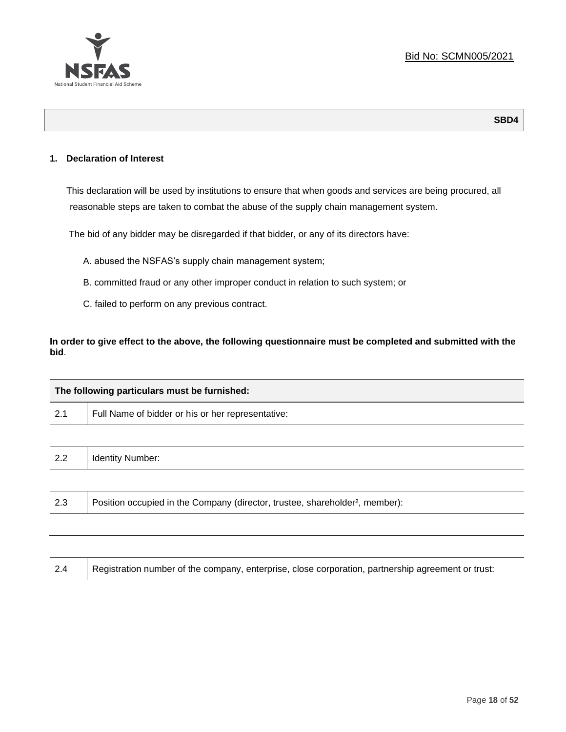Bid No: SCMN005/2021

**SBD4**

## 1. Declaration of Interest

This declaration will be used by institutions to ensure that when goods and services are being procured, all reasonable steps are taken to combat the abuse of the supply chain management system.

The bid of any bidder may be disregarded if that bidder, or any of its directors have:

A. abused the NSFAS's supply chain management system;

B. committed fraud or any other improper conduct in relation to such system; or

C. failed to perform on any previous contract.

**In order to give effect to the above, the following questionnaire must be completed and submitted with the bid**.

| **The following particulars must be furnished:** | |
|---|---|
| 2.1 | Full Name of bidder or his or her representative: |
| | |
| 2.2 | Identity Number: |
| | |
| 2.3 | Position occupied in the Company (director, trustee, shareholder[2], member): |
| | |
| | |
| 2.4 | Registration number of the company, enterprise, close corporation, partnership agreement or trust: |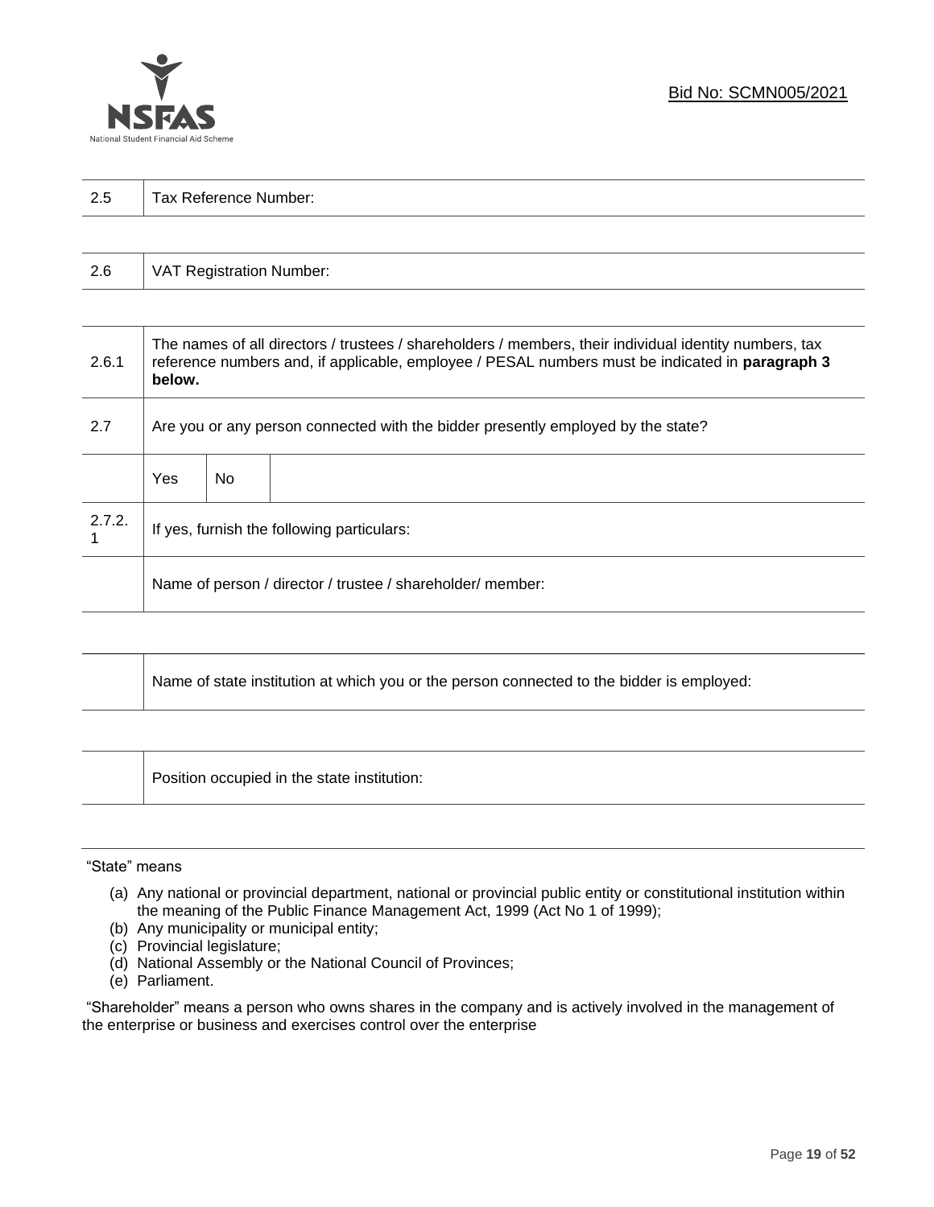| 2.5 | Tax Reference Number: |
|---|---|

| 2.6 | VAT Registration Number: |
|---|---|

| 2.6.1 | The names of all directors / trustees / shareholders / members, their individual identity numbers, tax reference numbers and, if applicable, employee / PESAL numbers must be indicated in **paragraph 3 below.** | | |
|---|---|---|---|
| 2.7 | Are you or any person connected with the bidder presently employed by the state? | | |
| | Yes | No | |
| 2.7.2.1 | If yes, furnish the following particulars: | | |
| | Name of person / director / trustee / shareholder/ member: | | |

| | Name of state institution at which you or the person connected to the bidder is employed: |
|---|---|

| | Position occupied in the state institution: |
|---|---|

"State" means

(a) Any national or provincial department, national or provincial public entity or constitutional institution within the meaning of the Public Finance Management Act, 1999 (Act No 1 of 1999);
(b) Any municipality or municipal entity;
(c) Provincial legislature;
(d) National Assembly or the National Council of Provinces;
(e) Parliament.

"Shareholder" means a person who owns shares in the company and is actively involved in the management of the enterprise or business and exercises control over the enterprise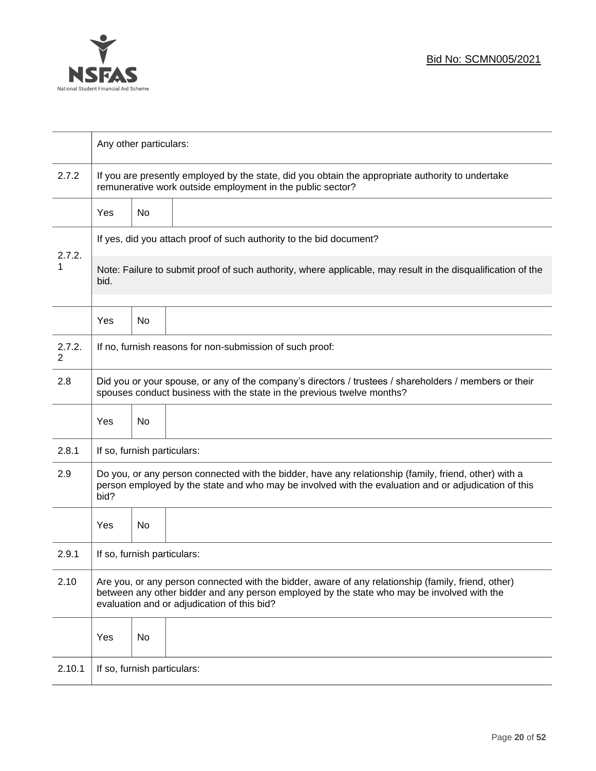Bid No: SCMN005/2021

| | | | |
|---|---|---|---|
| | Any other particulars: | | |
| 2.7.2 | If you are presently employed by the state, did you obtain the appropriate authority to undertake remunerative work outside employment in the public sector? | | |
| | Yes | No | |
| 2.7.2.1 | If yes, did you attach proof of such authority to the bid document?<br><br>Note: Failure to submit proof of such authority, where applicable, may result in the disqualification of the bid. | | |
| | Yes | No | |
| 2.7.2.2 | If no, furnish reasons for non-submission of such proof: | | |
| 2.8 | Did you or your spouse, or any of the company's directors / trustees / shareholders / members or their spouses conduct business with the state in the previous twelve months? | | |
| | Yes | No | |
| 2.8.1 | If so, furnish particulars: | | |
| 2.9 | Do you, or any person connected with the bidder, have any relationship (family, friend, other) with a person employed by the state and who may be involved with the evaluation and or adjudication of this bid? | | |
| | Yes | No | |
| 2.9.1 | If so, furnish particulars: | | |
| 2.10 | Are you, or any person connected with the bidder, aware of any relationship (family, friend, other) between any other bidder and any person employed by the state who may be involved with the evaluation and or adjudication of this bid? | | |
| | Yes | No | |
| 2.10.1 | If so, furnish particulars: | | |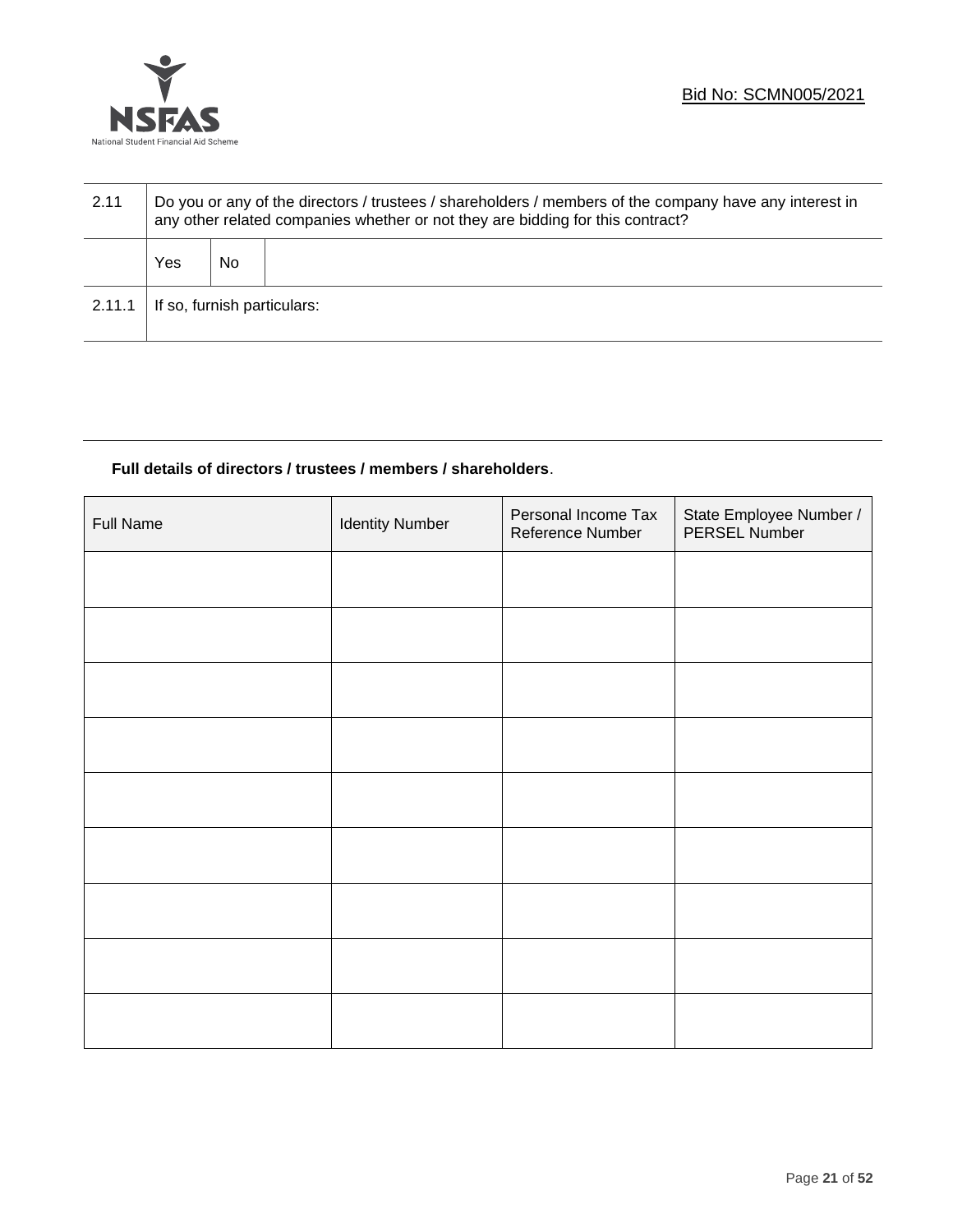| 2.11 | Do you or any of the directors / trustees / shareholders / members of the company have any interest in any other related companies whether or not they are bidding for this contract? | | |
|---|---|---|---|
| | Yes | No | |
| 2.11.1 | If so, furnish particulars: | | |

**Full details of directors / trustees / members / shareholders**.

| Full Name | Identity Number | Personal Income Tax Reference Number | State Employee Number / PERSEL Number |
|---|---|---|---|
| | | | |
| | | | |
| | | | |
| | | | |
| | | | |
| | | | |
| | | | |
| | | | |
| | | | |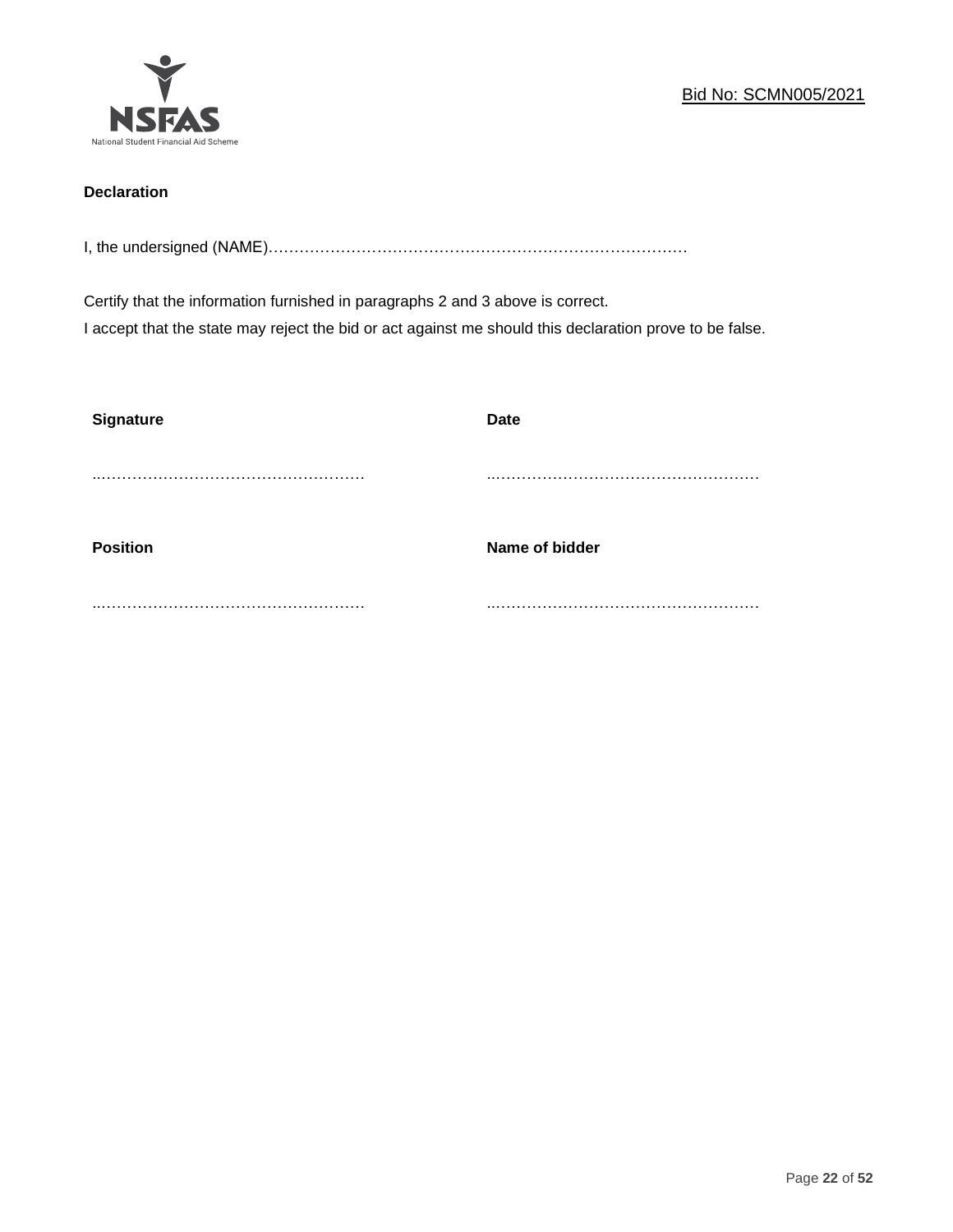**Declaration**

I, the undersigned (NAME)…………………………………………………………………………

Certify that the information furnished in paragraphs 2 and 3 above is correct.
I accept that the state may reject the bid or act against me should this declaration prove to be false.

| **Signature** | **Date** |
|---|---|
| ..……………………………………………… | ..……………………………………………… |
| **Position** | **Name of bidder** |
| ..……………………………………………… | ..……………………………………………… |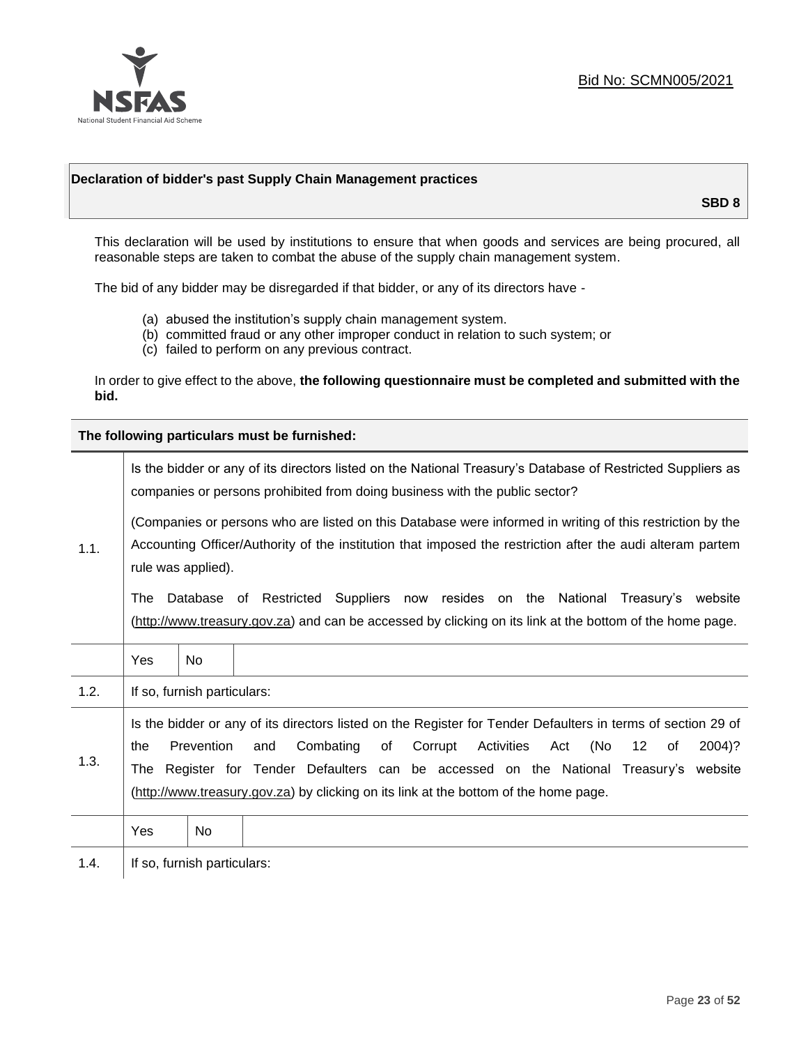## Declaration of bidder's past Supply Chain Management practices

**SBD 8**

This declaration will be used by institutions to ensure that when goods and services are being procured, all reasonable steps are taken to combat the abuse of the supply chain management system.

The bid of any bidder may be disregarded if that bidder, or any of its directors have -

(a) abused the institution's supply chain management system.
(b) committed fraud or any other improper conduct in relation to such system; or
(c) failed to perform on any previous contract.

In order to give effect to the above, **the following questionnaire must be completed and submitted with the bid.**

| **The following particulars must be furnished:** | |
|---|---|
| 1.1. | Is the bidder or any of its directors listed on the National Treasury's Database of Restricted Suppliers as companies or persons prohibited from doing business with the public sector?<br><br>(Companies or persons who are listed on this Database were informed in writing of this restriction by the Accounting Officer/Authority of the institution that imposed the restriction after the audi alteram partem rule was applied).<br><br>The Database of Restricted Suppliers now resides on the National Treasury's website (http://www.treasury.gov.za) and can be accessed by clicking on its link at the bottom of the home page. |
| | Yes &#124; No |
| 1.2. | If so, furnish particulars: |
| 1.3. | Is the bidder or any of its directors listed on the Register for Tender Defaulters in terms of section 29 of the Prevention and Combating of Corrupt Activities Act (No 12 of 2004)? The Register for Tender Defaulters can be accessed on the National Treasury's website (http://www.treasury.gov.za) by clicking on its link at the bottom of the home page. |
| | Yes &#124; No |
| 1.4. | If so, furnish particulars: |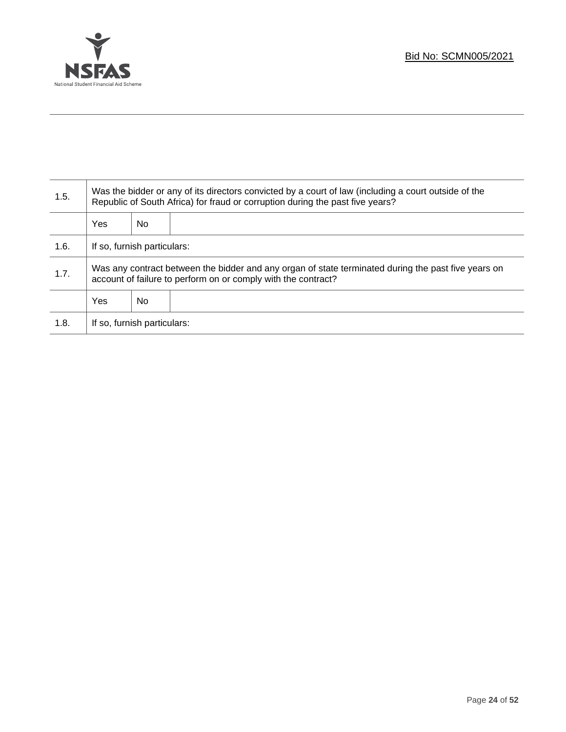| 1.5. | Was the bidder or any of its directors convicted by a court of law (including a court outside of the Republic of South Africa) for fraud or corruption during the past five years? | | |
|---|---|---|---|
| | Yes | No | |
| 1.6. | If so, furnish particulars: | | |
| 1.7. | Was any contract between the bidder and any organ of state terminated during the past five years on account of failure to perform on or comply with the contract? | | |
| | Yes | No | |
| 1.8. | If so, furnish particulars: | | |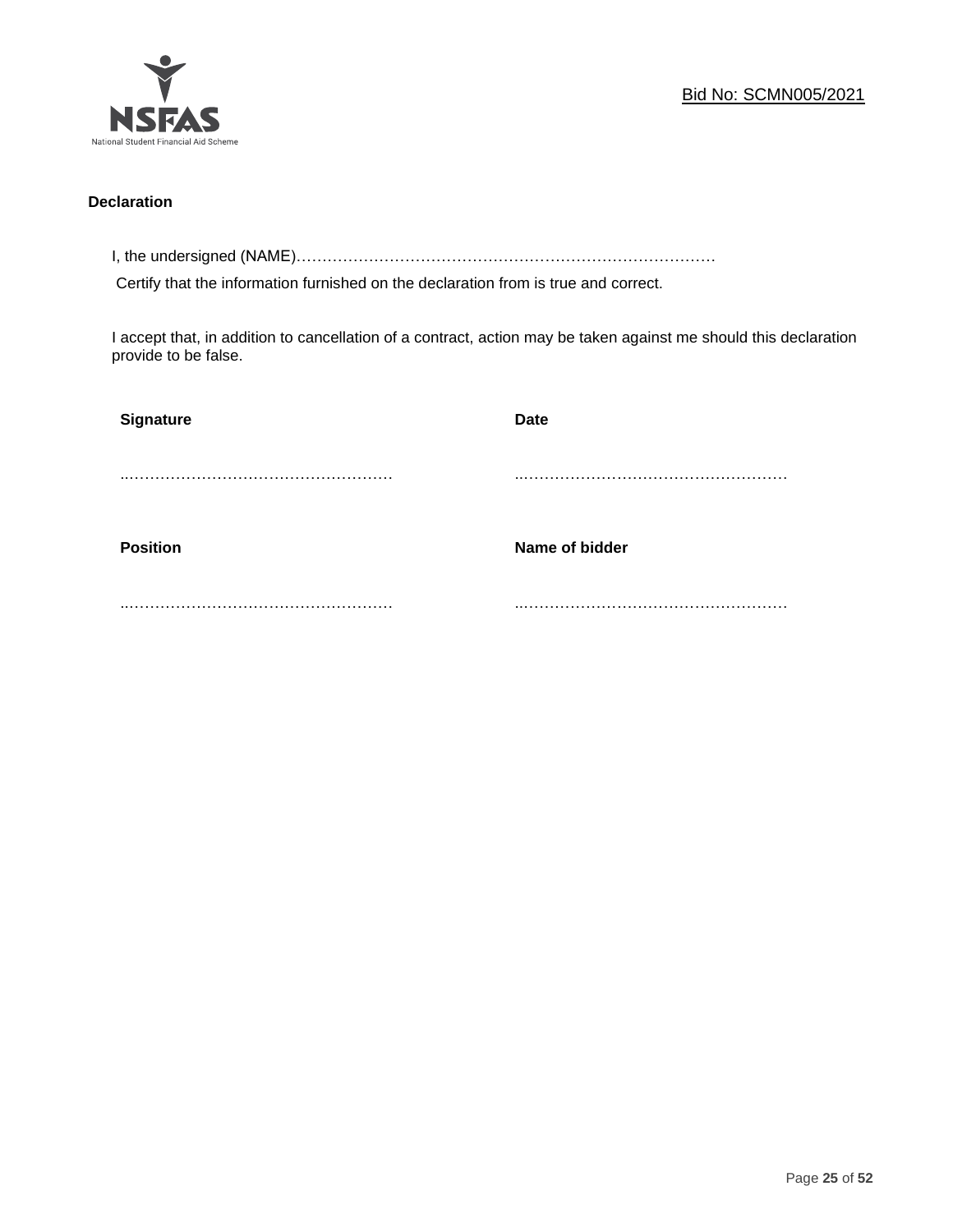**Declaration**

I, the undersigned (NAME)…………………………………………………………………………

Certify that the information furnished on the declaration from is true and correct.

I accept that, in addition to cancellation of a contract, action may be taken against me should this declaration provide to be false.

| **Signature** | **Date** |
|---|---|
| ..……………………………………………… | ..……………………………………………… |
| **Position** | **Name of bidder** |
| ..……………………………………………… | ..……………………………………………… |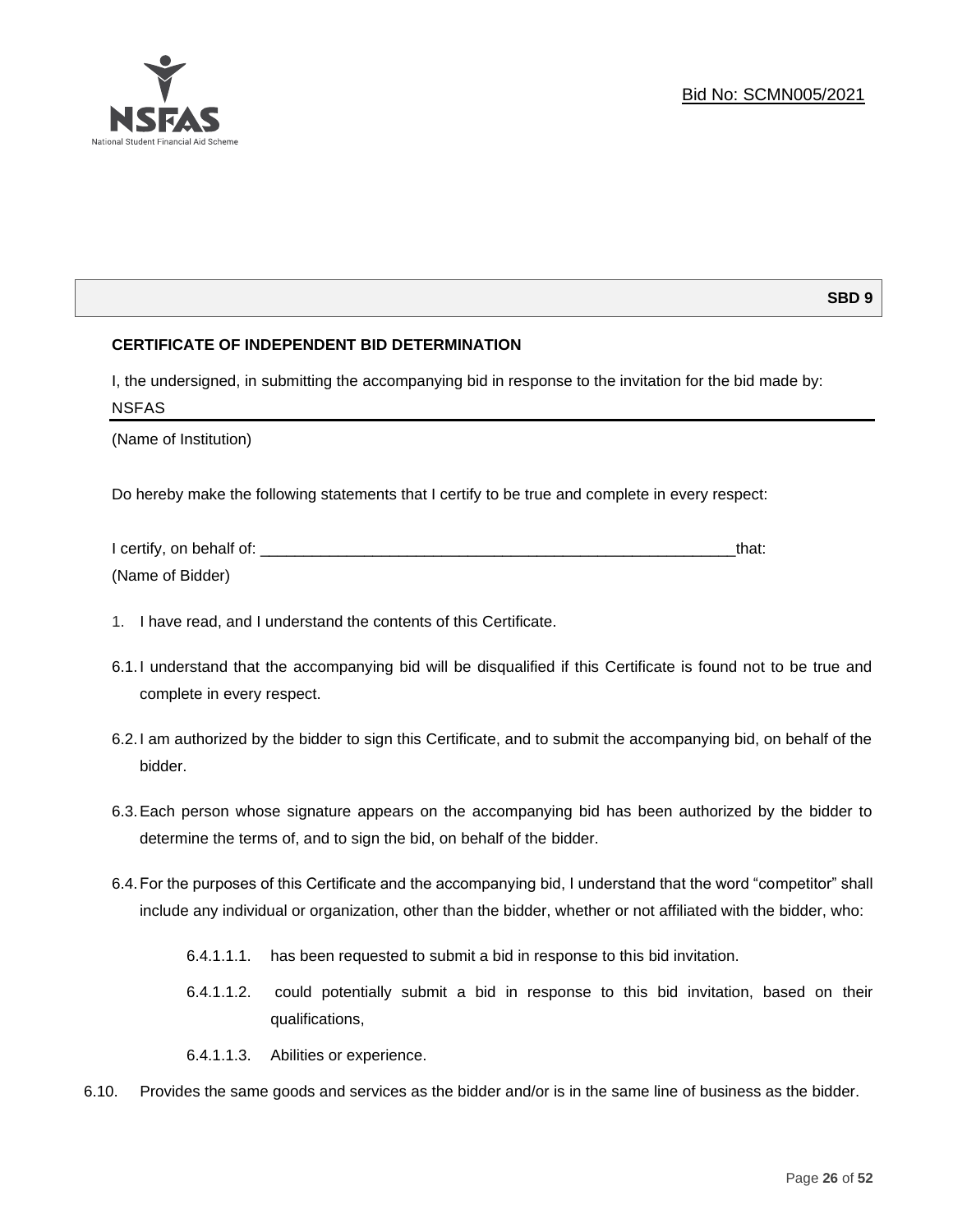Bid No: SCMN005/2021

**SBD 9**

**CERTIFICATE OF INDEPENDENT BID DETERMINATION**

I, the undersigned, in submitting the accompanying bid in response to the invitation for the bid made by:

NSFAS

(Name of Institution)

Do hereby make the following statements that I certify to be true and complete in every respect:

I certify, on behalf of: _____________________________________________________________that:

(Name of Bidder)

1. I have read, and I understand the contents of this Certificate.

6.1. I understand that the accompanying bid will be disqualified if this Certificate is found not to be true and complete in every respect.

6.2. I am authorized by the bidder to sign this Certificate, and to submit the accompanying bid, on behalf of the bidder.

6.3. Each person whose signature appears on the accompanying bid has been authorized by the bidder to determine the terms of, and to sign the bid, on behalf of the bidder.

6.4. For the purposes of this Certificate and the accompanying bid, I understand that the word "competitor" shall include any individual or organization, other than the bidder, whether or not affiliated with the bidder, who:

6.4.1.1.1. has been requested to submit a bid in response to this bid invitation.

6.4.1.1.2. could potentially submit a bid in response to this bid invitation, based on their qualifications,

6.4.1.1.3. Abilities or experience.

6.10. Provides the same goods and services as the bidder and/or is in the same line of business as the bidder.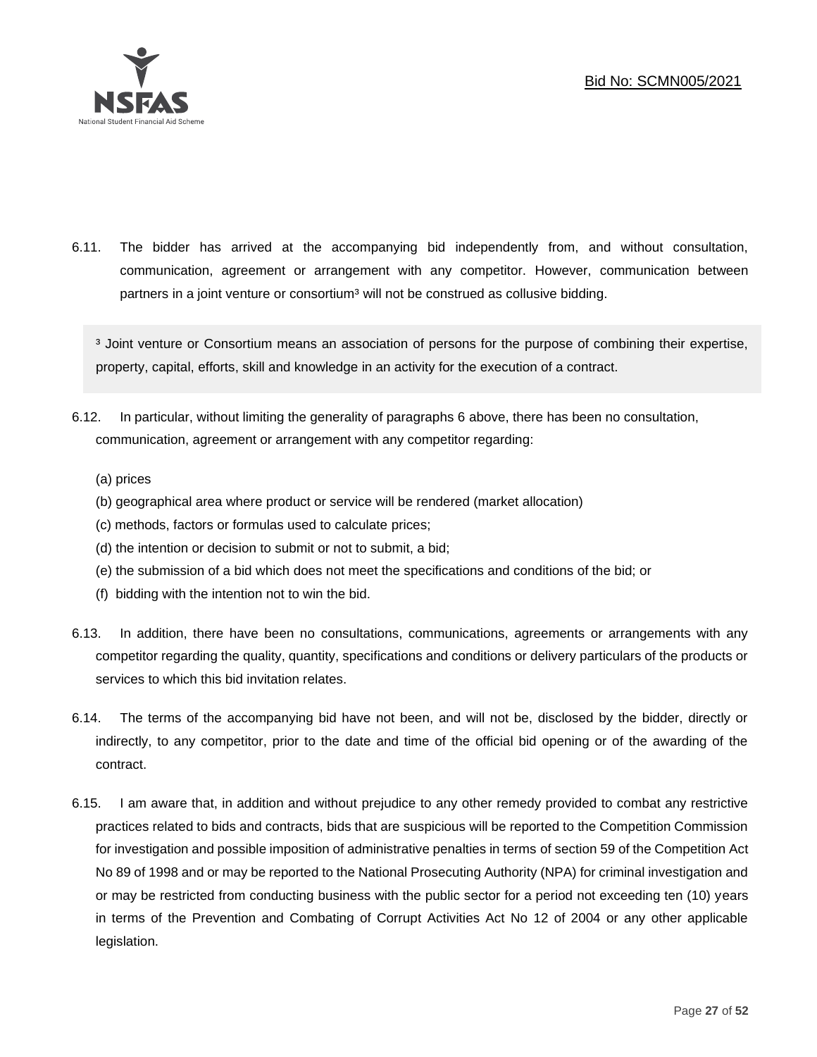6.11. The bidder has arrived at the accompanying bid independently from, and without consultation, communication, agreement or arrangement with any competitor. However, communication between partners in a joint venture or consortium[3] will not be construed as collusive bidding.

> [3] Joint venture or Consortium means an association of persons for the purpose of combining their expertise, property, capital, efforts, skill and knowledge in an activity for the execution of a contract.

6.12. In particular, without limiting the generality of paragraphs 6 above, there has been no consultation, communication, agreement or arrangement with any competitor regarding:

(a) prices
(b) geographical area where product or service will be rendered (market allocation)
(c) methods, factors or formulas used to calculate prices;
(d) the intention or decision to submit or not to submit, a bid;
(e) the submission of a bid which does not meet the specifications and conditions of the bid; or
(f) bidding with the intention not to win the bid.

6.13. In addition, there have been no consultations, communications, agreements or arrangements with any competitor regarding the quality, quantity, specifications and conditions or delivery particulars of the products or services to which this bid invitation relates.

6.14. The terms of the accompanying bid have not been, and will not be, disclosed by the bidder, directly or indirectly, to any competitor, prior to the date and time of the official bid opening or of the awarding of the contract.

6.15. I am aware that, in addition and without prejudice to any other remedy provided to combat any restrictive practices related to bids and contracts, bids that are suspicious will be reported to the Competition Commission for investigation and possible imposition of administrative penalties in terms of section 59 of the Competition Act No 89 of 1998 and or may be reported to the National Prosecuting Authority (NPA) for criminal investigation and or may be restricted from conducting business with the public sector for a period not exceeding ten (10) years in terms of the Prevention and Combating of Corrupt Activities Act No 12 of 2004 or any other applicable legislation.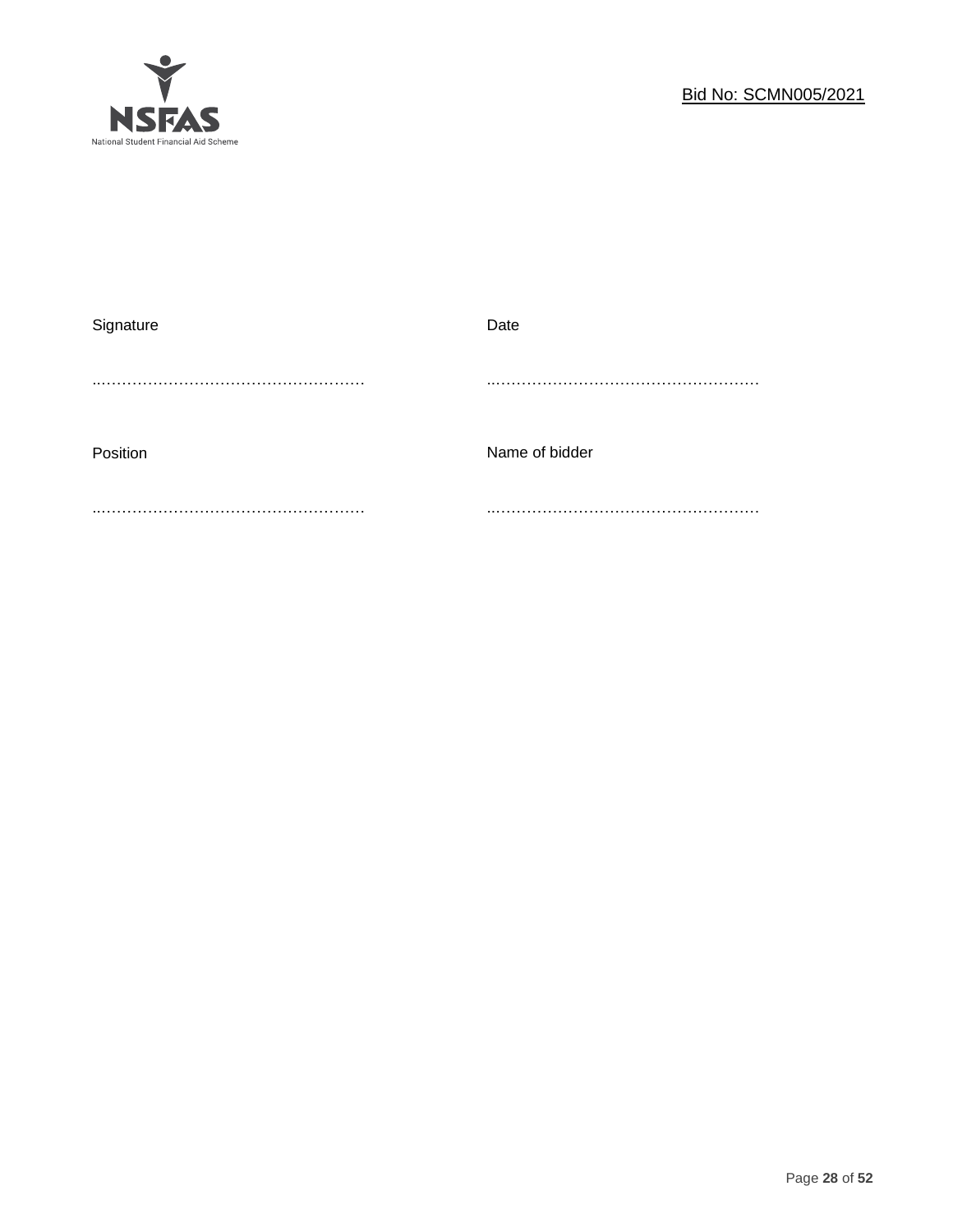| Signature | Date |
|---|---|
| …………………………………………… | …………………………………………… |
| Position | Name of bidder |
| …………………………………………… | …………………………………………… |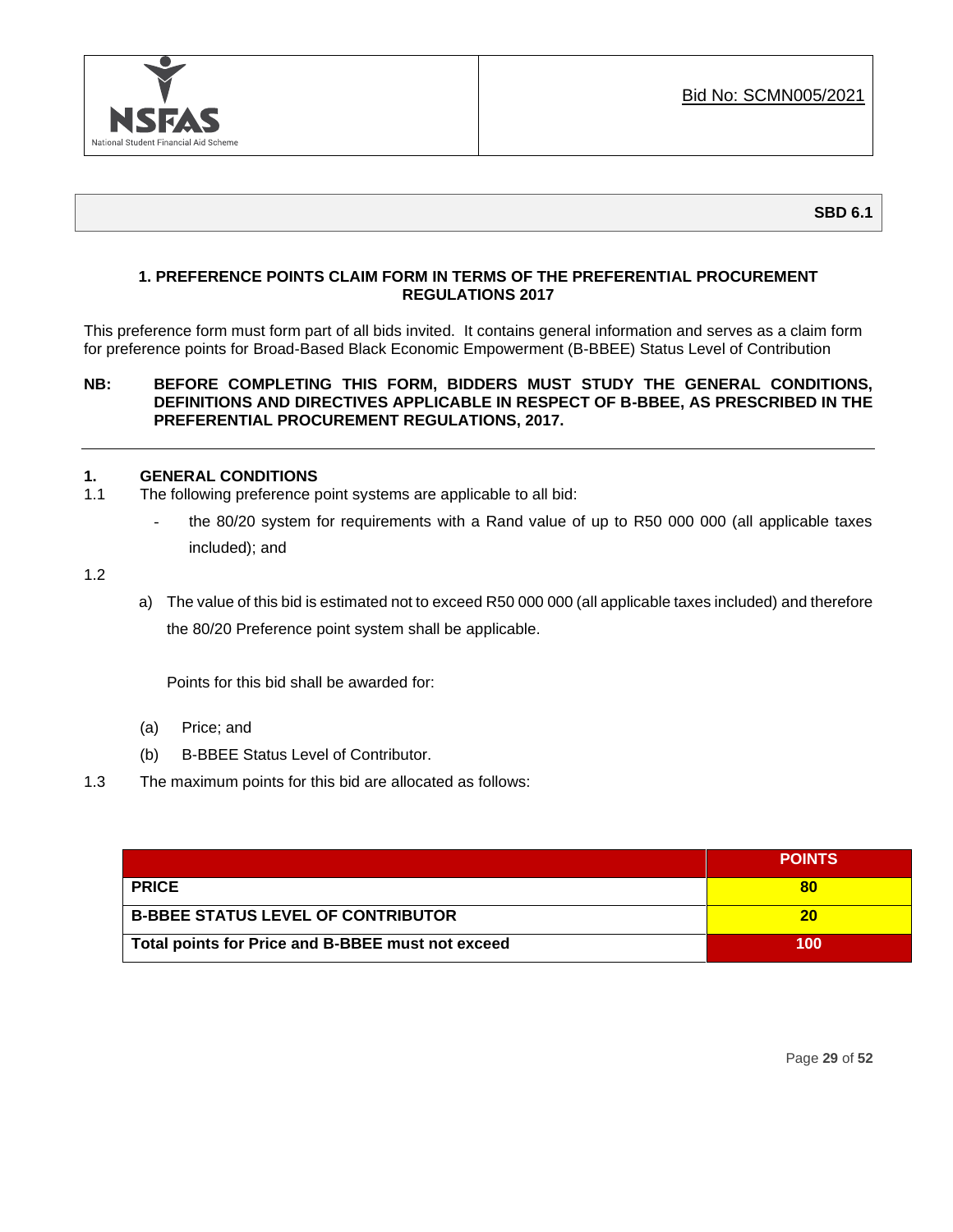Bid No: SCMN005/2021

**SBD 6.1**

## 1. PREFERENCE POINTS CLAIM FORM IN TERMS OF THE PREFERENTIAL PROCUREMENT REGULATIONS 2017

This preference form must form part of all bids invited. It contains general information and serves as a claim form for preference points for Broad-Based Black Economic Empowerment (B-BBEE) Status Level of Contribution

**NB: BEFORE COMPLETING THIS FORM, BIDDERS MUST STUDY THE GENERAL CONDITIONS, DEFINITIONS AND DIRECTIVES APPLICABLE IN RESPECT OF B-BBEE, AS PRESCRIBED IN THE PREFERENTIAL PROCUREMENT REGULATIONS, 2017.**

---

### 1. GENERAL CONDITIONS

1.1 The following preference point systems are applicable to all bid:

- the 80/20 system for requirements with a Rand value of up to R50 000 000 (all applicable taxes included); and

1.2

a) The value of this bid is estimated not to exceed R50 000 000 (all applicable taxes included) and therefore the 80/20 Preference point system shall be applicable.

Points for this bid shall be awarded for:

(a) Price; and

(b) B-BBEE Status Level of Contributor.

1.3 The maximum points for this bid are allocated as follows:

| | POINTS |
|---|---|
| **PRICE** | **80** |
| **B-BBEE STATUS LEVEL OF CONTRIBUTOR** | **20** |
| **Total points for Price and B-BBEE must not exceed** | **100** |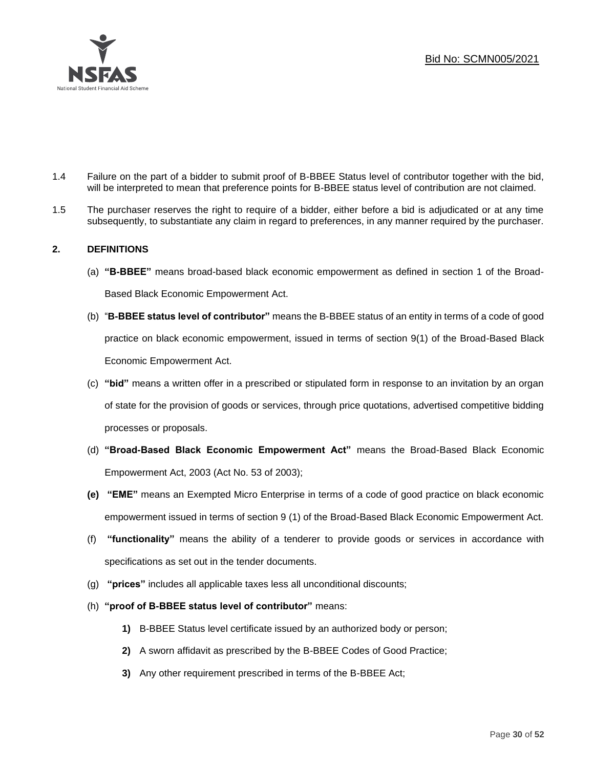1.4 Failure on the part of a bidder to submit proof of B-BBEE Status level of contributor together with the bid, will be interpreted to mean that preference points for B-BBEE status level of contribution are not claimed.

1.5 The purchaser reserves the right to require of a bidder, either before a bid is adjudicated or at any time subsequently, to substantiate any claim in regard to preferences, in any manner required by the purchaser.

## 2. DEFINITIONS

(a) **"B-BBEE"** means broad-based black economic empowerment as defined in section 1 of the Broad-Based Black Economic Empowerment Act.

(b) "**B-BBEE status level of contributor"** means the B-BBEE status of an entity in terms of a code of good practice on black economic empowerment, issued in terms of section 9(1) of the Broad-Based Black Economic Empowerment Act.

(c) **"bid"** means a written offer in a prescribed or stipulated form in response to an invitation by an organ of state for the provision of goods or services, through price quotations, advertised competitive bidding processes or proposals.

(d) **"Broad-Based Black Economic Empowerment Act"** means the Broad-Based Black Economic Empowerment Act, 2003 (Act No. 53 of 2003);

**(e)** **"EME"** means an Exempted Micro Enterprise in terms of a code of good practice on black economic empowerment issued in terms of section 9 (1) of the Broad-Based Black Economic Empowerment Act.

(f) **"functionality"** means the ability of a tenderer to provide goods or services in accordance with specifications as set out in the tender documents.

(g) **"prices"** includes all applicable taxes less all unconditional discounts;

(h) **"proof of B-BBEE status level of contributor"** means:

**1)** B-BBEE Status level certificate issued by an authorized body or person;

**2)** A sworn affidavit as prescribed by the B-BBEE Codes of Good Practice;

**3)** Any other requirement prescribed in terms of the B-BBEE Act;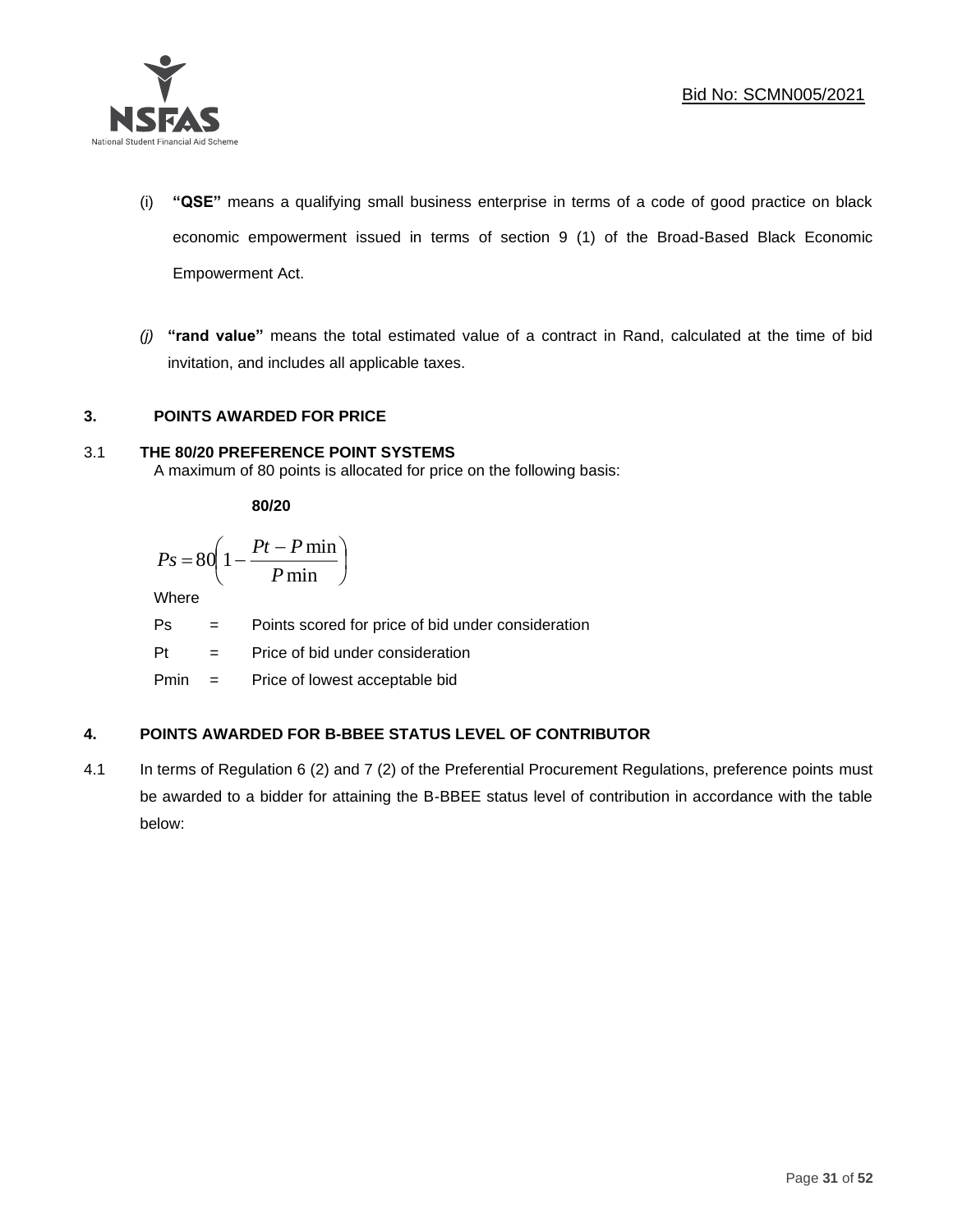(i) **"QSE"** means a qualifying small business enterprise in terms of a code of good practice on black economic empowerment issued in terms of section 9 (1) of the Broad-Based Black Economic Empowerment Act.

*(j)* **"rand value"** means the total estimated value of a contract in Rand, calculated at the time of bid invitation, and includes all applicable taxes.

## 3. POINTS AWARDED FOR PRICE

### 3.1 THE 80/20 PREFERENCE POINT SYSTEMS

A maximum of 80 points is allocated for price on the following basis:

**80/20**

$$Ps = 80\left(1 - \frac{Pt - P\min}{P\min}\right)$$

Where

Ps = Points scored for price of bid under consideration

Pt = Price of bid under consideration

Pmin = Price of lowest acceptable bid

## 4. POINTS AWARDED FOR B-BBEE STATUS LEVEL OF CONTRIBUTOR

4.1 In terms of Regulation 6 (2) and 7 (2) of the Preferential Procurement Regulations, preference points must be awarded to a bidder for attaining the B-BBEE status level of contribution in accordance with the table below: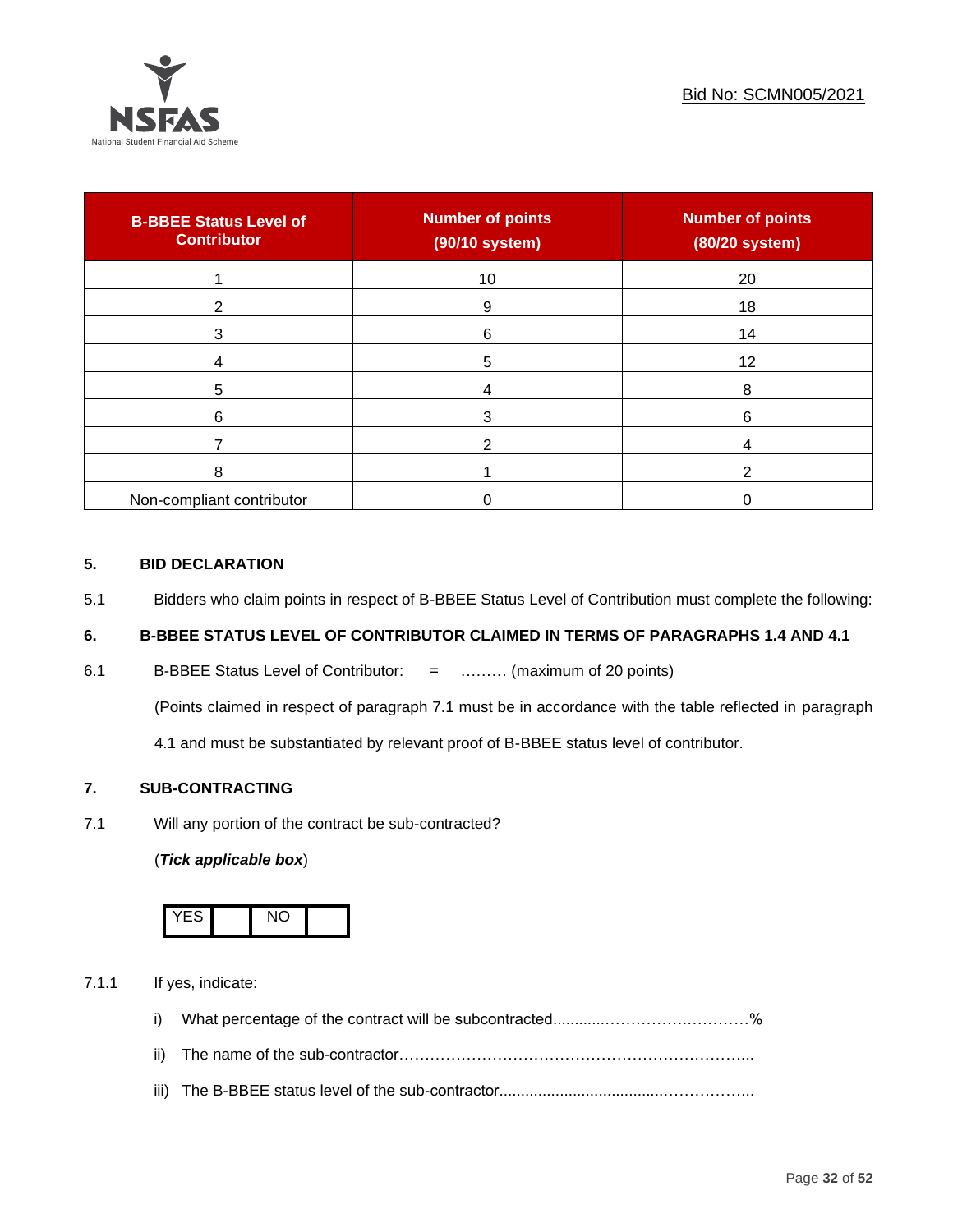| B-BBEE Status Level of Contributor | Number of points (90/10 system) | Number of points (80/20 system) |
|---|---|---|
| 1 | 10 | 20 |
| 2 | 9 | 18 |
| 3 | 6 | 14 |
| 4 | 5 | 12 |
| 5 | 4 | 8 |
| 6 | 3 | 6 |
| 7 | 2 | 4 |
| 8 | 1 | 2 |
| Non-compliant contributor | 0 | 0 |

**5. BID DECLARATION**

5.1 Bidders who claim points in respect of B-BBEE Status Level of Contribution must complete the following:

**6. B-BBEE STATUS LEVEL OF CONTRIBUTOR CLAIMED IN TERMS OF PARAGRAPHS 1.4 AND 4.1**

6.1 B-BBEE Status Level of Contributor: = ……… (maximum of 20 points)

(Points claimed in respect of paragraph 7.1 must be in accordance with the table reflected in paragraph 4.1 and must be substantiated by relevant proof of B-BBEE status level of contributor.

**7. SUB-CONTRACTING**

7.1 Will any portion of the contract be sub-contracted?

(***Tick applicable box***)

| YES | | NO | |
|---|---|---|---|

7.1.1 If yes, indicate:

i) What percentage of the contract will be subcontracted............………….…………%

ii) The name of the sub-contractor…………………………………………………………..

iii) The B-BBEE status level of the sub-contractor......................................……………..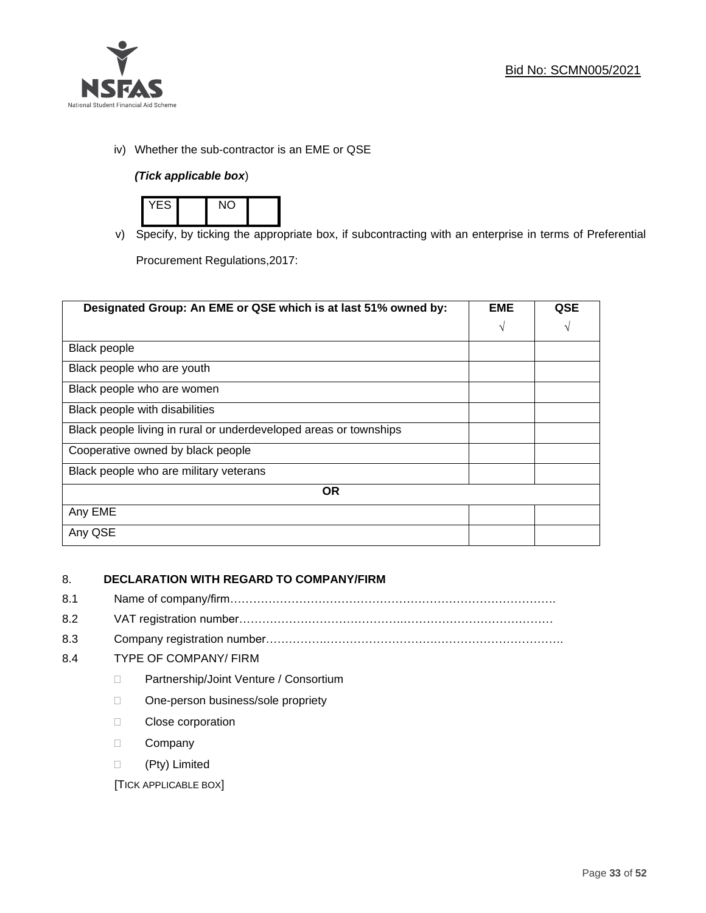iv) Whether the sub-contractor is an EME or QSE

*(Tick applicable box*)

| YES | | NO | |
|---|---|---|---|

v) Specify, by ticking the appropriate box, if subcontracting with an enterprise in terms of Preferential Procurement Regulations,2017:

| Designated Group: An EME or QSE which is at last 51% owned by: | EME √ | QSE √ |
|---|---|---|
| Black people | | |
| Black people who are youth | | |
| Black people who are women | | |
| Black people with disabilities | | |
| Black people living in rural or underdeveloped areas or townships | | |
| Cooperative owned by black people | | |
| Black people who are military veterans | | |
| **OR** | | |
| Any EME | | |
| Any QSE | | |

8. **DECLARATION WITH REGARD TO COMPANY/FIRM**

8.1 Name of company/firm………………………………………………………………………….

8.2 VAT registration number………………………………………………………………………

8.3 Company registration number…………………………………………………………………….

8.4 TYPE OF COMPANY/ FIRM

- Partnership/Joint Venture / Consortium
- One-person business/sole propriety
- Close corporation
- Company
- (Pty) Limited

[TICK APPLICABLE BOX]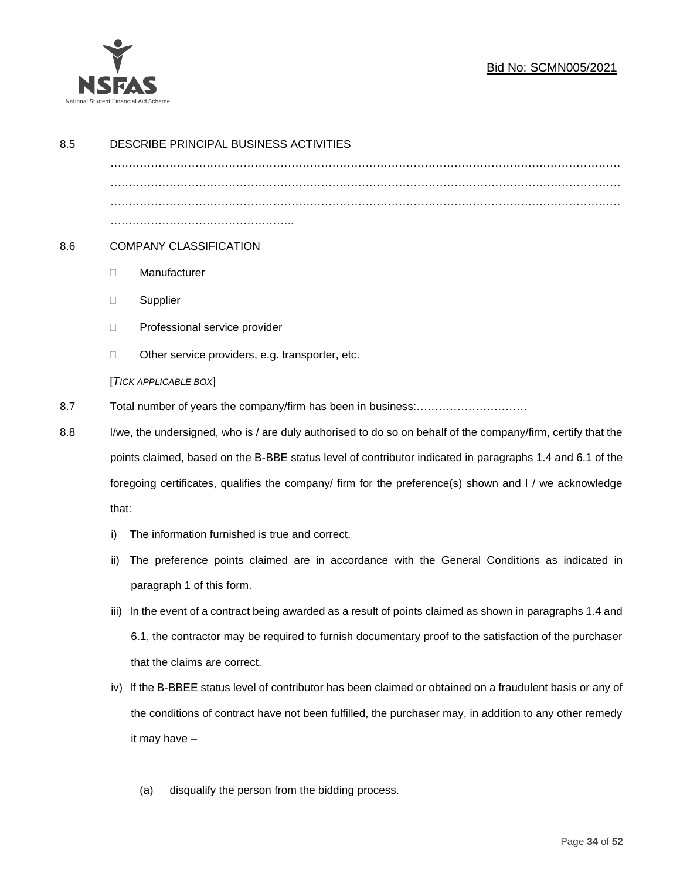8.5 DESCRIBE PRINCIPAL BUSINESS ACTIVITIES

…………………………………………………………………………………………………………………
…………………………………………………………………………………………………………………
…………………………………………………………………………………………………………………
…………………………………………..

8.6 COMPANY CLASSIFICATION

- Manufacturer
- Supplier
- Professional service provider
- Other service providers, e.g. transporter, etc.

[*TICK APPLICABLE BOX*]

8.7 Total number of years the company/firm has been in business:…………………………

8.8 I/we, the undersigned, who is / are duly authorised to do so on behalf of the company/firm, certify that the points claimed, based on the B-BBE status level of contributor indicated in paragraphs 1.4 and 6.1 of the foregoing certificates, qualifies the company/ firm for the preference(s) shown and I / we acknowledge that:

i) The information furnished is true and correct.

ii) The preference points claimed are in accordance with the General Conditions as indicated in paragraph 1 of this form.

iii) In the event of a contract being awarded as a result of points claimed as shown in paragraphs 1.4 and 6.1, the contractor may be required to furnish documentary proof to the satisfaction of the purchaser that the claims are correct.

iv) If the B-BBEE status level of contributor has been claimed or obtained on a fraudulent basis or any of the conditions of contract have not been fulfilled, the purchaser may, in addition to any other remedy it may have –

(a) disqualify the person from the bidding process.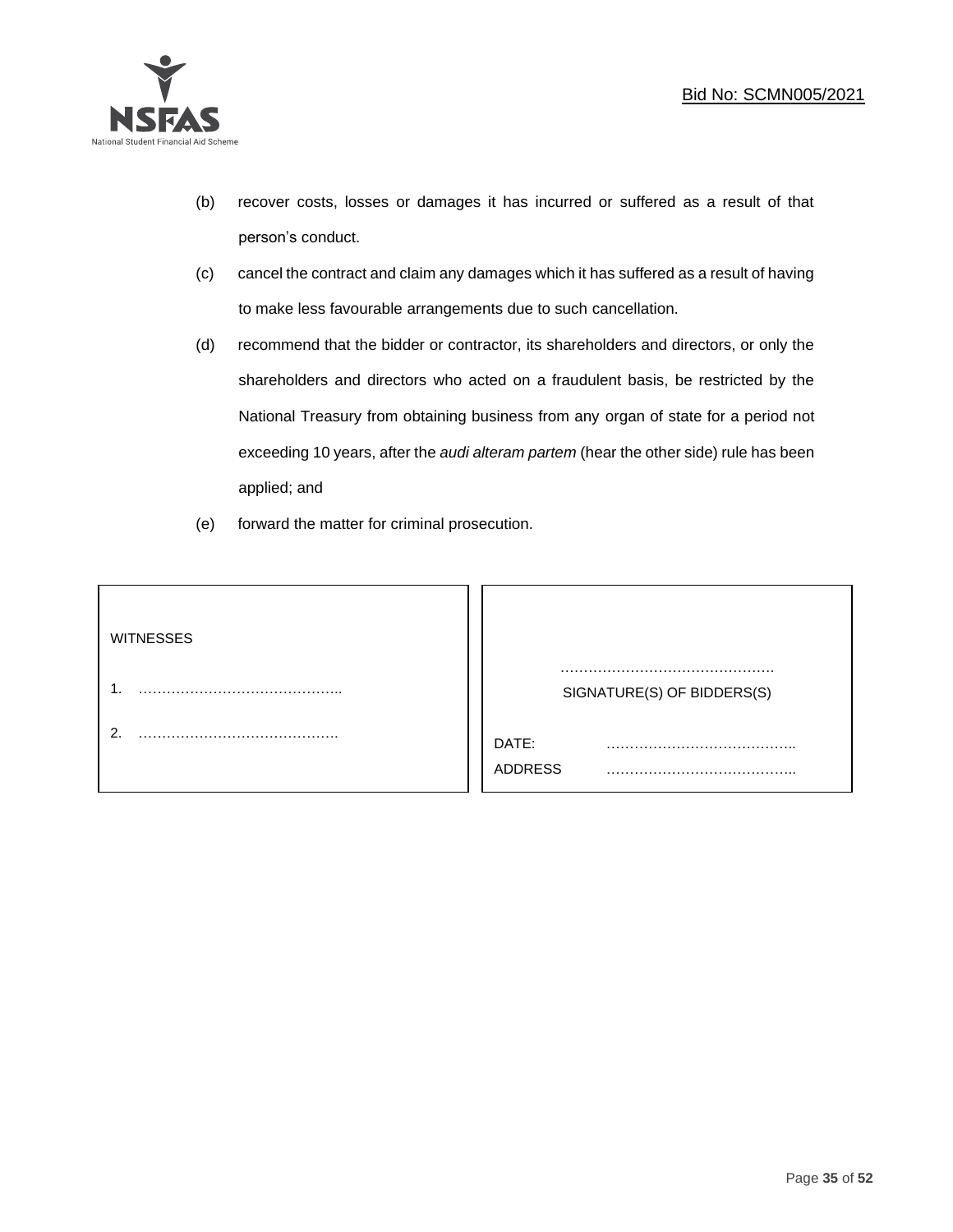(b) recover costs, losses or damages it has incurred or suffered as a result of that person's conduct.

(c) cancel the contract and claim any damages which it has suffered as a result of having to make less favourable arrangements due to such cancellation.

(d) recommend that the bidder or contractor, its shareholders and directors, or only the shareholders and directors who acted on a fraudulent basis, be restricted by the National Treasury from obtaining business from any organ of state for a period not exceeding 10 years, after the *audi alteram partem* (hear the other side) rule has been applied; and

(e) forward the matter for criminal prosecution.

| WITNESSES | |
|---|---|
| 1. …………………………………….. | ………………………………………. SIGNATURE(S) OF BIDDERS(S) |
| 2. ……………………………………. | DATE: ………………………………….. |
| | ADDRESS ………………………………….. |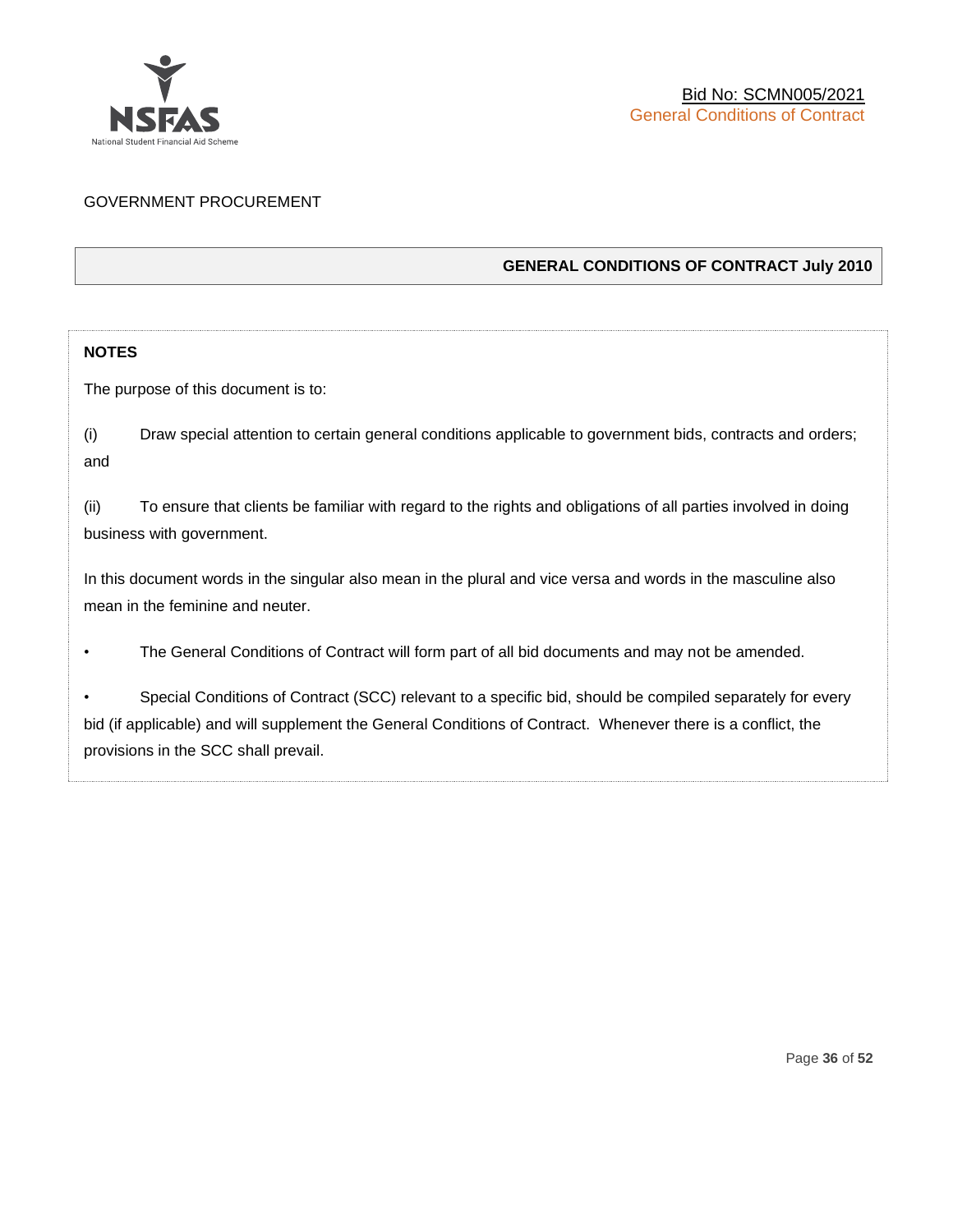GOVERNMENT PROCUREMENT

## GENERAL CONDITIONS OF CONTRACT July 2010

**NOTES**

The purpose of this document is to:

(i) Draw special attention to certain general conditions applicable to government bids, contracts and orders; and

(ii) To ensure that clients be familiar with regard to the rights and obligations of all parties involved in doing business with government.

In this document words in the singular also mean in the plural and vice versa and words in the masculine also mean in the feminine and neuter.

- The General Conditions of Contract will form part of all bid documents and may not be amended.

- Special Conditions of Contract (SCC) relevant to a specific bid, should be compiled separately for every bid (if applicable) and will supplement the General Conditions of Contract. Whenever there is a conflict, the provisions in the SCC shall prevail.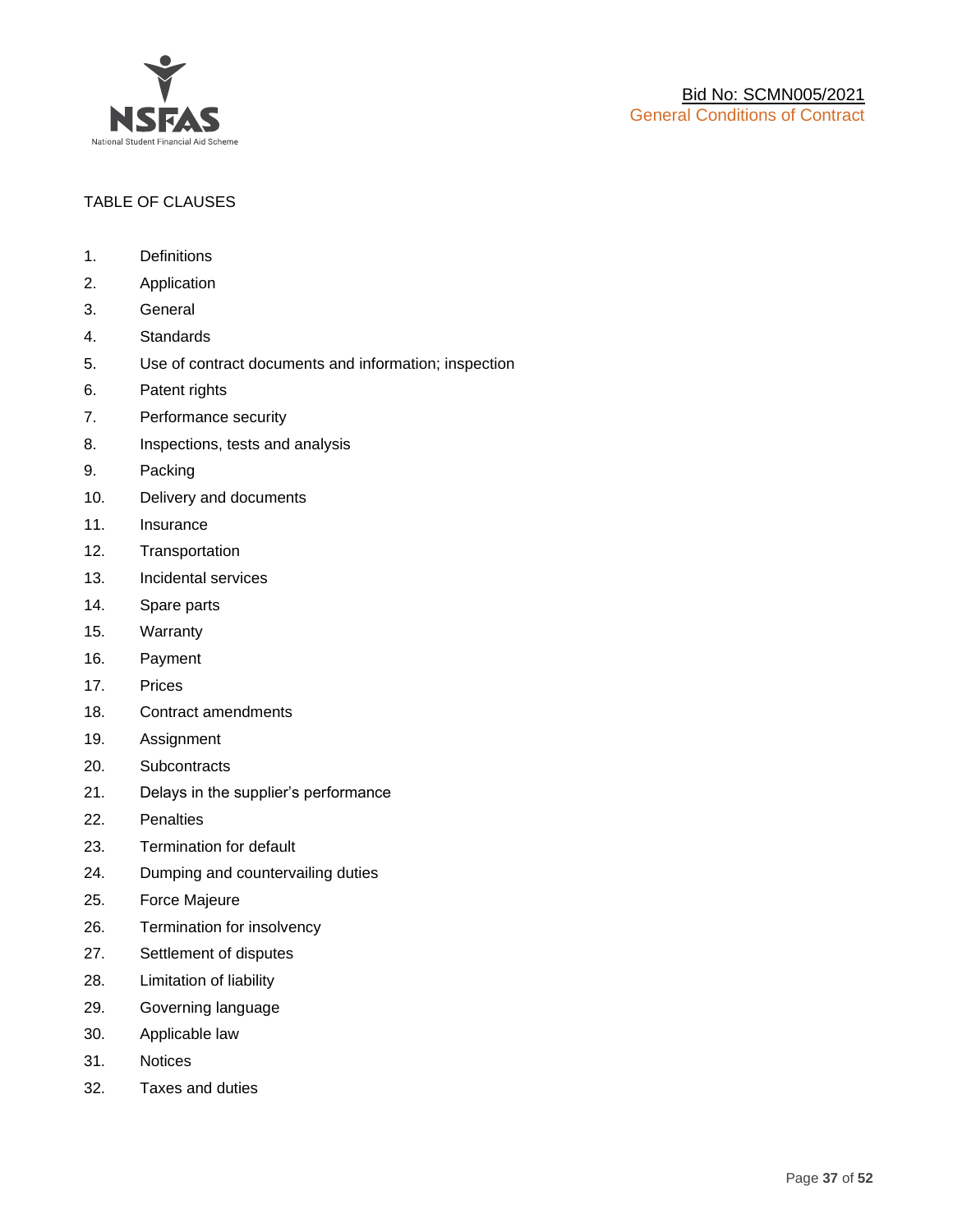TABLE OF CLAUSES

1. Definitions
2. Application
3. General
4. Standards
5. Use of contract documents and information; inspection
6. Patent rights
7. Performance security
8. Inspections, tests and analysis
9. Packing
10. Delivery and documents
11. Insurance
12. Transportation
13. Incidental services
14. Spare parts
15. Warranty
16. Payment
17. Prices
18. Contract amendments
19. Assignment
20. Subcontracts
21. Delays in the supplier's performance
22. Penalties
23. Termination for default
24. Dumping and countervailing duties
25. Force Majeure
26. Termination for insolvency
27. Settlement of disputes
28. Limitation of liability
29. Governing language
30. Applicable law
31. Notices
32. Taxes and duties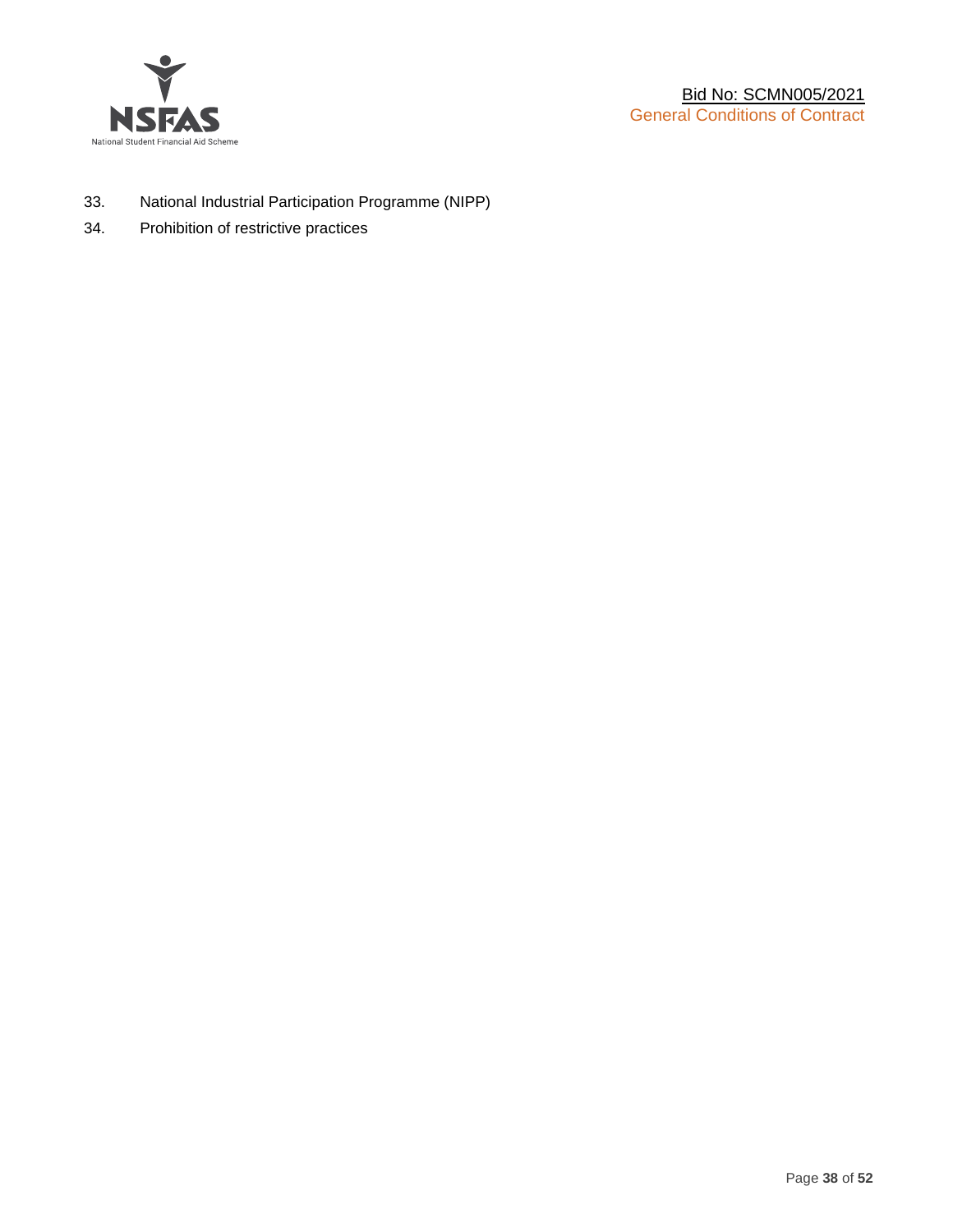33. National Industrial Participation Programme (NIPP)
34. Prohibition of restrictive practices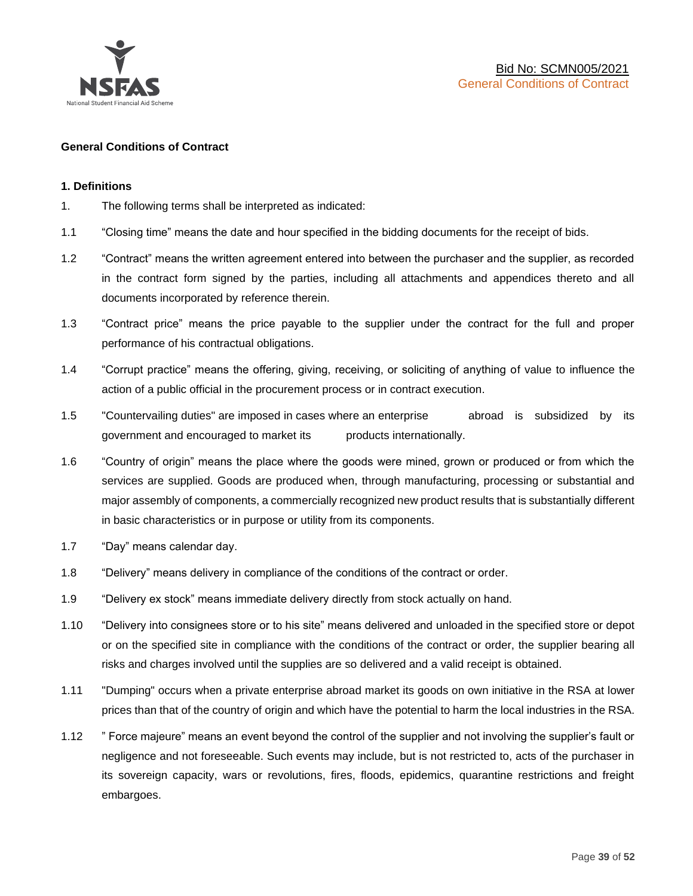**General Conditions of Contract**

**1. Definitions**

1. The following terms shall be interpreted as indicated:

1.1 "Closing time" means the date and hour specified in the bidding documents for the receipt of bids.

1.2 "Contract" means the written agreement entered into between the purchaser and the supplier, as recorded in the contract form signed by the parties, including all attachments and appendices thereto and all documents incorporated by reference therein.

1.3 "Contract price" means the price payable to the supplier under the contract for the full and proper performance of his contractual obligations.

1.4 "Corrupt practice" means the offering, giving, receiving, or soliciting of anything of value to influence the action of a public official in the procurement process or in contract execution.

1.5 "Countervailing duties" are imposed in cases where an enterprise abroad is subsidized by its government and encouraged to market its products internationally.

1.6 "Country of origin" means the place where the goods were mined, grown or produced or from which the services are supplied. Goods are produced when, through manufacturing, processing or substantial and major assembly of components, a commercially recognized new product results that is substantially different in basic characteristics or in purpose or utility from its components.

1.7 "Day" means calendar day.

1.8 "Delivery" means delivery in compliance of the conditions of the contract or order.

1.9 "Delivery ex stock" means immediate delivery directly from stock actually on hand.

1.10 "Delivery into consignees store or to his site" means delivered and unloaded in the specified store or depot or on the specified site in compliance with the conditions of the contract or order, the supplier bearing all risks and charges involved until the supplies are so delivered and a valid receipt is obtained.

1.11 "Dumping" occurs when a private enterprise abroad market its goods on own initiative in the RSA at lower prices than that of the country of origin and which have the potential to harm the local industries in the RSA.

1.12 " Force majeure" means an event beyond the control of the supplier and not involving the supplier's fault or negligence and not foreseeable. Such events may include, but is not restricted to, acts of the purchaser in its sovereign capacity, wars or revolutions, fires, floods, epidemics, quarantine restrictions and freight embargoes.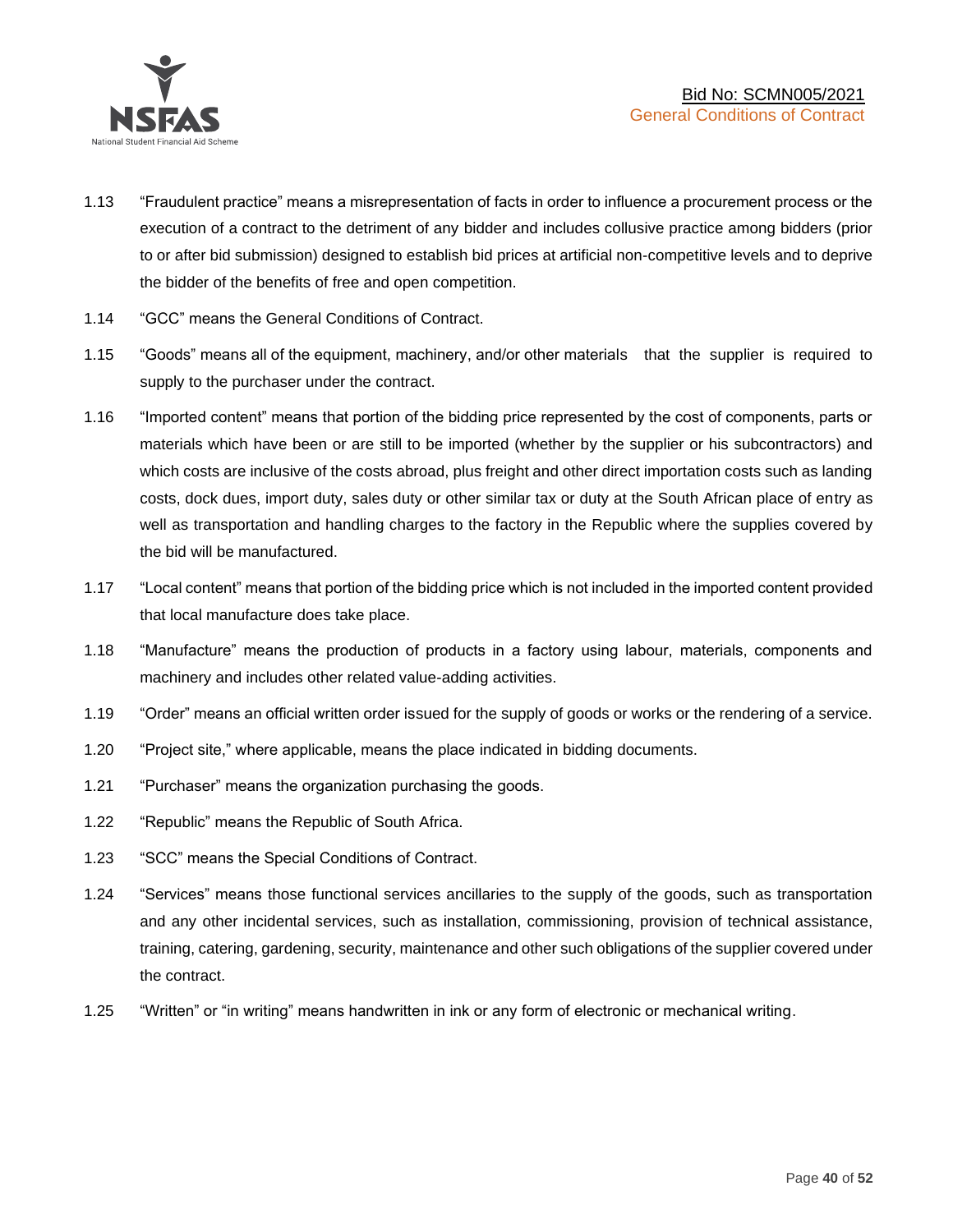1.13 “Fraudulent practice” means a misrepresentation of facts in order to influence a procurement process or the execution of a contract to the detriment of any bidder and includes collusive practice among bidders (prior to or after bid submission) designed to establish bid prices at artificial non-competitive levels and to deprive the bidder of the benefits of free and open competition.

1.14 “GCC” means the General Conditions of Contract.

1.15 “Goods” means all of the equipment, machinery, and/or other materials that the supplier is required to supply to the purchaser under the contract.

1.16 “Imported content” means that portion of the bidding price represented by the cost of components, parts or materials which have been or are still to be imported (whether by the supplier or his subcontractors) and which costs are inclusive of the costs abroad, plus freight and other direct importation costs such as landing costs, dock dues, import duty, sales duty or other similar tax or duty at the South African place of entry as well as transportation and handling charges to the factory in the Republic where the supplies covered by the bid will be manufactured.

1.17 “Local content” means that portion of the bidding price which is not included in the imported content provided that local manufacture does take place.

1.18 “Manufacture” means the production of products in a factory using labour, materials, components and machinery and includes other related value-adding activities.

1.19 “Order” means an official written order issued for the supply of goods or works or the rendering of a service.

1.20 “Project site,” where applicable, means the place indicated in bidding documents.

1.21 “Purchaser” means the organization purchasing the goods.

1.22 “Republic” means the Republic of South Africa.

1.23 “SCC” means the Special Conditions of Contract.

1.24 “Services” means those functional services ancillaries to the supply of the goods, such as transportation and any other incidental services, such as installation, commissioning, provision of technical assistance, training, catering, gardening, security, maintenance and other such obligations of the supplier covered under the contract.

1.25 “Written” or “in writing” means handwritten in ink or any form of electronic or mechanical writing.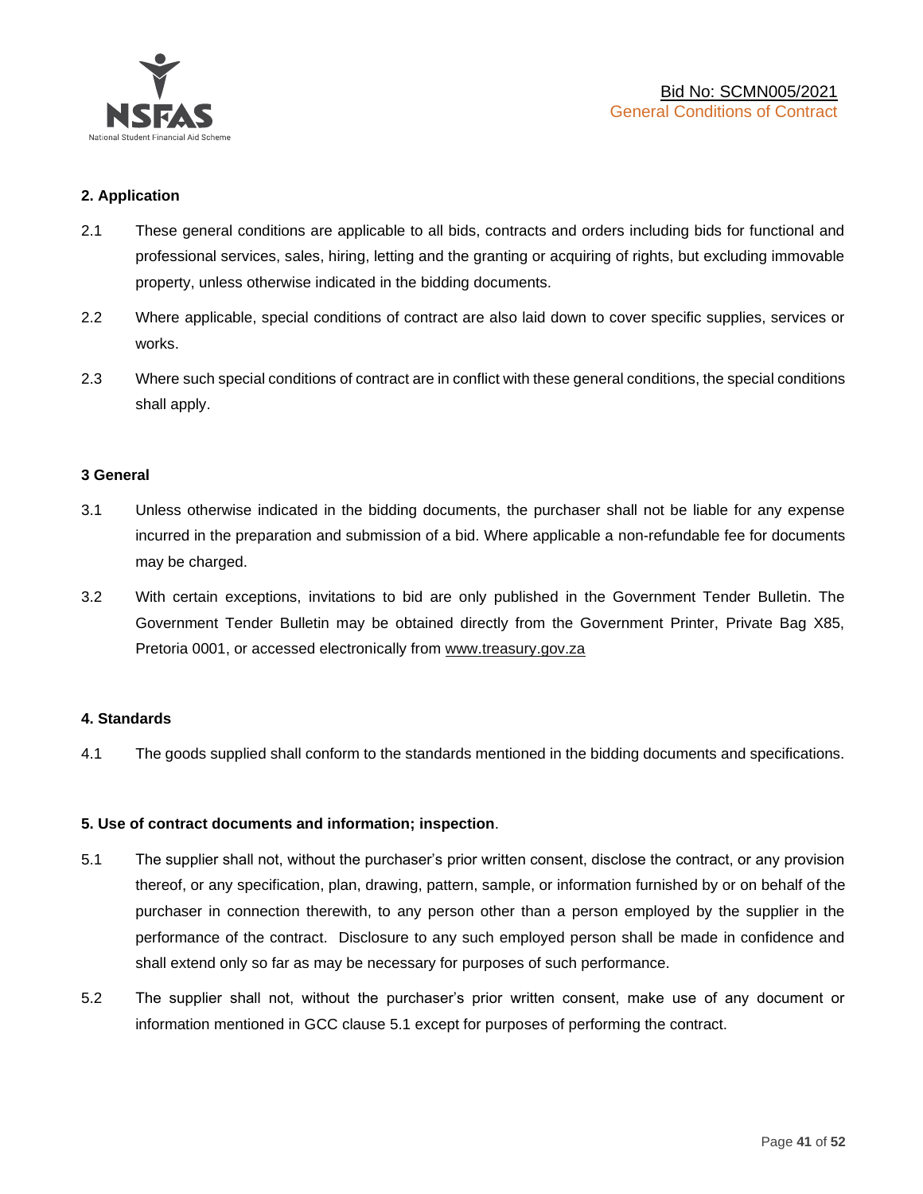## 2. Application

2.1 These general conditions are applicable to all bids, contracts and orders including bids for functional and professional services, sales, hiring, letting and the granting or acquiring of rights, but excluding immovable property, unless otherwise indicated in the bidding documents.

2.2 Where applicable, special conditions of contract are also laid down to cover specific supplies, services or works.

2.3 Where such special conditions of contract are in conflict with these general conditions, the special conditions shall apply.

## 3 General

3.1 Unless otherwise indicated in the bidding documents, the purchaser shall not be liable for any expense incurred in the preparation and submission of a bid. Where applicable a non-refundable fee for documents may be charged.

3.2 With certain exceptions, invitations to bid are only published in the Government Tender Bulletin. The Government Tender Bulletin may be obtained directly from the Government Printer, Private Bag X85, Pretoria 0001, or accessed electronically from www.treasury.gov.za

## 4. Standards

4.1 The goods supplied shall conform to the standards mentioned in the bidding documents and specifications.

## 5. Use of contract documents and information; inspection.

5.1 The supplier shall not, without the purchaser's prior written consent, disclose the contract, or any provision thereof, or any specification, plan, drawing, pattern, sample, or information furnished by or on behalf of the purchaser in connection therewith, to any person other than a person employed by the supplier in the performance of the contract. Disclosure to any such employed person shall be made in confidence and shall extend only so far as may be necessary for purposes of such performance.

5.2 The supplier shall not, without the purchaser's prior written consent, make use of any document or information mentioned in GCC clause 5.1 except for purposes of performing the contract.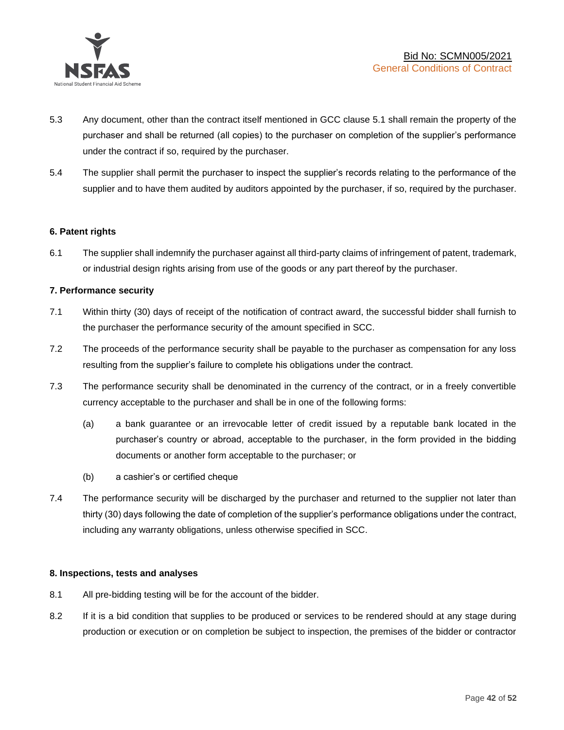5.3 Any document, other than the contract itself mentioned in GCC clause 5.1 shall remain the property of the purchaser and shall be returned (all copies) to the purchaser on completion of the supplier's performance under the contract if so, required by the purchaser.

5.4 The supplier shall permit the purchaser to inspect the supplier's records relating to the performance of the supplier and to have them audited by auditors appointed by the purchaser, if so, required by the purchaser.

**6. Patent rights**

6.1 The supplier shall indemnify the purchaser against all third-party claims of infringement of patent, trademark, or industrial design rights arising from use of the goods or any part thereof by the purchaser.

**7. Performance security**

7.1 Within thirty (30) days of receipt of the notification of contract award, the successful bidder shall furnish to the purchaser the performance security of the amount specified in SCC.

7.2 The proceeds of the performance security shall be payable to the purchaser as compensation for any loss resulting from the supplier's failure to complete his obligations under the contract.

7.3 The performance security shall be denominated in the currency of the contract, or in a freely convertible currency acceptable to the purchaser and shall be in one of the following forms:

(a) a bank guarantee or an irrevocable letter of credit issued by a reputable bank located in the purchaser's country or abroad, acceptable to the purchaser, in the form provided in the bidding documents or another form acceptable to the purchaser; or

(b) a cashier's or certified cheque

7.4 The performance security will be discharged by the purchaser and returned to the supplier not later than thirty (30) days following the date of completion of the supplier's performance obligations under the contract, including any warranty obligations, unless otherwise specified in SCC.

**8. Inspections, tests and analyses**

8.1 All pre-bidding testing will be for the account of the bidder.

8.2 If it is a bid condition that supplies to be produced or services to be rendered should at any stage during production or execution or on completion be subject to inspection, the premises of the bidder or contractor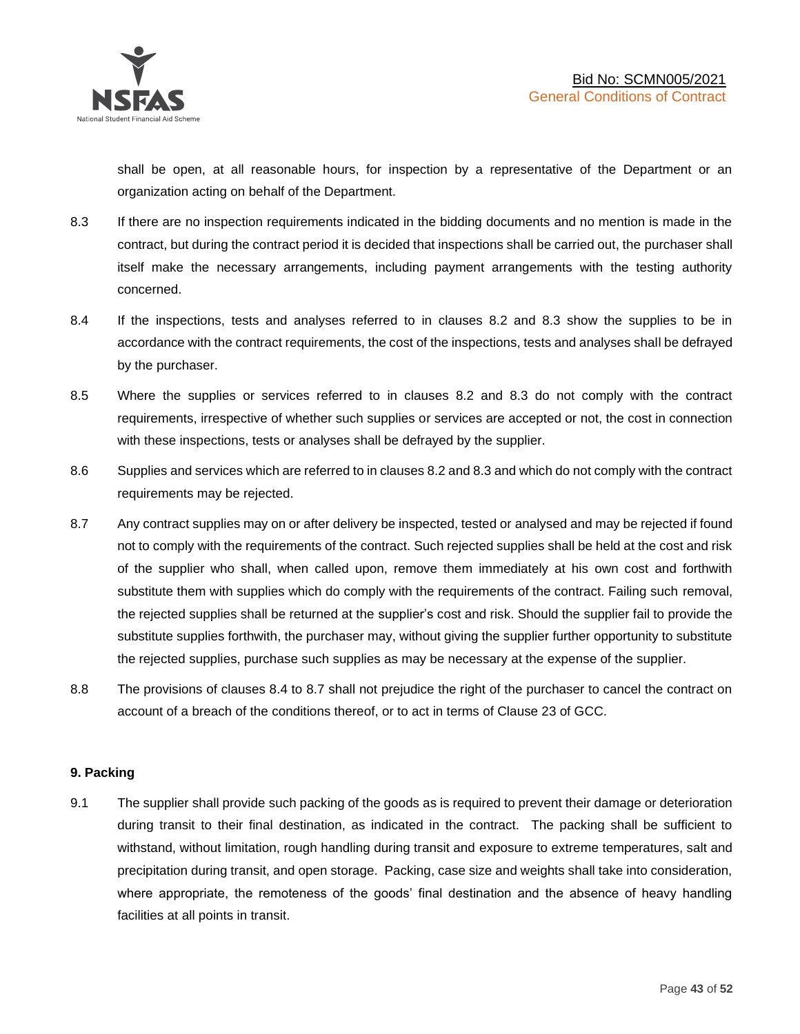shall be open, at all reasonable hours, for inspection by a representative of the Department or an organization acting on behalf of the Department.

8.3 If there are no inspection requirements indicated in the bidding documents and no mention is made in the contract, but during the contract period it is decided that inspections shall be carried out, the purchaser shall itself make the necessary arrangements, including payment arrangements with the testing authority concerned.

8.4 If the inspections, tests and analyses referred to in clauses 8.2 and 8.3 show the supplies to be in accordance with the contract requirements, the cost of the inspections, tests and analyses shall be defrayed by the purchaser.

8.5 Where the supplies or services referred to in clauses 8.2 and 8.3 do not comply with the contract requirements, irrespective of whether such supplies or services are accepted or not, the cost in connection with these inspections, tests or analyses shall be defrayed by the supplier.

8.6 Supplies and services which are referred to in clauses 8.2 and 8.3 and which do not comply with the contract requirements may be rejected.

8.7 Any contract supplies may on or after delivery be inspected, tested or analysed and may be rejected if found not to comply with the requirements of the contract. Such rejected supplies shall be held at the cost and risk of the supplier who shall, when called upon, remove them immediately at his own cost and forthwith substitute them with supplies which do comply with the requirements of the contract. Failing such removal, the rejected supplies shall be returned at the supplier's cost and risk. Should the supplier fail to provide the substitute supplies forthwith, the purchaser may, without giving the supplier further opportunity to substitute the rejected supplies, purchase such supplies as may be necessary at the expense of the supplier.

8.8 The provisions of clauses 8.4 to 8.7 shall not prejudice the right of the purchaser to cancel the contract on account of a breach of the conditions thereof, or to act in terms of Clause 23 of GCC.

**9. Packing**

9.1 The supplier shall provide such packing of the goods as is required to prevent their damage or deterioration during transit to their final destination, as indicated in the contract. The packing shall be sufficient to withstand, without limitation, rough handling during transit and exposure to extreme temperatures, salt and precipitation during transit, and open storage. Packing, case size and weights shall take into consideration, where appropriate, the remoteness of the goods' final destination and the absence of heavy handling facilities at all points in transit.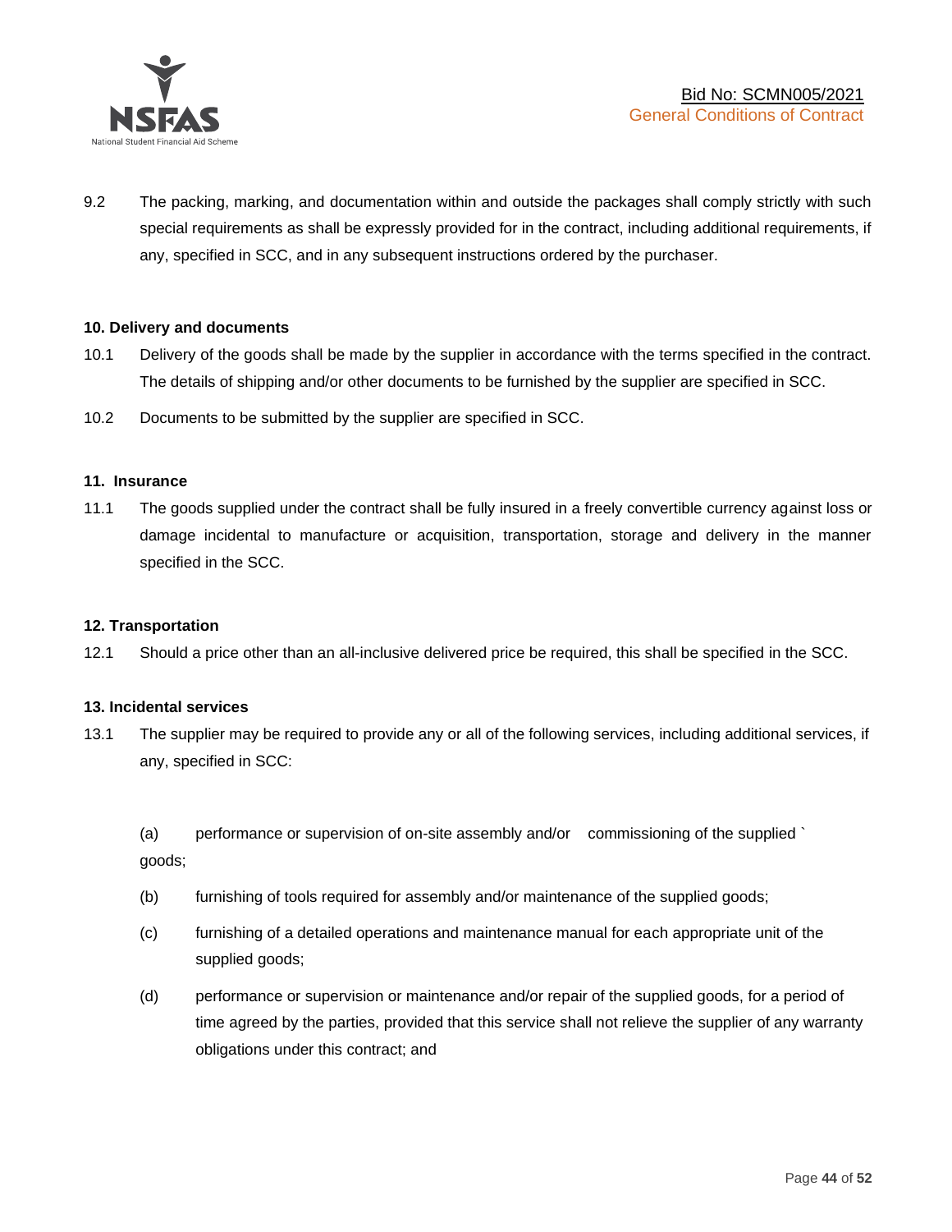9.2 The packing, marking, and documentation within and outside the packages shall comply strictly with such special requirements as shall be expressly provided for in the contract, including additional requirements, if any, specified in SCC, and in any subsequent instructions ordered by the purchaser.

**10. Delivery and documents**

10.1 Delivery of the goods shall be made by the supplier in accordance with the terms specified in the contract. The details of shipping and/or other documents to be furnished by the supplier are specified in SCC.

10.2 Documents to be submitted by the supplier are specified in SCC.

**11. Insurance**

11.1 The goods supplied under the contract shall be fully insured in a freely convertible currency against loss or damage incidental to manufacture or acquisition, transportation, storage and delivery in the manner specified in the SCC.

**12. Transportation**

12.1 Should a price other than an all-inclusive delivered price be required, this shall be specified in the SCC.

**13. Incidental services**

13.1 The supplier may be required to provide any or all of the following services, including additional services, if any, specified in SCC:

(a) performance or supervision of on-site assembly and/or commissioning of the supplied ` goods;

(b) furnishing of tools required for assembly and/or maintenance of the supplied goods;

(c) furnishing of a detailed operations and maintenance manual for each appropriate unit of the supplied goods;

(d) performance or supervision or maintenance and/or repair of the supplied goods, for a period of time agreed by the parties, provided that this service shall not relieve the supplier of any warranty obligations under this contract; and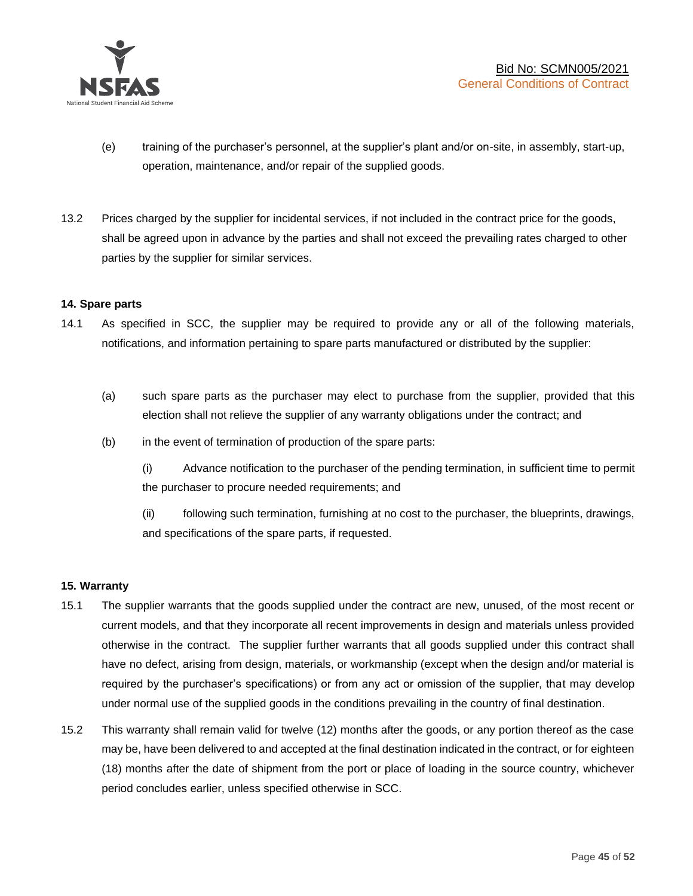(e) training of the purchaser's personnel, at the supplier's plant and/or on-site, in assembly, start-up, operation, maintenance, and/or repair of the supplied goods.

13.2 Prices charged by the supplier for incidental services, if not included in the contract price for the goods, shall be agreed upon in advance by the parties and shall not exceed the prevailing rates charged to other parties by the supplier for similar services.

**14. Spare parts**

14.1 As specified in SCC, the supplier may be required to provide any or all of the following materials, notifications, and information pertaining to spare parts manufactured or distributed by the supplier:

(a) such spare parts as the purchaser may elect to purchase from the supplier, provided that this election shall not relieve the supplier of any warranty obligations under the contract; and

(b) in the event of termination of production of the spare parts:

(i) Advance notification to the purchaser of the pending termination, in sufficient time to permit the purchaser to procure needed requirements; and

(ii) following such termination, furnishing at no cost to the purchaser, the blueprints, drawings, and specifications of the spare parts, if requested.

**15. Warranty**

15.1 The supplier warrants that the goods supplied under the contract are new, unused, of the most recent or current models, and that they incorporate all recent improvements in design and materials unless provided otherwise in the contract. The supplier further warrants that all goods supplied under this contract shall have no defect, arising from design, materials, or workmanship (except when the design and/or material is required by the purchaser's specifications) or from any act or omission of the supplier, that may develop under normal use of the supplied goods in the conditions prevailing in the country of final destination.

15.2 This warranty shall remain valid for twelve (12) months after the goods, or any portion thereof as the case may be, have been delivered to and accepted at the final destination indicated in the contract, or for eighteen (18) months after the date of shipment from the port or place of loading in the source country, whichever period concludes earlier, unless specified otherwise in SCC.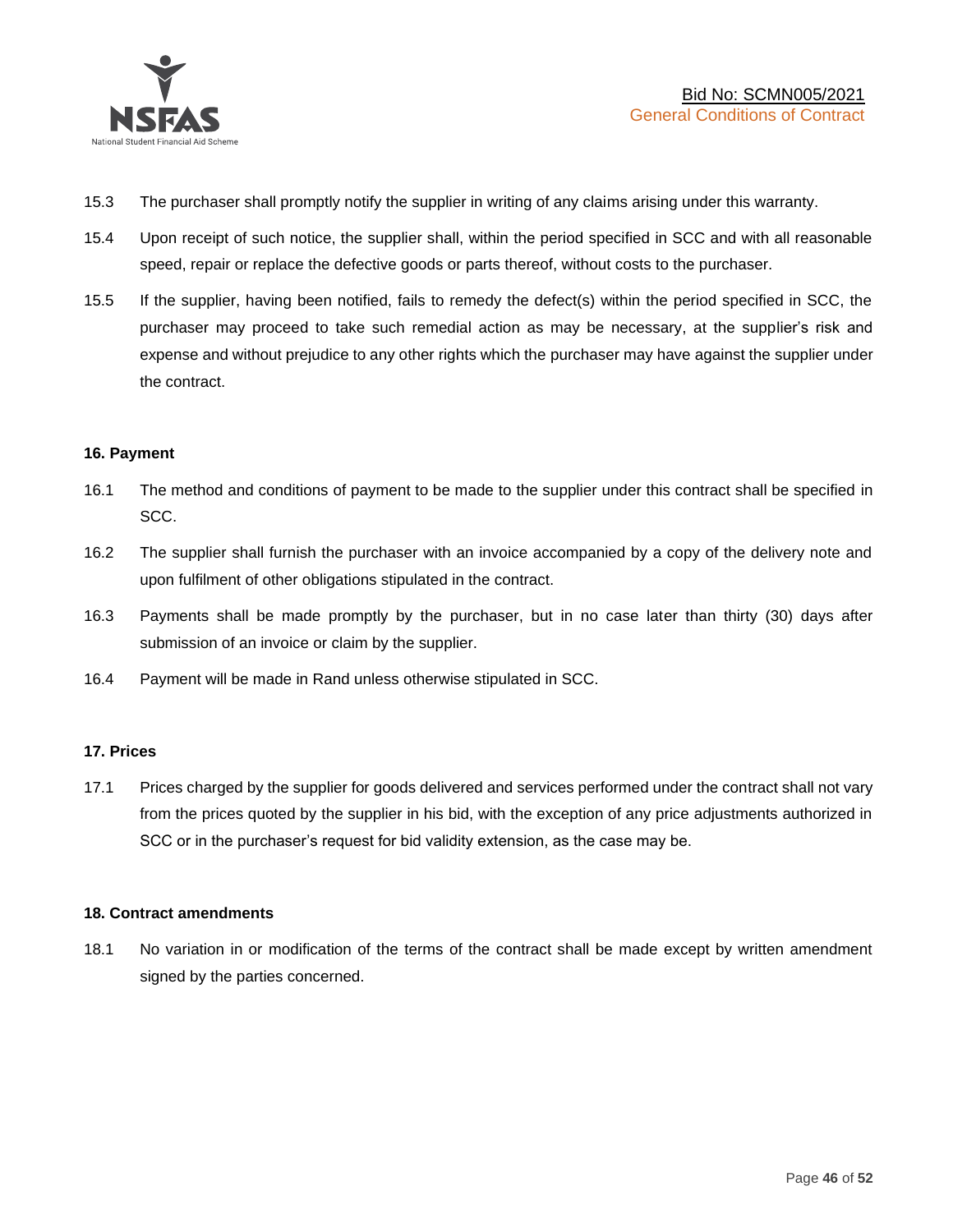15.3 The purchaser shall promptly notify the supplier in writing of any claims arising under this warranty.

15.4 Upon receipt of such notice, the supplier shall, within the period specified in SCC and with all reasonable speed, repair or replace the defective goods or parts thereof, without costs to the purchaser.

15.5 If the supplier, having been notified, fails to remedy the defect(s) within the period specified in SCC, the purchaser may proceed to take such remedial action as may be necessary, at the supplier's risk and expense and without prejudice to any other rights which the purchaser may have against the supplier under the contract.

**16. Payment**

16.1 The method and conditions of payment to be made to the supplier under this contract shall be specified in SCC.

16.2 The supplier shall furnish the purchaser with an invoice accompanied by a copy of the delivery note and upon fulfilment of other obligations stipulated in the contract.

16.3 Payments shall be made promptly by the purchaser, but in no case later than thirty (30) days after submission of an invoice or claim by the supplier.

16.4 Payment will be made in Rand unless otherwise stipulated in SCC.

**17. Prices**

17.1 Prices charged by the supplier for goods delivered and services performed under the contract shall not vary from the prices quoted by the supplier in his bid, with the exception of any price adjustments authorized in SCC or in the purchaser's request for bid validity extension, as the case may be.

**18. Contract amendments**

18.1 No variation in or modification of the terms of the contract shall be made except by written amendment signed by the parties concerned.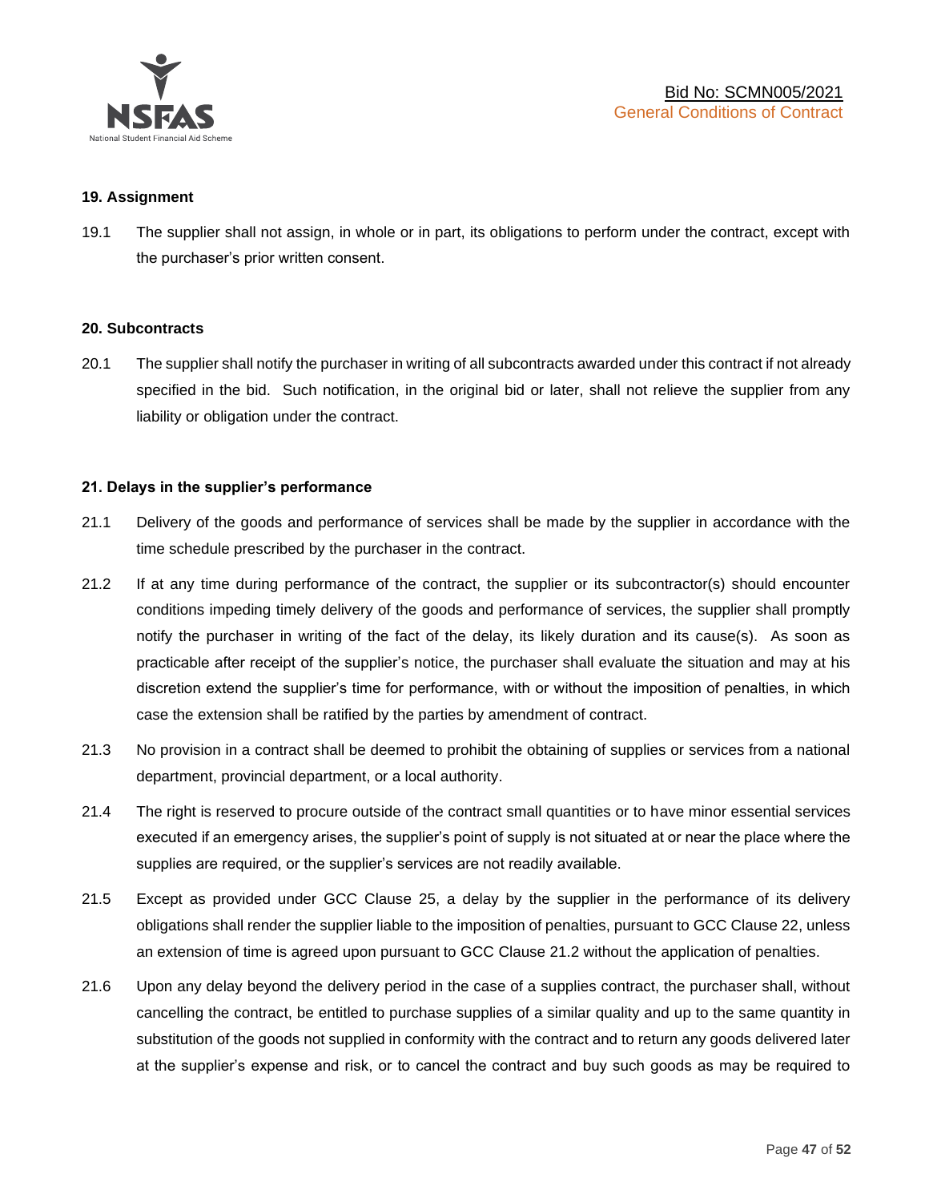### 19. Assignment

19.1 The supplier shall not assign, in whole or in part, its obligations to perform under the contract, except with the purchaser's prior written consent.

### 20. Subcontracts

20.1 The supplier shall notify the purchaser in writing of all subcontracts awarded under this contract if not already specified in the bid. Such notification, in the original bid or later, shall not relieve the supplier from any liability or obligation under the contract.

### 21. Delays in the supplier's performance

21.1 Delivery of the goods and performance of services shall be made by the supplier in accordance with the time schedule prescribed by the purchaser in the contract.

21.2 If at any time during performance of the contract, the supplier or its subcontractor(s) should encounter conditions impeding timely delivery of the goods and performance of services, the supplier shall promptly notify the purchaser in writing of the fact of the delay, its likely duration and its cause(s). As soon as practicable after receipt of the supplier's notice, the purchaser shall evaluate the situation and may at his discretion extend the supplier's time for performance, with or without the imposition of penalties, in which case the extension shall be ratified by the parties by amendment of contract.

21.3 No provision in a contract shall be deemed to prohibit the obtaining of supplies or services from a national department, provincial department, or a local authority.

21.4 The right is reserved to procure outside of the contract small quantities or to have minor essential services executed if an emergency arises, the supplier's point of supply is not situated at or near the place where the supplies are required, or the supplier's services are not readily available.

21.5 Except as provided under GCC Clause 25, a delay by the supplier in the performance of its delivery obligations shall render the supplier liable to the imposition of penalties, pursuant to GCC Clause 22, unless an extension of time is agreed upon pursuant to GCC Clause 21.2 without the application of penalties.

21.6 Upon any delay beyond the delivery period in the case of a supplies contract, the purchaser shall, without cancelling the contract, be entitled to purchase supplies of a similar quality and up to the same quantity in substitution of the goods not supplied in conformity with the contract and to return any goods delivered later at the supplier's expense and risk, or to cancel the contract and buy such goods as may be required to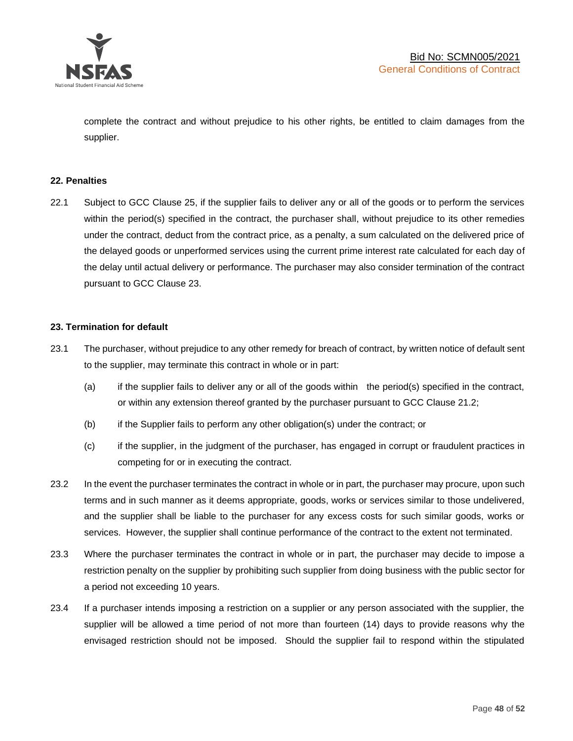complete the contract and without prejudice to his other rights, be entitled to claim damages from the supplier.

**22. Penalties**

22.1 Subject to GCC Clause 25, if the supplier fails to deliver any or all of the goods or to perform the services within the period(s) specified in the contract, the purchaser shall, without prejudice to its other remedies under the contract, deduct from the contract price, as a penalty, a sum calculated on the delivered price of the delayed goods or unperformed services using the current prime interest rate calculated for each day of the delay until actual delivery or performance. The purchaser may also consider termination of the contract pursuant to GCC Clause 23.

**23. Termination for default**

23.1 The purchaser, without prejudice to any other remedy for breach of contract, by written notice of default sent to the supplier, may terminate this contract in whole or in part:

(a) if the supplier fails to deliver any or all of the goods within the period(s) specified in the contract, or within any extension thereof granted by the purchaser pursuant to GCC Clause 21.2;

(b) if the Supplier fails to perform any other obligation(s) under the contract; or

(c) if the supplier, in the judgment of the purchaser, has engaged in corrupt or fraudulent practices in competing for or in executing the contract.

23.2 In the event the purchaser terminates the contract in whole or in part, the purchaser may procure, upon such terms and in such manner as it deems appropriate, goods, works or services similar to those undelivered, and the supplier shall be liable to the purchaser for any excess costs for such similar goods, works or services. However, the supplier shall continue performance of the contract to the extent not terminated.

23.3 Where the purchaser terminates the contract in whole or in part, the purchaser may decide to impose a restriction penalty on the supplier by prohibiting such supplier from doing business with the public sector for a period not exceeding 10 years.

23.4 If a purchaser intends imposing a restriction on a supplier or any person associated with the supplier, the supplier will be allowed a time period of not more than fourteen (14) days to provide reasons why the envisaged restriction should not be imposed. Should the supplier fail to respond within the stipulated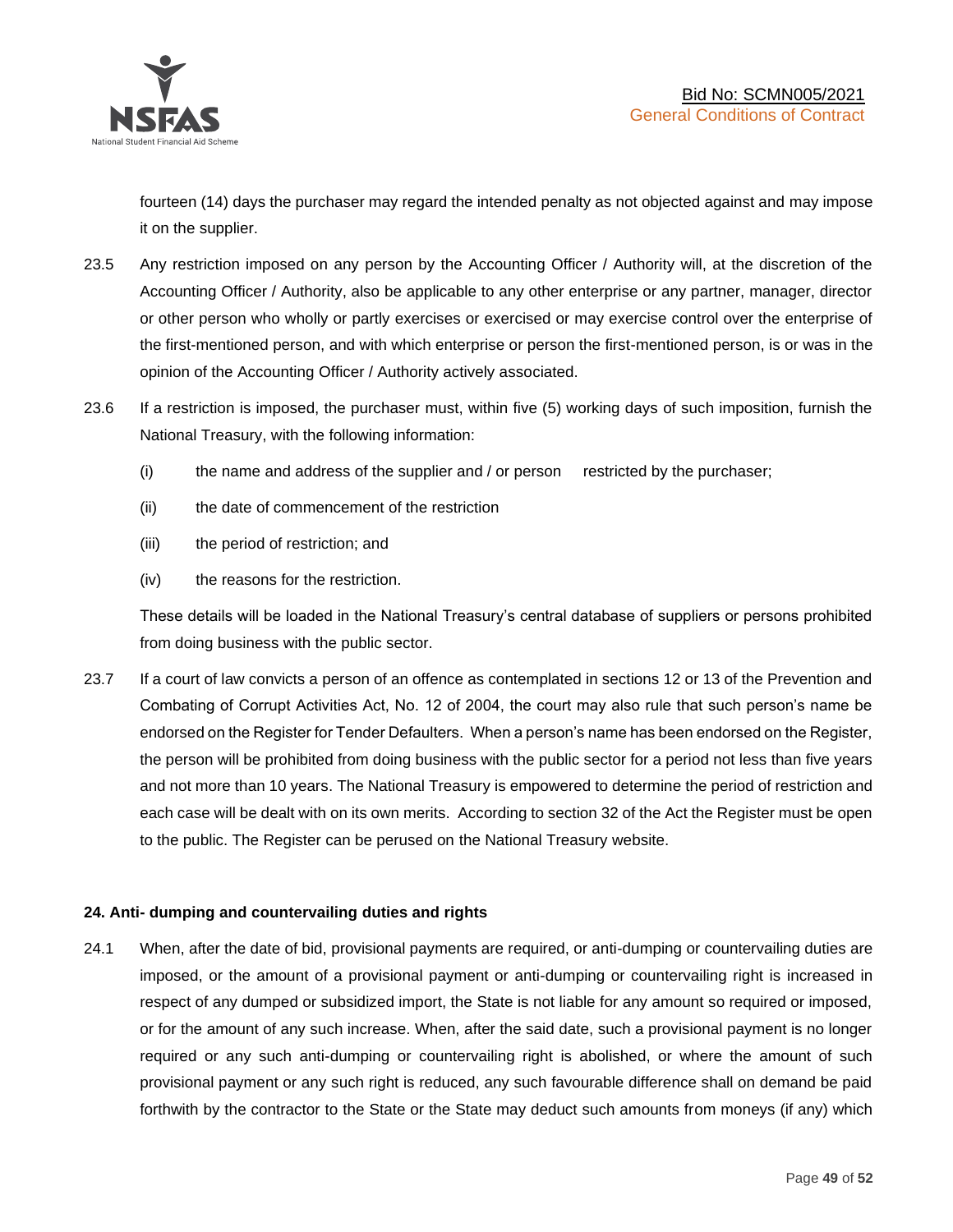fourteen (14) days the purchaser may regard the intended penalty as not objected against and may impose it on the supplier.

23.5 Any restriction imposed on any person by the Accounting Officer / Authority will, at the discretion of the Accounting Officer / Authority, also be applicable to any other enterprise or any partner, manager, director or other person who wholly or partly exercises or exercised or may exercise control over the enterprise of the first-mentioned person, and with which enterprise or person the first-mentioned person, is or was in the opinion of the Accounting Officer / Authority actively associated.

23.6 If a restriction is imposed, the purchaser must, within five (5) working days of such imposition, furnish the National Treasury, with the following information:

(i) the name and address of the supplier and / or person restricted by the purchaser;

(ii) the date of commencement of the restriction

(iii) the period of restriction; and

(iv) the reasons for the restriction.

These details will be loaded in the National Treasury's central database of suppliers or persons prohibited from doing business with the public sector.

23.7 If a court of law convicts a person of an offence as contemplated in sections 12 or 13 of the Prevention and Combating of Corrupt Activities Act, No. 12 of 2004, the court may also rule that such person's name be endorsed on the Register for Tender Defaulters. When a person's name has been endorsed on the Register, the person will be prohibited from doing business with the public sector for a period not less than five years and not more than 10 years. The National Treasury is empowered to determine the period of restriction and each case will be dealt with on its own merits. According to section 32 of the Act the Register must be open to the public. The Register can be perused on the National Treasury website.

**24. Anti- dumping and countervailing duties and rights**

24.1 When, after the date of bid, provisional payments are required, or anti-dumping or countervailing duties are imposed, or the amount of a provisional payment or anti-dumping or countervailing right is increased in respect of any dumped or subsidized import, the State is not liable for any amount so required or imposed, or for the amount of any such increase. When, after the said date, such a provisional payment is no longer required or any such anti-dumping or countervailing right is abolished, or where the amount of such provisional payment or any such right is reduced, any such favourable difference shall on demand be paid forthwith by the contractor to the State or the State may deduct such amounts from moneys (if any) which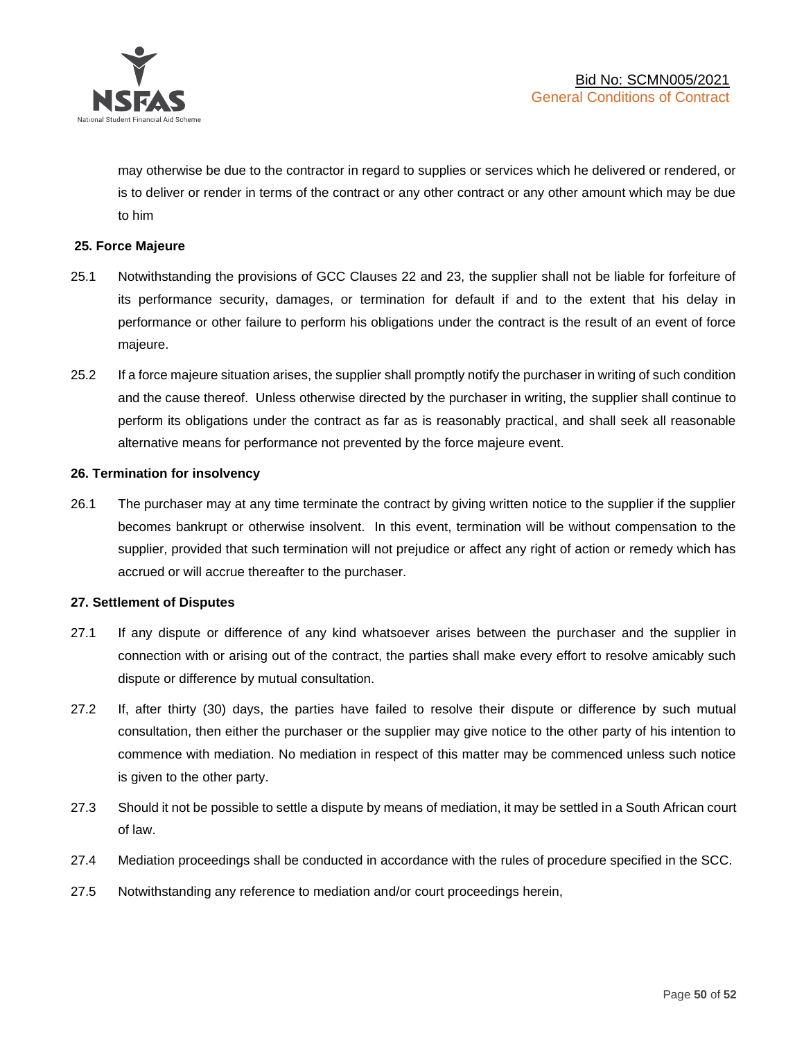may otherwise be due to the contractor in regard to supplies or services which he delivered or rendered, or is to deliver or render in terms of the contract or any other contract or any other amount which may be due to him

**25. Force Majeure**

25.1 Notwithstanding the provisions of GCC Clauses 22 and 23, the supplier shall not be liable for forfeiture of its performance security, damages, or termination for default if and to the extent that his delay in performance or other failure to perform his obligations under the contract is the result of an event of force majeure.

25.2 If a force majeure situation arises, the supplier shall promptly notify the purchaser in writing of such condition and the cause thereof. Unless otherwise directed by the purchaser in writing, the supplier shall continue to perform its obligations under the contract as far as is reasonably practical, and shall seek all reasonable alternative means for performance not prevented by the force majeure event.

**26. Termination for insolvency**

26.1 The purchaser may at any time terminate the contract by giving written notice to the supplier if the supplier becomes bankrupt or otherwise insolvent. In this event, termination will be without compensation to the supplier, provided that such termination will not prejudice or affect any right of action or remedy which has accrued or will accrue thereafter to the purchaser.

**27. Settlement of Disputes**

27.1 If any dispute or difference of any kind whatsoever arises between the purchaser and the supplier in connection with or arising out of the contract, the parties shall make every effort to resolve amicably such dispute or difference by mutual consultation.

27.2 If, after thirty (30) days, the parties have failed to resolve their dispute or difference by such mutual consultation, then either the purchaser or the supplier may give notice to the other party of his intention to commence with mediation. No mediation in respect of this matter may be commenced unless such notice is given to the other party.

27.3 Should it not be possible to settle a dispute by means of mediation, it may be settled in a South African court of law.

27.4 Mediation proceedings shall be conducted in accordance with the rules of procedure specified in the SCC.

27.5 Notwithstanding any reference to mediation and/or court proceedings herein,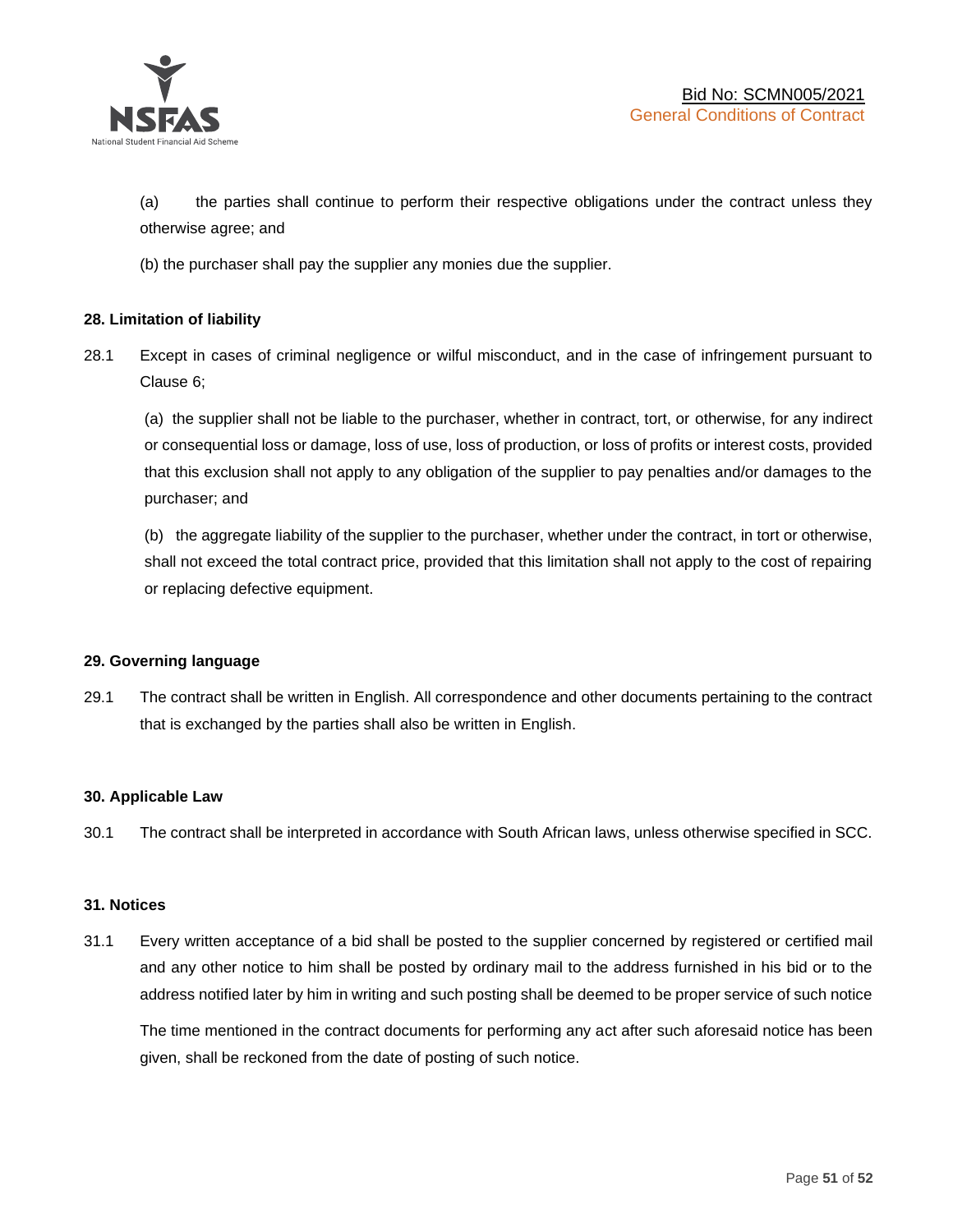(a) the parties shall continue to perform their respective obligations under the contract unless they otherwise agree; and

(b) the purchaser shall pay the supplier any monies due the supplier.

**28. Limitation of liability**

28.1 Except in cases of criminal negligence or wilful misconduct, and in the case of infringement pursuant to Clause 6;

(a) the supplier shall not be liable to the purchaser, whether in contract, tort, or otherwise, for any indirect or consequential loss or damage, loss of use, loss of production, or loss of profits or interest costs, provided that this exclusion shall not apply to any obligation of the supplier to pay penalties and/or damages to the purchaser; and

(b) the aggregate liability of the supplier to the purchaser, whether under the contract, in tort or otherwise, shall not exceed the total contract price, provided that this limitation shall not apply to the cost of repairing or replacing defective equipment.

**29. Governing language**

29.1 The contract shall be written in English. All correspondence and other documents pertaining to the contract that is exchanged by the parties shall also be written in English.

**30. Applicable Law**

30.1 The contract shall be interpreted in accordance with South African laws, unless otherwise specified in SCC.

**31. Notices**

31.1 Every written acceptance of a bid shall be posted to the supplier concerned by registered or certified mail and any other notice to him shall be posted by ordinary mail to the address furnished in his bid or to the address notified later by him in writing and such posting shall be deemed to be proper service of such notice

The time mentioned in the contract documents for performing any act after such aforesaid notice has been given, shall be reckoned from the date of posting of such notice.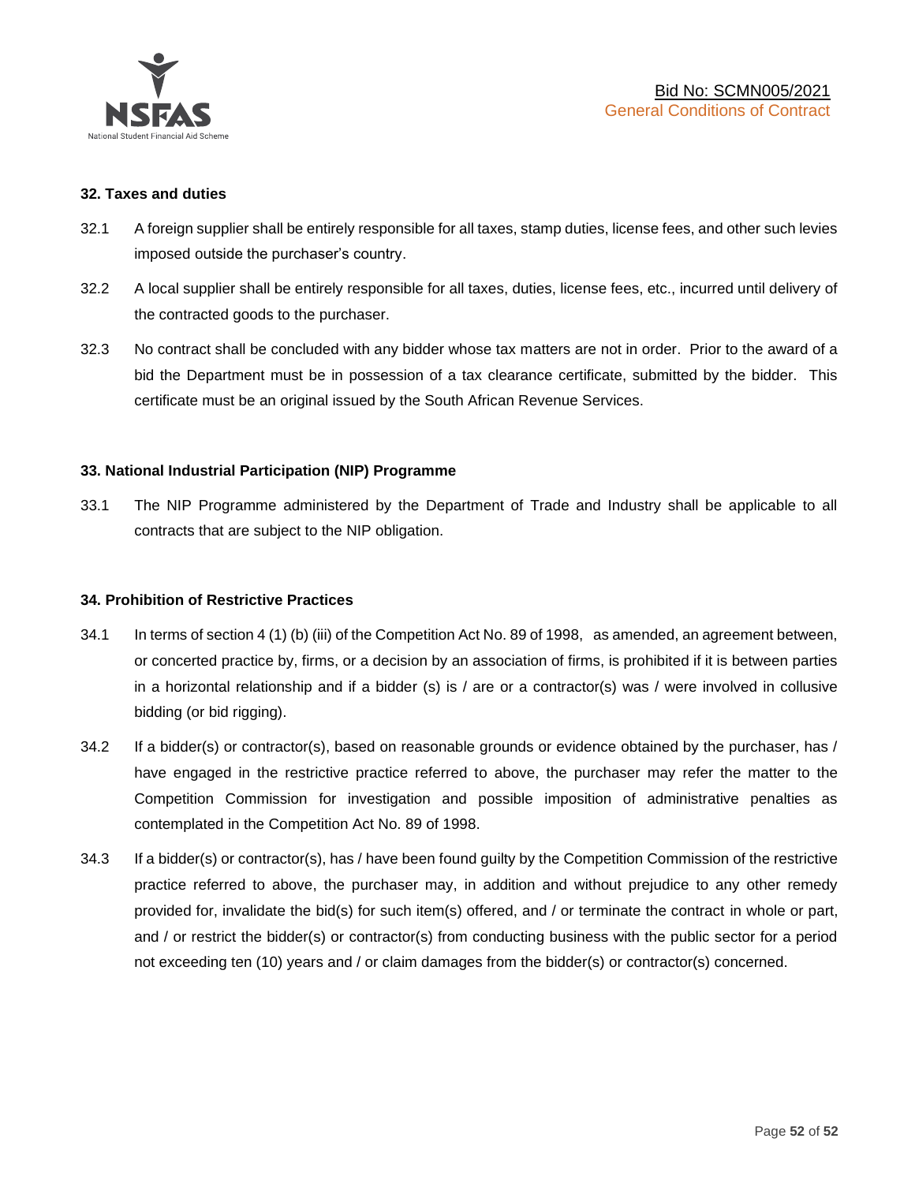**32. Taxes and duties**

32.1 A foreign supplier shall be entirely responsible for all taxes, stamp duties, license fees, and other such levies imposed outside the purchaser's country.

32.2 A local supplier shall be entirely responsible for all taxes, duties, license fees, etc., incurred until delivery of the contracted goods to the purchaser.

32.3 No contract shall be concluded with any bidder whose tax matters are not in order. Prior to the award of a bid the Department must be in possession of a tax clearance certificate, submitted by the bidder. This certificate must be an original issued by the South African Revenue Services.

**33. National Industrial Participation (NIP) Programme**

33.1 The NIP Programme administered by the Department of Trade and Industry shall be applicable to all contracts that are subject to the NIP obligation.

**34. Prohibition of Restrictive Practices**

34.1 In terms of section 4 (1) (b) (iii) of the Competition Act No. 89 of 1998, as amended, an agreement between, or concerted practice by, firms, or a decision by an association of firms, is prohibited if it is between parties in a horizontal relationship and if a bidder (s) is / are or a contractor(s) was / were involved in collusive bidding (or bid rigging).

34.2 If a bidder(s) or contractor(s), based on reasonable grounds or evidence obtained by the purchaser, has / have engaged in the restrictive practice referred to above, the purchaser may refer the matter to the Competition Commission for investigation and possible imposition of administrative penalties as contemplated in the Competition Act No. 89 of 1998.

34.3 If a bidder(s) or contractor(s), has / have been found guilty by the Competition Commission of the restrictive practice referred to above, the purchaser may, in addition and without prejudice to any other remedy provided for, invalidate the bid(s) for such item(s) offered, and / or terminate the contract in whole or part, and / or restrict the bidder(s) or contractor(s) from conducting business with the public sector for a period not exceeding ten (10) years and / or claim damages from the bidder(s) or contractor(s) concerned.